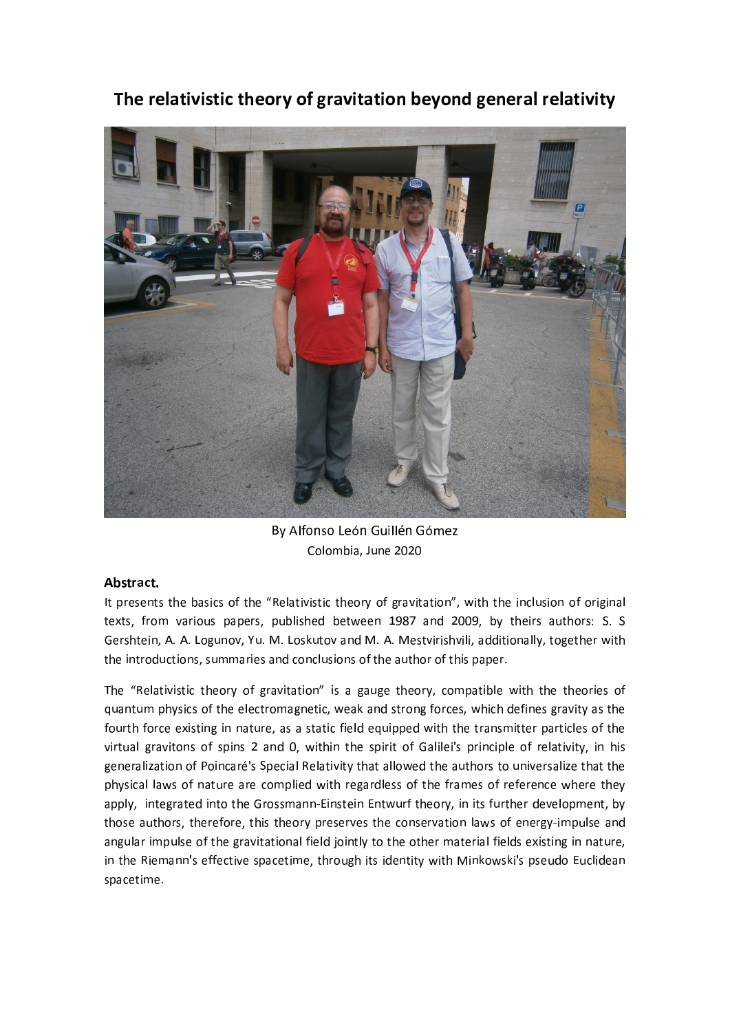# The relativistic theory of gravitation beyond general relativity

By Alfonso León Guillén Gómez
Colombia, June 2020

**Abstract.**

It presents the basics of the "Relativistic theory of gravitation", with the inclusion of original texts, from various papers, published between 1987 and 2009, by theirs authors: S. S Gershtein, A. A. Logunov, Yu. M. Loskutov and M. A. Mestvirishvili, additionally, together with the introductions, summaries and conclusions of the author of this paper.

The "Relativistic theory of gravitation" is a gauge theory, compatible with the theories of quantum physics of the electromagnetic, weak and strong forces, which defines gravity as the fourth force existing in nature, as a static field equipped with the transmitter particles of the virtual gravitons of spins 2 and 0, within the spirit of Galilei's principle of relativity, in his generalization of Poincaré's Special Relativity that allowed the authors to universalize that the physical laws of nature are complied with regardless of the frames of reference where they apply, integrated into the Grossmann-Einstein Entwurf theory, in its further development, by those authors, therefore, this theory preserves the conservation laws of energy-impulse and angular impulse of the gravitational field jointly to the other material fields existing in nature, in the Riemann's effective spacetime, through its identity with Minkowski's pseudo Euclidean spacetime.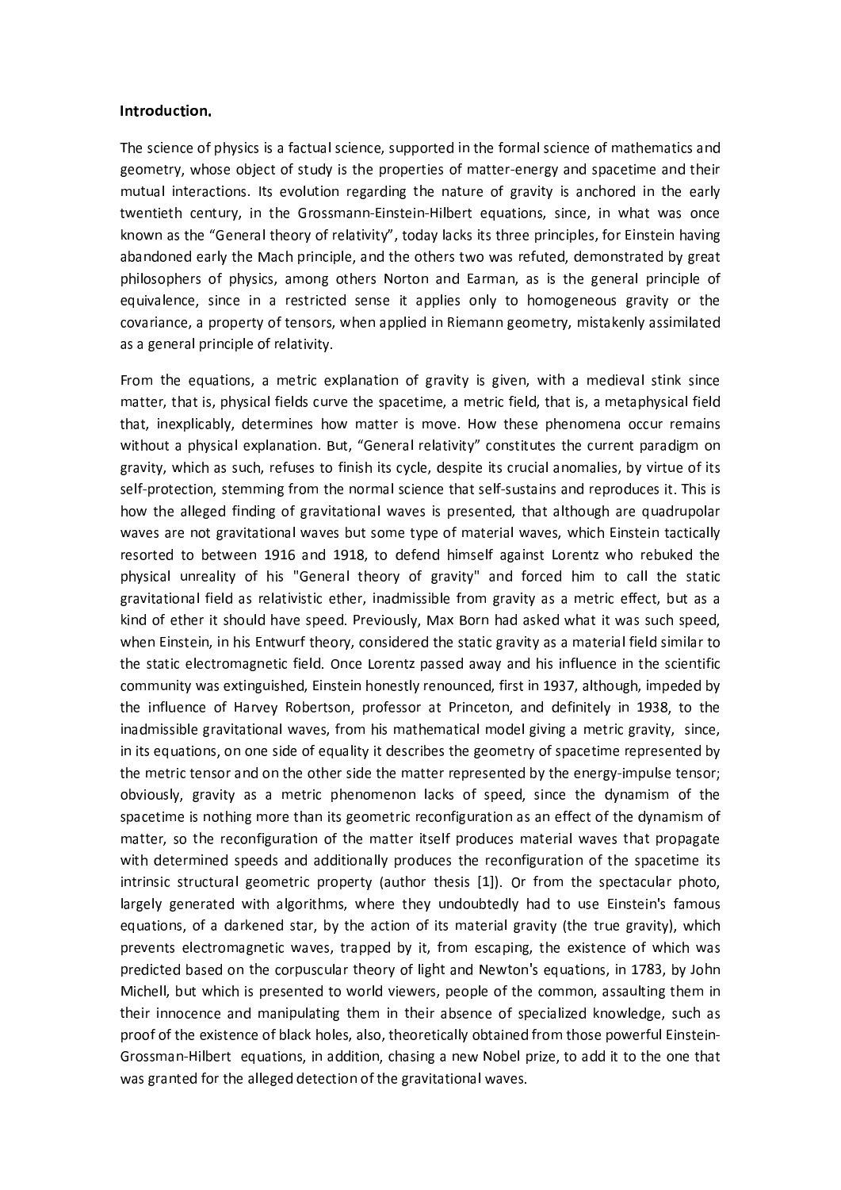**Introduction.**

The science of physics is a factual science, supported in the formal science of mathematics and geometry, whose object of study is the properties of matter-energy and spacetime and their mutual interactions. Its evolution regarding the nature of gravity is anchored in the early twentieth century, in the Grossmann-Einstein-Hilbert equations, since, in what was once known as the "General theory of relativity", today lacks its three principles, for Einstein having abandoned early the Mach principle, and the others two was refuted, demonstrated by great philosophers of physics, among others Norton and Earman, as is the general principle of equivalence, since in a restricted sense it applies only to homogeneous gravity or the covariance, a property of tensors, when applied in Riemann geometry, mistakenly assimilated as a general principle of relativity.

From the equations, a metric explanation of gravity is given, with a medieval stink since matter, that is, physical fields curve the spacetime, a metric field, that is, a metaphysical field that, inexplicably, determines how matter is move. How these phenomena occur remains without a physical explanation. But, "General relativity" constitutes the current paradigm on gravity, which as such, refuses to finish its cycle, despite its crucial anomalies, by virtue of its self-protection, stemming from the normal science that self-sustains and reproduces it. This is how the alleged finding of gravitational waves is presented, that although are quadrupolar waves are not gravitational waves but some type of material waves, which Einstein tactically resorted to between 1916 and 1918, to defend himself against Lorentz who rebuked the physical unreality of his "General theory of gravity" and forced him to call the static gravitational field as relativistic ether, inadmissible from gravity as a metric effect, but as a kind of ether it should have speed. Previously, Max Born had asked what it was such speed, when Einstein, in his Entwurf theory, considered the static gravity as a material field similar to the static electromagnetic field. Once Lorentz passed away and his influence in the scientific community was extinguished, Einstein honestly renounced, first in 1937, although, impeded by the influence of Harvey Robertson, professor at Princeton, and definitely in 1938, to the inadmissible gravitational waves, from his mathematical model giving a metric gravity, since, in its equations, on one side of equality it describes the geometry of spacetime represented by the metric tensor and on the other side the matter represented by the energy-impulse tensor; obviously, gravity as a metric phenomenon lacks of speed, since the dynamism of the spacetime is nothing more than its geometric reconfiguration as an effect of the dynamism of matter, so the reconfiguration of the matter itself produces material waves that propagate with determined speeds and additionally produces the reconfiguration of the spacetime its intrinsic structural geometric property (author thesis [1]). Or from the spectacular photo, largely generated with algorithms, where they undoubtedly had to use Einstein's famous equations, of a darkened star, by the action of its material gravity (the true gravity), which prevents electromagnetic waves, trapped by it, from escaping, the existence of which was predicted based on the corpuscular theory of light and Newton's equations, in 1783, by John Michell, but which is presented to world viewers, people of the common, assaulting them in their innocence and manipulating them in their absence of specialized knowledge, such as proof of the existence of black holes, also, theoretically obtained from those powerful Einstein-Grossman-Hilbert equations, in addition, chasing a new Nobel prize, to add it to the one that was granted for the alleged detection of the gravitational waves.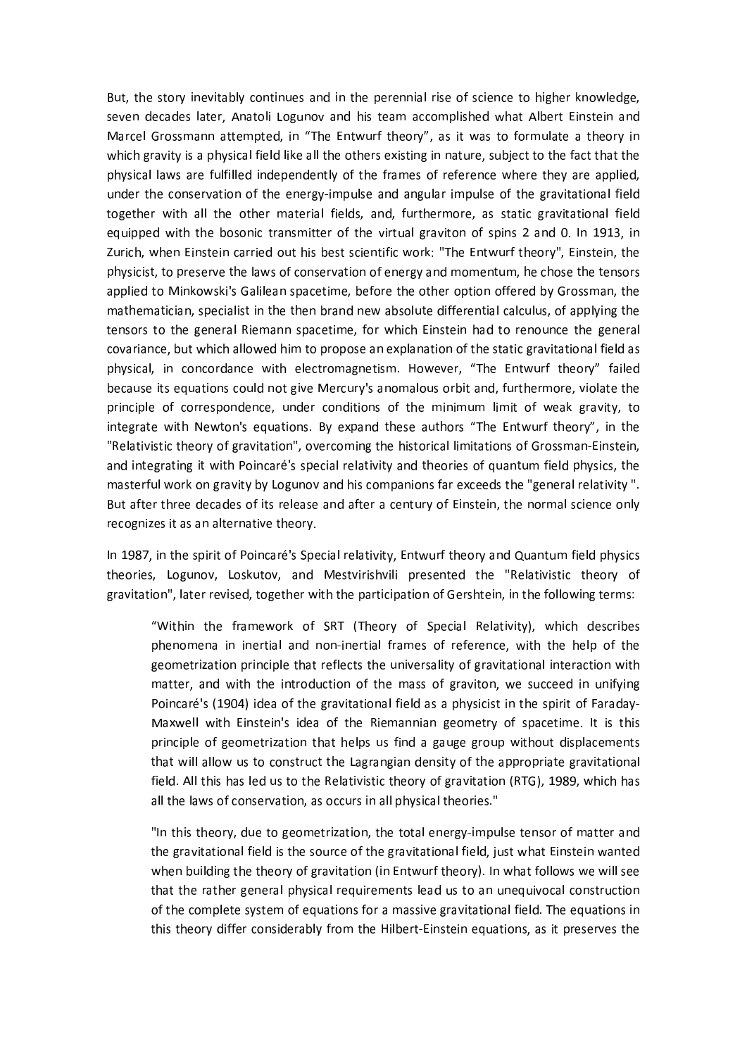But, the story inevitably continues and in the perennial rise of science to higher knowledge, seven decades later, Anatoli Logunov and his team accomplished what Albert Einstein and Marcel Grossmann attempted, in "The Entwurf theory", as it was to formulate a theory in which gravity is a physical field like all the others existing in nature, subject to the fact that the physical laws are fulfilled independently of the frames of reference where they are applied, under the conservation of the energy-impulse and angular impulse of the gravitational field together with all the other material fields, and, furthermore, as static gravitational field equipped with the bosonic transmitter of the virtual graviton of spins 2 and 0. In 1913, in Zurich, when Einstein carried out his best scientific work: "The Entwurf theory", Einstein, the physicist, to preserve the laws of conservation of energy and momentum, he chose the tensors applied to Minkowski's Galilean spacetime, before the other option offered by Grossman, the mathematician, specialist in the then brand new absolute differential calculus, of applying the tensors to the general Riemann spacetime, for which Einstein had to renounce the general covariance, but which allowed him to propose an explanation of the static gravitational field as physical, in concordance with electromagnetism. However, "The Entwurf theory" failed because its equations could not give Mercury's anomalous orbit and, furthermore, violate the principle of correspondence, under conditions of the minimum limit of weak gravity, to integrate with Newton's equations. By expand these authors "The Entwurf theory", in the "Relativistic theory of gravitation", overcoming the historical limitations of Grossman-Einstein, and integrating it with Poincaré's special relativity and theories of quantum field physics, the masterful work on gravity by Logunov and his companions far exceeds the "general relativity ". But after three decades of its release and after a century of Einstein, the normal science only recognizes it as an alternative theory.

In 1987, in the spirit of Poincaré's Special relativity, Entwurf theory and Quantum field physics theories, Logunov, Loskutov, and Mestvirishvili presented the "Relativistic theory of gravitation", later revised, together with the participation of Gershtein, in the following terms:

> "Within the framework of SRT (Theory of Special Relativity), which describes phenomena in inertial and non-inertial frames of reference, with the help of the geometrization principle that reflects the universality of gravitational interaction with matter, and with the introduction of the mass of graviton, we succeed in unifying Poincaré's (1904) idea of the gravitational field as a physicist in the spirit of Faraday-Maxwell with Einstein's idea of the Riemannian geometry of spacetime. It is this principle of geometrization that helps us find a gauge group without displacements that will allow us to construct the Lagrangian density of the appropriate gravitational field. All this has led us to the Relativistic theory of gravitation (RTG), 1989, which has all the laws of conservation, as occurs in all physical theories."

> "In this theory, due to geometrization, the total energy-impulse tensor of matter and the gravitational field is the source of the gravitational field, just what Einstein wanted when building the theory of gravitation (in Entwurf theory). In what follows we will see that the rather general physical requirements lead us to an unequivocal construction of the complete system of equations for a massive gravitational field. The equations in this theory differ considerably from the Hilbert-Einstein equations, as it preserves the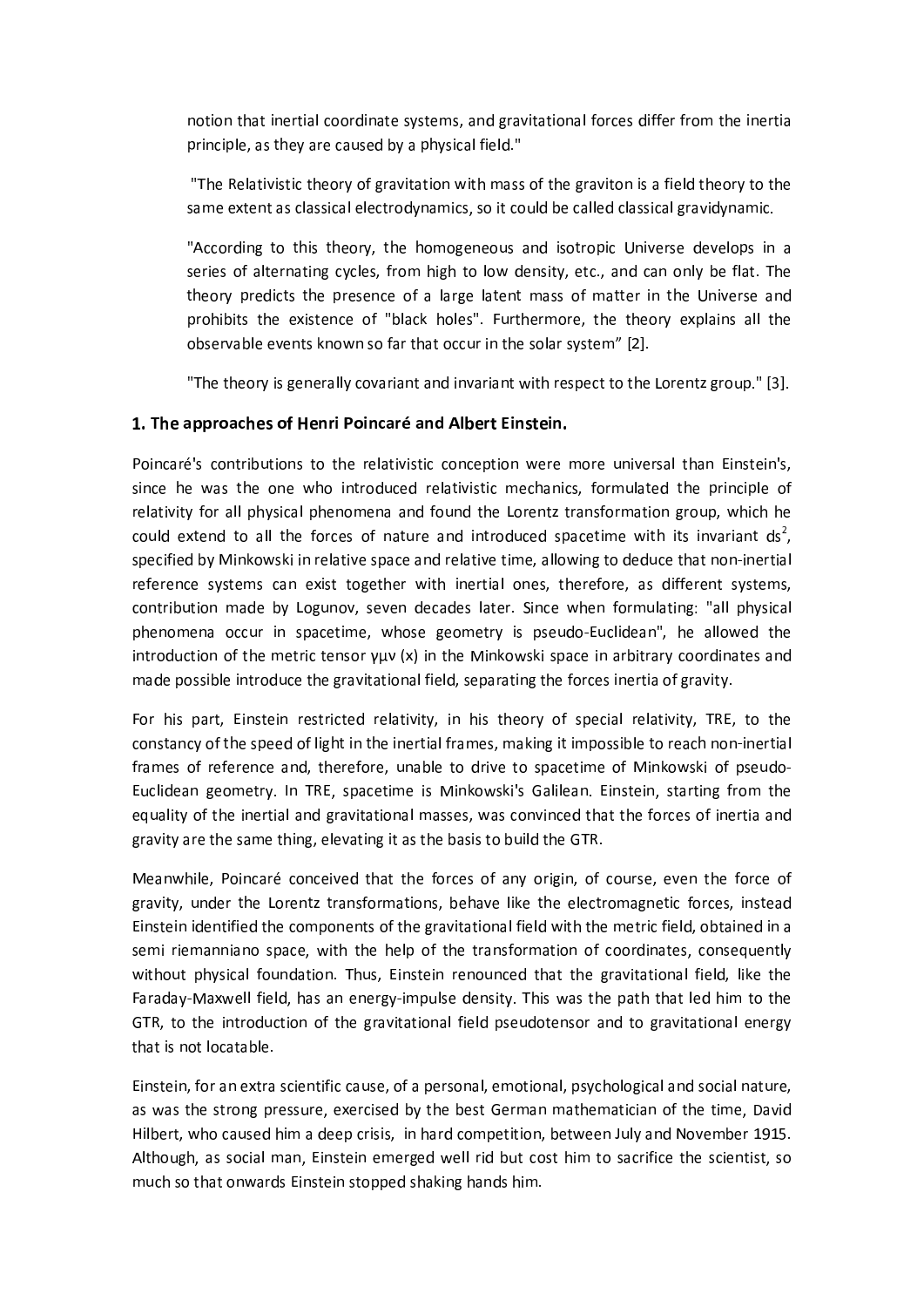notion that inertial coordinate systems, and gravitational forces differ from the inertia principle, as they are caused by a physical field."

"The Relativistic theory of gravitation with mass of the graviton is a field theory to the same extent as classical electrodynamics, so it could be called classical gravidynamic.

"According to this theory, the homogeneous and isotropic Universe develops in a series of alternating cycles, from high to low density, etc., and can only be flat. The theory predicts the presence of a large latent mass of matter in the Universe and prohibits the existence of "black holes". Furthermore, the theory explains all the observable events known so far that occur in the solar system" [2].

"The theory is generally covariant and invariant with respect to the Lorentz group." [3].

## 1. The approaches of Henri Poincaré and Albert Einstein.

Poincaré's contributions to the relativistic conception were more universal than Einstein's, since he was the one who introduced relativistic mechanics, formulated the principle of relativity for all physical phenomena and found the Lorentz transformation group, which he could extend to all the forces of nature and introduced spacetime with its invariant $ds^2$, specified by Minkowski in relative space and relative time, allowing to deduce that non-inertial reference systems can exist together with inertial ones, therefore, as different systems, contribution made by Logunov, seven decades later. Since when formulating: "all physical phenomena occur in spacetime, whose geometry is pseudo-Euclidean", he allowed the introduction of the metric tensor $\gamma\mu\nu$ (x) in the Minkowski space in arbitrary coordinates and made possible introduce the gravitational field, separating the forces inertia of gravity.

For his part, Einstein restricted relativity, in his theory of special relativity, TRE, to the constancy of the speed of light in the inertial frames, making it impossible to reach non-inertial frames of reference and, therefore, unable to drive to spacetime of Minkowski of pseudo-Euclidean geometry. In TRE, spacetime is Minkowski's Galilean. Einstein, starting from the equality of the inertial and gravitational masses, was convinced that the forces of inertia and gravity are the same thing, elevating it as the basis to build the GTR.

Meanwhile, Poincaré conceived that the forces of any origin, of course, even the force of gravity, under the Lorentz transformations, behave like the electromagnetic forces, instead Einstein identified the components of the gravitational field with the metric field, obtained in a semi riemanniano space, with the help of the transformation of coordinates, consequently without physical foundation. Thus, Einstein renounced that the gravitational field, like the Faraday-Maxwell field, has an energy-impulse density. This was the path that led him to the GTR, to the introduction of the gravitational field pseudotensor and to gravitational energy that is not locatable.

Einstein, for an extra scientific cause, of a personal, emotional, psychological and social nature, as was the strong pressure, exercised by the best German mathematician of the time, David Hilbert, who caused him a deep crisis, in hard competition, between July and November 1915. Although, as social man, Einstein emerged well rid but cost him to sacrifice the scientist, so much so that onwards Einstein stopped shaking hands him.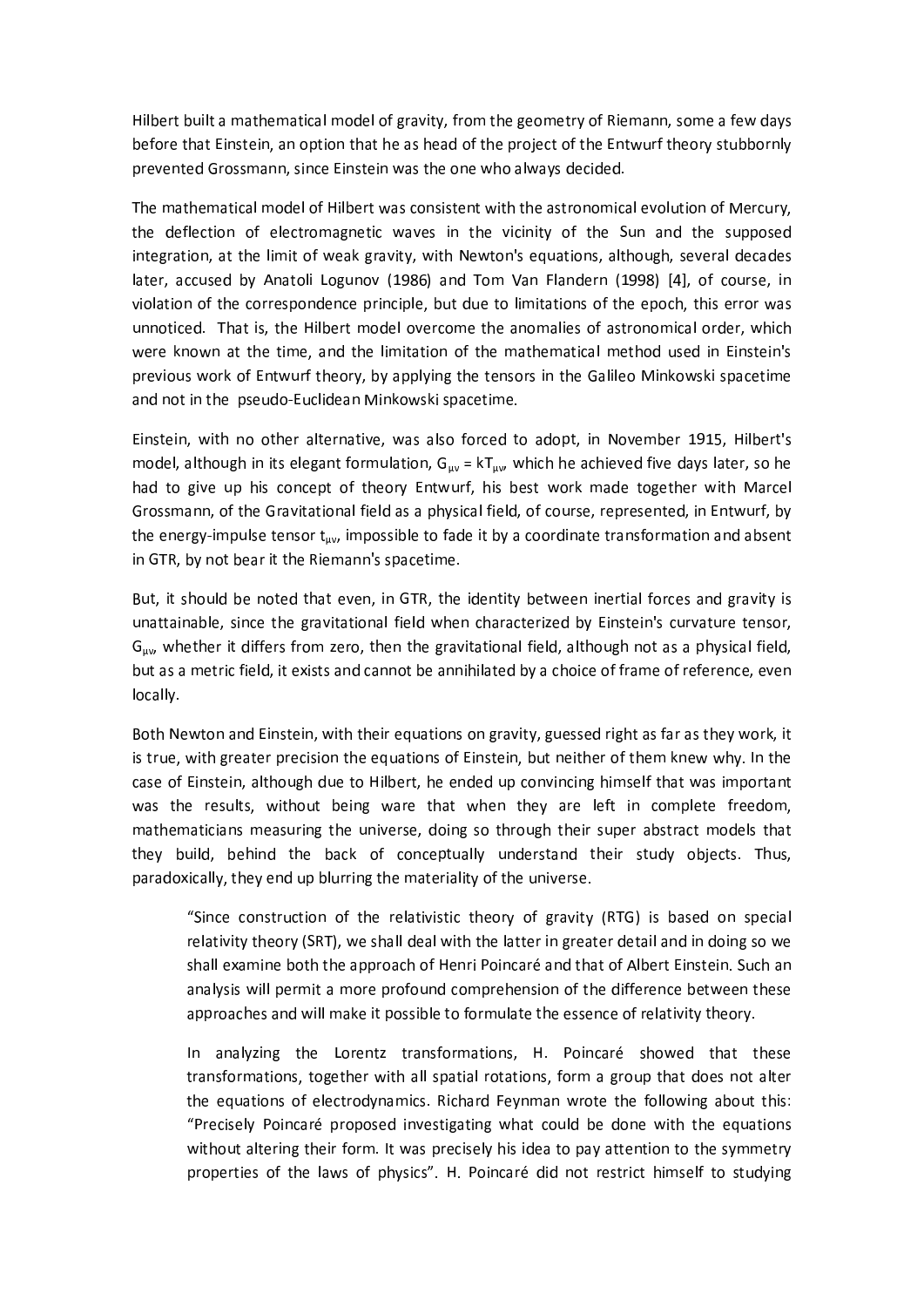Hilbert built a mathematical model of gravity, from the geometry of Riemann, some a few days before that Einstein, an option that he as head of the project of the Entwurf theory stubbornly prevented Grossmann, since Einstein was the one who always decided.

The mathematical model of Hilbert was consistent with the astronomical evolution of Mercury, the deflection of electromagnetic waves in the vicinity of the Sun and the supposed integration, at the limit of weak gravity, with Newton's equations, although, several decades later, accused by Anatoli Logunov (1986) and Tom Van Flandern (1998) [4], of course, in violation of the correspondence principle, but due to limitations of the epoch, this error was unnoticed. That is, the Hilbert model overcome the anomalies of astronomical order, which were known at the time, and the limitation of the mathematical method used in Einstein's previous work of Entwurf theory, by applying the tensors in the Galileo Minkowski spacetime and not in the pseudo-Euclidean Minkowski spacetime.

Einstein, with no other alternative, was also forced to adopt, in November 1915, Hilbert's model, although in its elegant formulation, $G_{\mu\nu} = kT_{\mu\nu}$, which he achieved five days later, so he had to give up his concept of theory Entwurf, his best work made together with Marcel Grossmann, of the Gravitational field as a physical field, of course, represented, in Entwurf, by the energy-impulse tensor $t_{\mu\nu}$, impossible to fade it by a coordinate transformation and absent in GTR, by not bear it the Riemann's spacetime.

But, it should be noted that even, in GTR, the identity between inertial forces and gravity is unattainable, since the gravitational field when characterized by Einstein's curvature tensor, $G_{\mu\nu}$, whether it differs from zero, then the gravitational field, although not as a physical field, but as a metric field, it exists and cannot be annihilated by a choice of frame of reference, even locally.

Both Newton and Einstein, with their equations on gravity, guessed right as far as they work, it is true, with greater precision the equations of Einstein, but neither of them knew why. In the case of Einstein, although due to Hilbert, he ended up convincing himself that was important was the results, without being ware that when they are left in complete freedom, mathematicians measuring the universe, doing so through their super abstract models that they build, behind the back of conceptually understand their study objects. Thus, paradoxically, they end up blurring the materiality of the universe.

> "Since construction of the relativistic theory of gravity (RTG) is based on special relativity theory (SRT), we shall deal with the latter in greater detail and in doing so we shall examine both the approach of Henri Poincaré and that of Albert Einstein. Such an analysis will permit a more profound comprehension of the difference between these approaches and will make it possible to formulate the essence of relativity theory.
>
> In analyzing the Lorentz transformations, H. Poincaré showed that these transformations, together with all spatial rotations, form a group that does not alter the equations of electrodynamics. Richard Feynman wrote the following about this: "Precisely Poincaré proposed investigating what could be done with the equations without altering their form. It was precisely his idea to pay attention to the symmetry properties of the laws of physics". H. Poincaré did not restrict himself to studying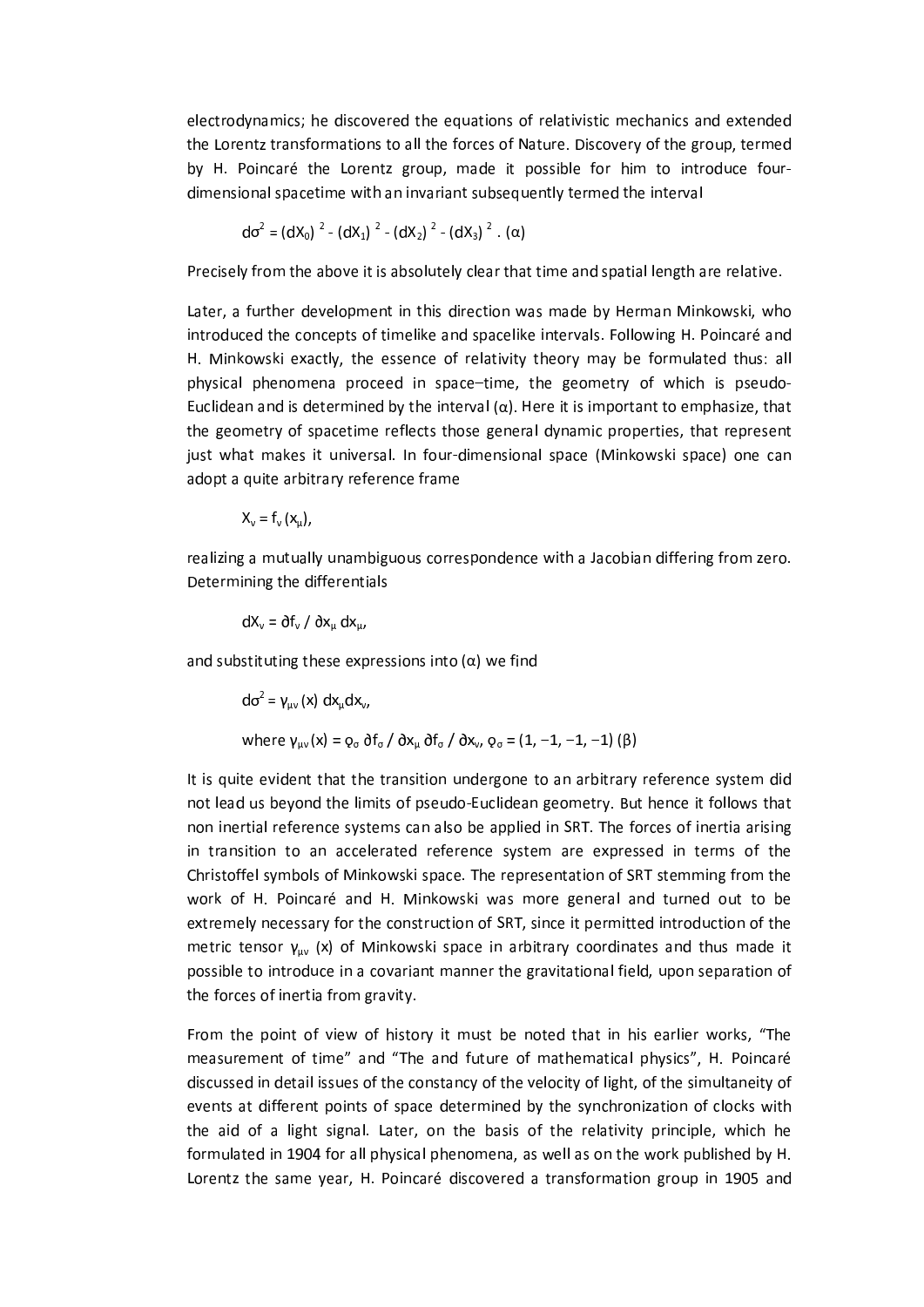electrodynamics; he discovered the equations of relativistic mechanics and extended the Lorentz transformations to all the forces of Nature. Discovery of the group, termed by H. Poincaré the Lorentz group, made it possible for him to introduce four-dimensional spacetime with an invariant subsequently termed the interval

$$d\sigma^2 = (dX_0)^2 - (dX_1)^2 - (dX_2)^2 - (dX_3)^2 . \quad (\alpha)$$

Precisely from the above it is absolutely clear that time and spatial length are relative.

Later, a further development in this direction was made by Herman Minkowski, who introduced the concepts of timelike and spacelike intervals. Following H. Poincaré and H. Minkowski exactly, the essence of relativity theory may be formulated thus: all physical phenomena proceed in space–time, the geometry of which is pseudo-Euclidean and is determined by the interval (α). Here it is important to emphasize, that the geometry of spacetime reflects those general dynamic properties, that represent just what makes it universal. In four-dimensional space (Minkowski space) one can adopt a quite arbitrary reference frame

$$X_\nu = f_\nu (x_\mu),$$

realizing a mutually unambiguous correspondence with a Jacobian differing from zero. Determining the differentials

$$dX_\nu = \partial f_\nu / \partial x_\mu \, dx_\mu,$$

and substituting these expressions into (α) we find

$$d\sigma^2 = \gamma_{\mu\nu} (x) \, dx_\mu dx_\nu,$$

$$\text{where } \gamma_{\mu\nu} (x) = \varrho_\sigma \, \partial f_\sigma / \partial x_\mu \, \partial f_\sigma / \partial x_\nu, \; \varrho_\sigma = (1, -1, -1, -1) \quad (\beta)$$

It is quite evident that the transition undergone to an arbitrary reference system did not lead us beyond the limits of pseudo-Euclidean geometry. But hence it follows that non inertial reference systems can also be applied in SRT. The forces of inertia arising in transition to an accelerated reference system are expressed in terms of the Christoffel symbols of Minkowski space. The representation of SRT stemming from the work of H. Poincaré and H. Minkowski was more general and turned out to be extremely necessary for the construction of SRT, since it permitted introduction of the metric tensor $\gamma_{\mu\nu}$ (x) of Minkowski space in arbitrary coordinates and thus made it possible to introduce in a covariant manner the gravitational field, upon separation of the forces of inertia from gravity.

From the point of view of history it must be noted that in his earlier works, "The measurement of time" and "The and future of mathematical physics", H. Poincaré discussed in detail issues of the constancy of the velocity of light, of the simultaneity of events at different points of space determined by the synchronization of clocks with the aid of a light signal. Later, on the basis of the relativity principle, which he formulated in 1904 for all physical phenomena, as well as on the work published by H. Lorentz the same year, H. Poincaré discovered a transformation group in 1905 and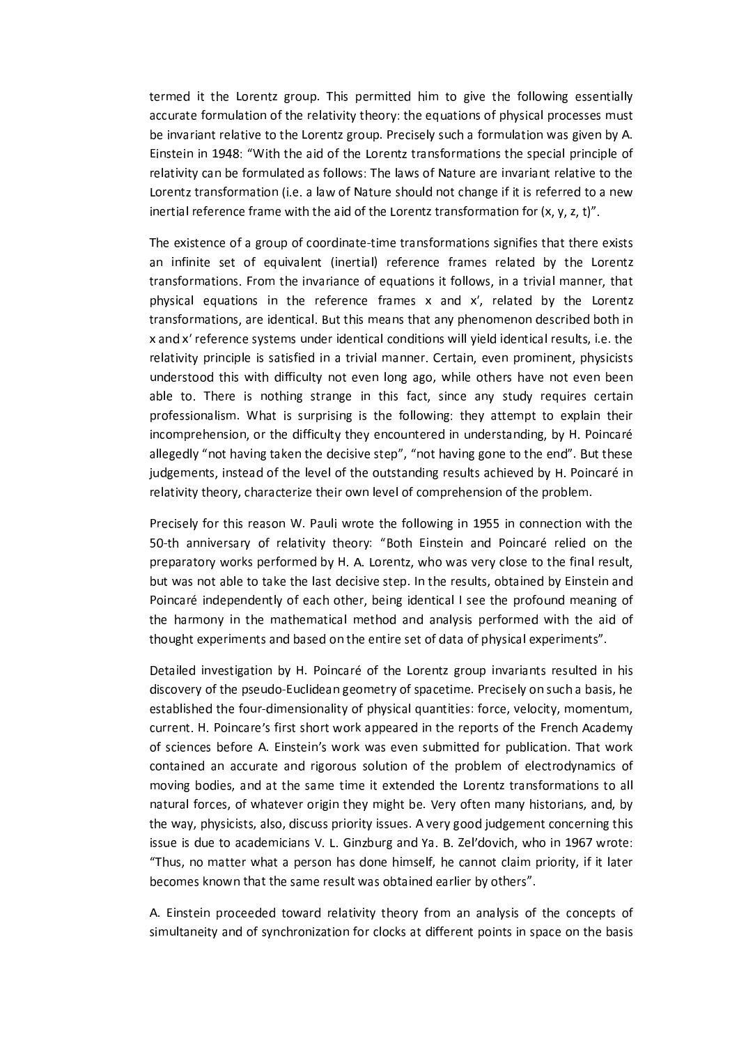termed it the Lorentz group. This permitted him to give the following essentially accurate formulation of the relativity theory: the equations of physical processes must be invariant relative to the Lorentz group. Precisely such a formulation was given by A. Einstein in 1948: "With the aid of the Lorentz transformations the special principle of relativity can be formulated as follows: The laws of Nature are invariant relative to the Lorentz transformation (i.e. a law of Nature should not change if it is referred to a new inertial reference frame with the aid of the Lorentz transformation for (x, y, z, t)".

The existence of a group of coordinate-time transformations signifies that there exists an infinite set of equivalent (inertial) reference frames related by the Lorentz transformations. From the invariance of equations it follows, in a trivial manner, that physical equations in the reference frames x and x′, related by the Lorentz transformations, are identical. But this means that any phenomenon described both in x and x′ reference systems under identical conditions will yield identical results, i.e. the relativity principle is satisfied in a trivial manner. Certain, even prominent, physicists understood this with difficulty not even long ago, while others have not even been able to. There is nothing strange in this fact, since any study requires certain professionalism. What is surprising is the following: they attempt to explain their incomprehension, or the difficulty they encountered in understanding, by H. Poincaré allegedly "not having taken the decisive step", "not having gone to the end". But these judgements, instead of the level of the outstanding results achieved by H. Poincaré in relativity theory, characterize their own level of comprehension of the problem.

Precisely for this reason W. Pauli wrote the following in 1955 in connection with the 50-th anniversary of relativity theory: "Both Einstein and Poincaré relied on the preparatory works performed by H. A. Lorentz, who was very close to the final result, but was not able to take the last decisive step. In the results, obtained by Einstein and Poincaré independently of each other, being identical I see the profound meaning of the harmony in the mathematical method and analysis performed with the aid of thought experiments and based on the entire set of data of physical experiments".

Detailed investigation by H. Poincaré of the Lorentz group invariants resulted in his discovery of the pseudo-Euclidean geometry of spacetime. Precisely on such a basis, he established the four-dimensionality of physical quantities: force, velocity, momentum, current. H. Poincare's first short work appeared in the reports of the French Academy of sciences before A. Einstein's work was even submitted for publication. That work contained an accurate and rigorous solution of the problem of electrodynamics of moving bodies, and at the same time it extended the Lorentz transformations to all natural forces, of whatever origin they might be. Very often many historians, and, by the way, physicists, also, discuss priority issues. A very good judgement concerning this issue is due to academicians V. L. Ginzburg and Ya. B. Zel'dovich, who in 1967 wrote: "Thus, no matter what a person has done himself, he cannot claim priority, if it later becomes known that the same result was obtained earlier by others".

A. Einstein proceeded toward relativity theory from an analysis of the concepts of simultaneity and of synchronization for clocks at different points in space on the basis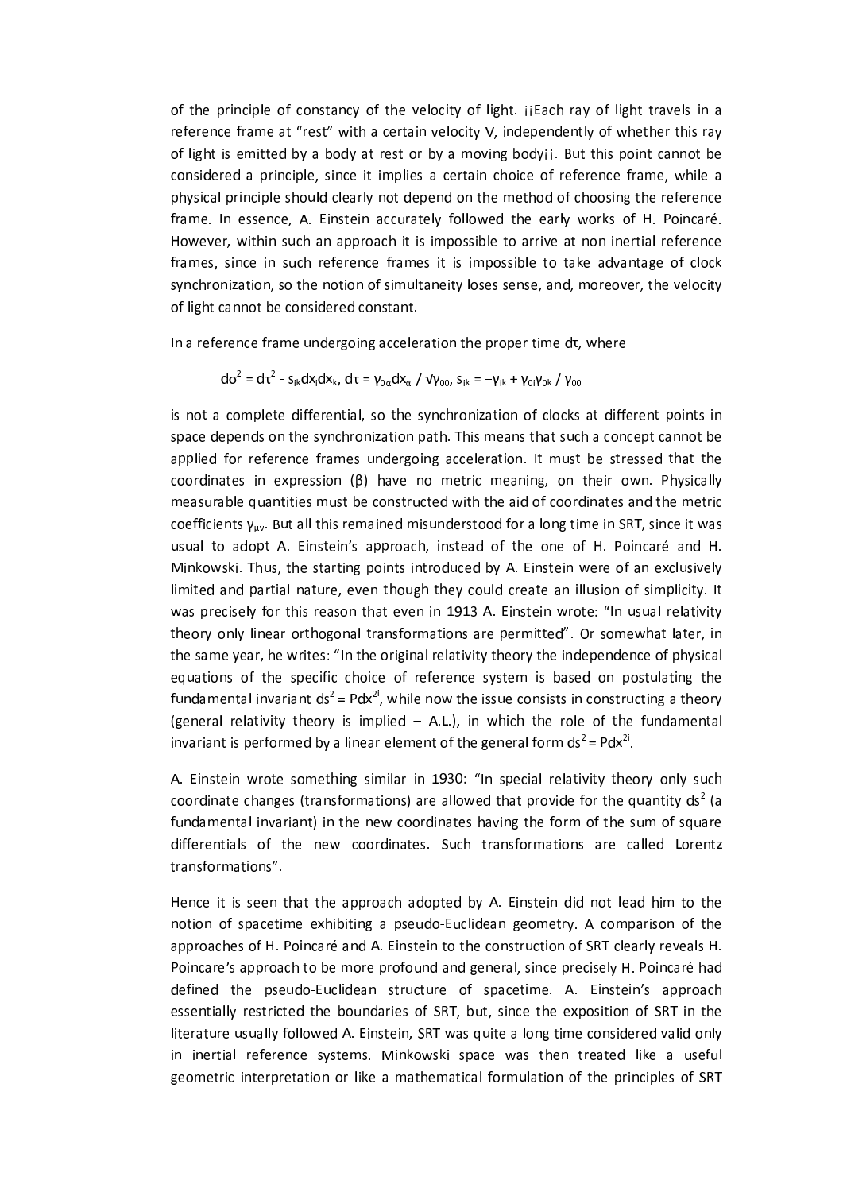of the principle of constancy of the velocity of light. ¡¡Each ray of light travels in a reference frame at "rest" with a certain velocity V, independently of whether this ray of light is emitted by a body at rest or by a moving body¡¡. But this point cannot be considered a principle, since it implies a certain choice of reference frame, while a physical principle should clearly not depend on the method of choosing the reference frame. In essence, A. Einstein accurately followed the early works of H. Poincaré. However, within such an approach it is impossible to arrive at non-inertial reference frames, since in such reference frames it is impossible to take advantage of clock synchronization, so the notion of simultaneity loses sense, and, moreover, the velocity of light cannot be considered constant.

In a reference frame undergoing acceleration the proper time $d\tau$, where

$$d\sigma^2 = d\tau^2 - s_{ik}dx_i dx_k,\ d\tau = \gamma_{0\alpha}dx_\alpha / \sqrt{\gamma_{00}},\ s_{ik} = -\gamma_{ik} + \gamma_{0i}\gamma_{0k} / \gamma_{00}$$

is not a complete differential, so the synchronization of clocks at different points in space depends on the synchronization path. This means that such a concept cannot be applied for reference frames undergoing acceleration. It must be stressed that the coordinates in expression (β) have no metric meaning, on their own. Physically measurable quantities must be constructed with the aid of coordinates and the metric coefficients $\gamma_{\mu\nu}$. But all this remained misunderstood for a long time in SRT, since it was usual to adopt A. Einstein's approach, instead of the one of H. Poincaré and H. Minkowski. Thus, the starting points introduced by A. Einstein were of an exclusively limited and partial nature, even though they could create an illusion of simplicity. It was precisely for this reason that even in 1913 A. Einstein wrote: "In usual relativity theory only linear orthogonal transformations are permitted". Or somewhat later, in the same year, he writes: "In the original relativity theory the independence of physical equations of the specific choice of reference system is based on postulating the fundamental invariant $ds^2 = Pdx^{2i}$, while now the issue consists in constructing a theory (general relativity theory is implied – A.L.), in which the role of the fundamental invariant is performed by a linear element of the general form $ds^2 = Pdx^{2i}$.

A. Einstein wrote something similar in 1930: "In special relativity theory only such coordinate changes (transformations) are allowed that provide for the quantity $ds^2$ (a fundamental invariant) in the new coordinates having the form of the sum of square differentials of the new coordinates. Such transformations are called Lorentz transformations".

Hence it is seen that the approach adopted by A. Einstein did not lead him to the notion of spacetime exhibiting a pseudo-Euclidean geometry. A comparison of the approaches of H. Poincaré and A. Einstein to the construction of SRT clearly reveals H. Poincare's approach to be more profound and general, since precisely H. Poincaré had defined the pseudo-Euclidean structure of spacetime. A. Einstein's approach essentially restricted the boundaries of SRT, but, since the exposition of SRT in the literature usually followed A. Einstein, SRT was quite a long time considered valid only in inertial reference systems. Minkowski space was then treated like a useful geometric interpretation or like a mathematical formulation of the principles of SRT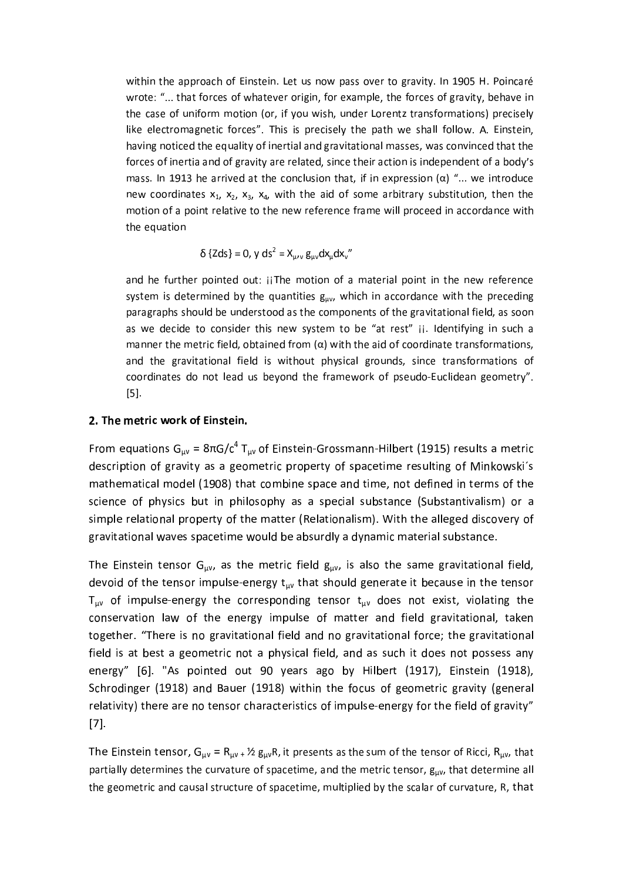within the approach of Einstein. Let us now pass over to gravity. In 1905 H. Poincaré wrote: "... that forces of whatever origin, for example, the forces of gravity, behave in the case of uniform motion (or, if you wish, under Lorentz transformations) precisely like electromagnetic forces". This is precisely the path we shall follow. A. Einstein, having noticed the equality of inertial and gravitational masses, was convinced that the forces of inertia and of gravity are related, since their action is independent of a body's mass. In 1913 he arrived at the conclusion that, if in expression (α) "... we introduce new coordinates $x_1$, $x_2$, $x_3$, $x_4$, with the aid of some arbitrary substitution, then the motion of a point relative to the new reference frame will proceed in accordance with the equation

$$\delta\,\{Zds\} = 0,\ y\ ds^2 = X_{\mu,\nu}\, g_{\mu\nu} dx_\mu dx_\nu\text{"}$$

and he further pointed out: ¡¡The motion of a material point in the new reference system is determined by the quantities $g_{\mu\nu}$, which in accordance with the preceding paragraphs should be understood as the components of the gravitational field, as soon as we decide to consider this new system to be "at rest" ¡¡. Identifying in such a manner the metric field, obtained from (α) with the aid of coordinate transformations, and the gravitational field is without physical grounds, since transformations of coordinates do not lead us beyond the framework of pseudo-Euclidean geometry". [5].

## 2. The metric work of Einstein.

From equations $G_{\mu\nu} = 8\pi G/c^4\, T_{\mu\nu}$ of Einstein-Grossmann-Hilbert (1915) results a metric description of gravity as a geometric property of spacetime resulting of Minkowski´s mathematical model (1908) that combine space and time, not defined in terms of the science of physics but in philosophy as a special substance (Substantivalism) or a simple relational property of the matter (Relationalism). With the alleged discovery of gravitational waves spacetime would be absurdly a dynamic material substance.

The Einstein tensor $G_{\mu\nu}$, as the metric field $g_{\mu\nu}$, is also the same gravitational field, devoid of the tensor impulse-energy $t_{\mu\nu}$ that should generate it because in the tensor $T_{\mu\nu}$ of impulse-energy the corresponding tensor $t_{\mu\nu}$ does not exist, violating the conservation law of the energy impulse of matter and field gravitational, taken together. "There is no gravitational field and no gravitational force; the gravitational field is at best a geometric not a physical field, and as such it does not possess any energy" [6]. "As pointed out 90 years ago by Hilbert (1917), Einstein (1918), Schrodinger (1918) and Bauer (1918) within the focus of geometric gravity (general relativity) there are no tensor characteristics of impulse-energy for the field of gravity" [7].

The Einstein tensor, $G_{\mu\nu} = R_{\mu\nu} + \frac{1}{2} g_{\mu\nu}R$, it presents as the sum of the tensor of Ricci, $R_{\mu\nu}$, that partially determines the curvature of spacetime, and the metric tensor, $g_{\mu\nu}$, that determine all the geometric and causal structure of spacetime, multiplied by the scalar of curvature, R, that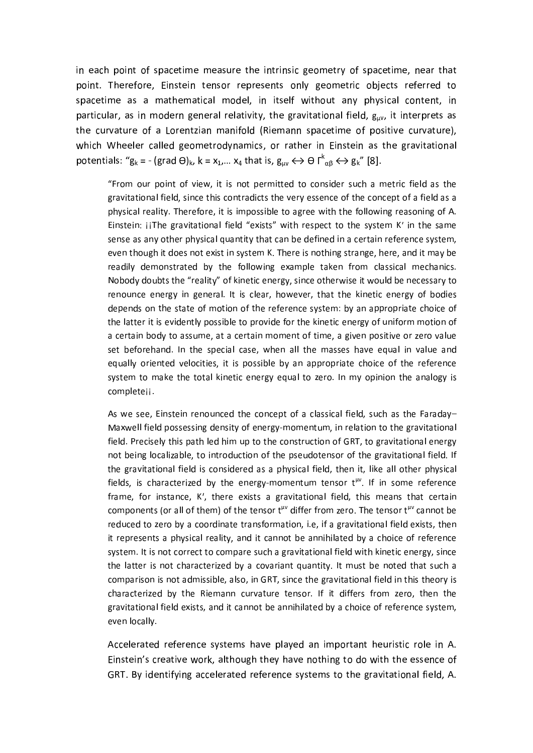in each point of spacetime measure the intrinsic geometry of spacetime, near that point. Therefore, Einstein tensor represents only geometric objects referred to spacetime as a mathematical model, in itself without any physical content, in particular, as in modern general relativity, the gravitational field, $g_{\mu\nu}$, it interprets as the curvature of a Lorentzian manifold (Riemann spacetime of positive curvature), which Wheeler called geometrodynamics, or rather in Einstein as the gravitational potentials: "$g_k = -(\text{grad } \Theta)_k$, $k = x_1, \ldots x_4$ that is, $g_{\mu\nu} \leftrightarrow \Theta\, \Gamma^k_{\alpha\beta} \leftrightarrow g_k$" [8].

> "From our point of view, it is not permitted to consider such a metric field as the gravitational field, since this contradicts the very essence of the concept of a field as a physical reality. Therefore, it is impossible to agree with the following reasoning of A. Einstein: ¡¡The gravitational field "exists" with respect to the system K′ in the same sense as any other physical quantity that can be defined in a certain reference system, even though it does not exist in system K. There is nothing strange, here, and it may be readily demonstrated by the following example taken from classical mechanics. Nobody doubts the "reality" of kinetic energy, since otherwise it would be necessary to renounce energy in general. It is clear, however, that the kinetic energy of bodies depends on the state of motion of the reference system: by an appropriate choice of the latter it is evidently possible to provide for the kinetic energy of uniform motion of a certain body to assume, at a certain moment of time, a given positive or zero value set beforehand. In the special case, when all the masses have equal in value and equally oriented velocities, it is possible by an appropriate choice of the reference system to make the total kinetic energy equal to zero. In my opinion the analogy is complete¡¡.
>
> As we see, Einstein renounced the concept of a classical field, such as the Faraday–Maxwell field possessing density of energy-momentum, in relation to the gravitational field. Precisely this path led him up to the construction of GRT, to gravitational energy not being localizable, to introduction of the pseudotensor of the gravitational field. If the gravitational field is considered as a physical field, then it, like all other physical fields, is characterized by the energy-momentum tensor $t^{\mu\nu}$. If in some reference frame, for instance, K′, there exists a gravitational field, this means that certain components (or all of them) of the tensor $t^{\mu\nu}$ differ from zero. The tensor $t^{\mu\nu}$ cannot be reduced to zero by a coordinate transformation, i.e, if a gravitational field exists, then it represents a physical reality, and it cannot be annihilated by a choice of reference system. It is not correct to compare such a gravitational field with kinetic energy, since the latter is not characterized by a covariant quantity. It must be noted that such a comparison is not admissible, also, in GRT, since the gravitational field in this theory is characterized by the Riemann curvature tensor. If it differs from zero, then the gravitational field exists, and it cannot be annihilated by a choice of reference system, even locally.
>
> Accelerated reference systems have played an important heuristic role in A. Einstein's creative work, although they have nothing to do with the essence of GRT. By identifying accelerated reference systems to the gravitational field, A.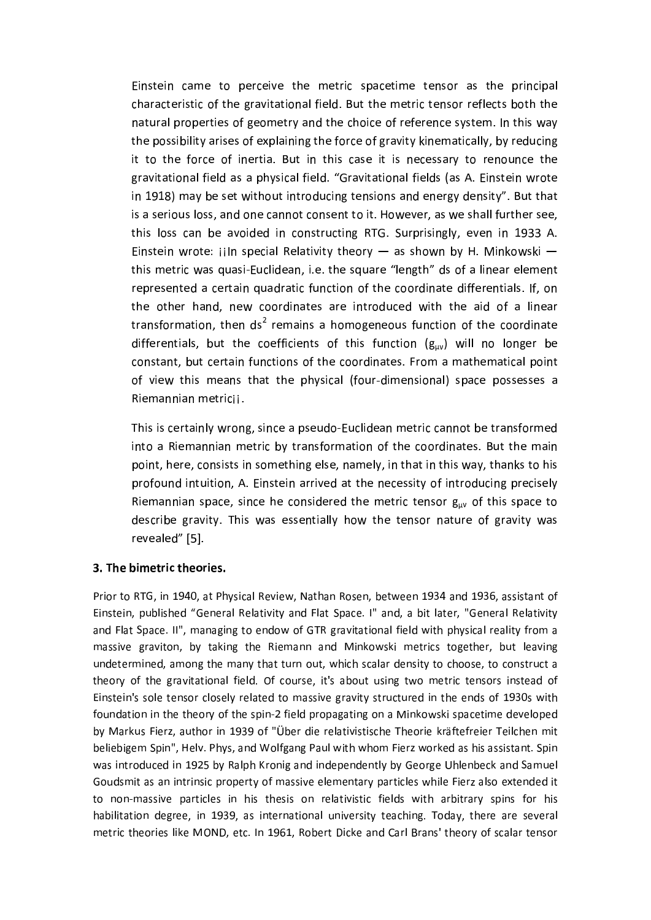Einstein came to perceive the metric spacetime tensor as the principal characteristic of the gravitational field. But the metric tensor reflects both the natural properties of geometry and the choice of reference system. In this way the possibility arises of explaining the force of gravity kinematically, by reducing it to the force of inertia. But in this case it is necessary to renounce the gravitational field as a physical field. "Gravitational fields (as A. Einstein wrote in 1918) may be set without introducing tensions and energy density". But that is a serious loss, and one cannot consent to it. However, as we shall further see, this loss can be avoided in constructing RTG. Surprisingly, even in 1933 A. Einstein wrote: ¡¡In special Relativity theory — as shown by H. Minkowski — this metric was quasi-Euclidean, i.e. the square "length" ds of a linear element represented a certain quadratic function of the coordinate differentials. If, on the other hand, new coordinates are introduced with the aid of a linear transformation, then $ds^2$ remains a homogeneous function of the coordinate differentials, but the coefficients of this function ($g_{\mu\nu}$) will no longer be constant, but certain functions of the coordinates. From a mathematical point of view this means that the physical (four-dimensional) space possesses a Riemannian metric¡¡.

This is certainly wrong, since a pseudo-Euclidean metric cannot be transformed into a Riemannian metric by transformation of the coordinates. But the main point, here, consists in something else, namely, in that in this way, thanks to his profound intuition, A. Einstein arrived at the necessity of introducing precisely Riemannian space, since he considered the metric tensor $g_{\mu\nu}$ of this space to describe gravity. This was essentially how the tensor nature of gravity was revealed" [5].

### 3. The bimetric theories.

Prior to RTG, in 1940, at Physical Review, Nathan Rosen, between 1934 and 1936, assistant of Einstein, published "General Relativity and Flat Space. I" and, a bit later, "General Relativity and Flat Space. II", managing to endow of GTR gravitational field with physical reality from a massive graviton, by taking the Riemann and Minkowski metrics together, but leaving undetermined, among the many that turn out, which scalar density to choose, to construct a theory of the gravitational field. Of course, it's about using two metric tensors instead of Einstein's sole tensor closely related to massive gravity structured in the ends of 1930s with foundation in the theory of the spin-2 field propagating on a Minkowski spacetime developed by Markus Fierz, author in 1939 of "Über die relativistische Theorie kräftefreier Teilchen mit beliebigem Spin", Helv. Phys, and Wolfgang Paul with whom Fierz worked as his assistant. Spin was introduced in 1925 by Ralph Kronig and independently by George Uhlenbeck and Samuel Goudsmit as an intrinsic property of massive elementary particles while Fierz also extended it to non-massive particles in his thesis on relativistic fields with arbitrary spins for his habilitation degree, in 1939, as international university teaching. Today, there are several metric theories like MOND, etc. In 1961, Robert Dicke and Carl Brans' theory of scalar tensor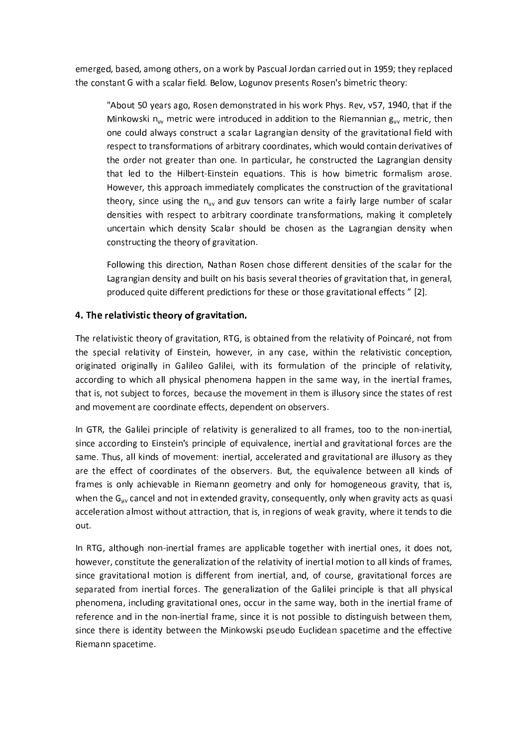emerged, based, among others, on a work by Pascual Jordan carried out in 1959; they replaced the constant G with a scalar field. Below, Logunov presents Rosen's bimetric theory:

> "About 50 years ago, Rosen demonstrated in his work Phys. Rev, v57, 1940, that if the Minkowski $n_{uv}$ metric were introduced in addition to the Riemannian $g_{uv}$ metric, then one could always construct a scalar Lagrangian density of the gravitational field with respect to transformations of arbitrary coordinates, which would contain derivatives of the order not greater than one. In particular, he constructed the Lagrangian density that led to the Hilbert-Einstein equations. This is how bimetric formalism arose. However, this approach immediately complicates the construction of the gravitational theory, since using the $n_{uv}$ and guv tensors can write a fairly large number of scalar densities with respect to arbitrary coordinate transformations, making it completely uncertain which density Scalar should be chosen as the Lagrangian density when constructing the theory of gravitation.
>
> Following this direction, Nathan Rosen chose different densities of the scalar for the Lagrangian density and built on his basis several theories of gravitation that, in general, produced quite different predictions for these or those gravitational effects " [2].

### 4. The relativistic theory of gravitation.

The relativistic theory of gravitation, RTG, is obtained from the relativity of Poincaré, not from the special relativity of Einstein, however, in any case, within the relativistic conception, originated originally in Galileo Galilei, with its formulation of the principle of relativity, according to which all physical phenomena happen in the same way, in the inertial frames, that is, not subject to forces, because the movement in them is illusory since the states of rest and movement are coordinate effects, dependent on observers.

In GTR, the Galilei principle of relativity is generalized to all frames, too to the non-inertial, since according to Einstein's principle of equivalence, inertial and gravitational forces are the same. Thus, all kinds of movement: inertial, accelerated and gravitational are illusory as they are the effect of coordinates of the observers. But, the equivalence between all kinds of frames is only achievable in Riemann geometry and only for homogeneous gravity, that is, when the $G_{\mu\nu}$ cancel and not in extended gravity, consequently, only when gravity acts as quasi acceleration almost without attraction, that is, in regions of weak gravity, where it tends to die out.

In RTG, although non-inertial frames are applicable together with inertial ones, it does not, however, constitute the generalization of the relativity of inertial motion to all kinds of frames, since gravitational motion is different from inertial, and, of course, gravitational forces are separated from inertial forces. The generalization of the Galilei principle is that all physical phenomena, including gravitational ones, occur in the same way, both in the inertial frame of reference and in the non-inertial frame, since it is not possible to distinguish between them, since there is identity between the Minkowski pseudo Euclidean spacetime and the effective Riemann spacetime.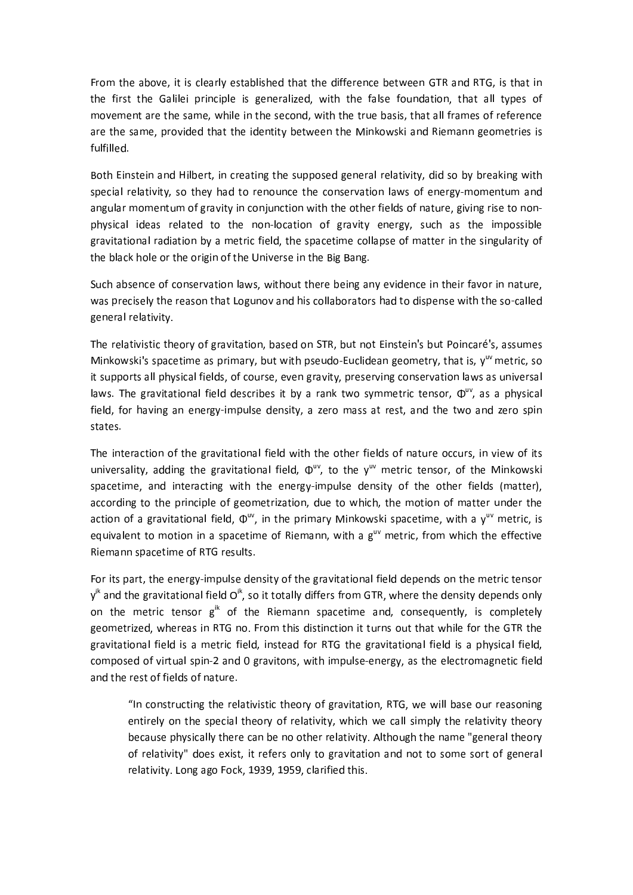From the above, it is clearly established that the difference between GTR and RTG, is that in the first the Galilei principle is generalized, with the false foundation, that all types of movement are the same, while in the second, with the true basis, that all frames of reference are the same, provided that the identity between the Minkowski and Riemann geometries is fulfilled.

Both Einstein and Hilbert, in creating the supposed general relativity, did so by breaking with special relativity, so they had to renounce the conservation laws of energy-momentum and angular momentum of gravity in conjunction with the other fields of nature, giving rise to non-physical ideas related to the non-location of gravity energy, such as the impossible gravitational radiation by a metric field, the spacetime collapse of matter in the singularity of the black hole or the origin of the Universe in the Big Bang.

Such absence of conservation laws, without there being any evidence in their favor in nature, was precisely the reason that Logunov and his collaborators had to dispense with the so-called general relativity.

The relativistic theory of gravitation, based on STR, but not Einstein's but Poincaré's, assumes Minkowski's spacetime as primary, but with pseudo-Euclidean geometry, that is, $y^{uv}$ metric, so it supports all physical fields, of course, even gravity, preserving conservation laws as universal laws. The gravitational field describes it by a rank two symmetric tensor, $\Phi^{uv}$, as a physical field, for having an energy-impulse density, a zero mass at rest, and the two and zero spin states.

The interaction of the gravitational field with the other fields of nature occurs, in view of its universality, adding the gravitational field, $\Phi^{uv}$, to the $y^{uv}$ metric tensor, of the Minkowski spacetime, and interacting with the energy-impulse density of the other fields (matter), according to the principle of geometrization, due to which, the motion of matter under the action of a gravitational field, $\Phi^{uv}$, in the primary Minkowski spacetime, with a $y^{uv}$ metric, is equivalent to motion in a spacetime of Riemann, with a $g^{uv}$ metric, from which the effective Riemann spacetime of RTG results.

For its part, the energy-impulse density of the gravitational field depends on the metric tensor $y^{ik}$ and the gravitational field $O^{ik}$, so it totally differs from GTR, where the density depends only on the metric tensor $g^{ik}$ of the Riemann spacetime and, consequently, is completely geometrized, whereas in RTG no. From this distinction it turns out that while for the GTR the gravitational field is a metric field, instead for RTG the gravitational field is a physical field, composed of virtual spin-2 and 0 gravitons, with impulse-energy, as the electromagnetic field and the rest of fields of nature.

> "In constructing the relativistic theory of gravitation, RTG, we will base our reasoning entirely on the special theory of relativity, which we call simply the relativity theory because physically there can be no other relativity. Although the name "general theory of relativity" does exist, it refers only to gravitation and not to some sort of general relativity. Long ago Fock, 1939, 1959, clarified this.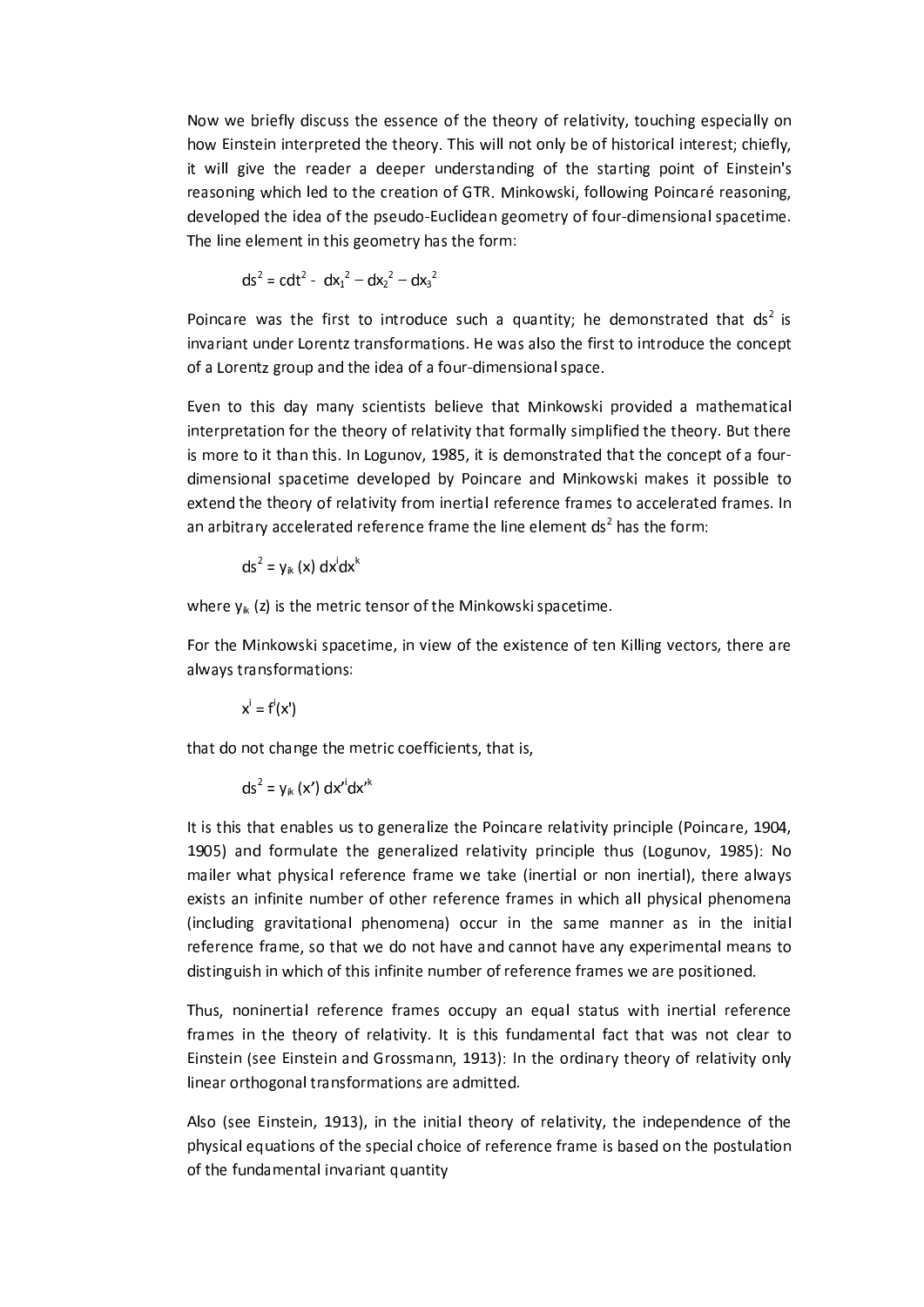Now we briefly discuss the essence of the theory of relativity, touching especially on how Einstein interpreted the theory. This will not only be of historical interest; chiefly, it will give the reader a deeper understanding of the starting point of Einstein's reasoning which led to the creation of GTR. Minkowski, following Poincaré reasoning, developed the idea of the pseudo-Euclidean geometry of four-dimensional spacetime. The line element in this geometry has the form:

$$ds^2 = cdt^2 - dx_1^2 - dx_2^2 - dx_3^2$$

Poincare was the first to introduce such a quantity; he demonstrated that $ds^2$ is invariant under Lorentz transformations. He was also the first to introduce the concept of a Lorentz group and the idea of a four-dimensional space.

Even to this day many scientists believe that Minkowski provided a mathematical interpretation for the theory of relativity that formally simplified the theory. But there is more to it than this. In Logunov, 1985, it is demonstrated that the concept of a four-dimensional spacetime developed by Poincare and Minkowski makes it possible to extend the theory of relativity from inertial reference frames to accelerated frames. In an arbitrary accelerated reference frame the line element $ds^2$ has the form:

$$ds^2 = y_{ik}(x)\, dx^i dx^k$$

where $y_{ik}$ (z) is the metric tensor of the Minkowski spacetime.

For the Minkowski spacetime, in view of the existence of ten Killing vectors, there are always transformations:

$$x^i = f^i(x')$$

that do not change the metric coefficients, that is,

$$ds^2 = y_{ik}(x')\, dx'^i dx'^k$$

It is this that enables us to generalize the Poincare relativity principle (Poincare, 1904, 1905) and formulate the generalized relativity principle thus (Logunov, 1985): No mailer what physical reference frame we take (inertial or non inertial), there always exists an infinite number of other reference frames in which all physical phenomena (including gravitational phenomena) occur in the same manner as in the initial reference frame, so that we do not have and cannot have any experimental means to distinguish in which of this infinite number of reference frames we are positioned.

Thus, noninertial reference frames occupy an equal status with inertial reference frames in the theory of relativity. It is this fundamental fact that was not clear to Einstein (see Einstein and Grossmann, 1913): In the ordinary theory of relativity only linear orthogonal transformations are admitted.

Also (see Einstein, 1913), in the initial theory of relativity, the independence of the physical equations of the special choice of reference frame is based on the postulation of the fundamental invariant quantity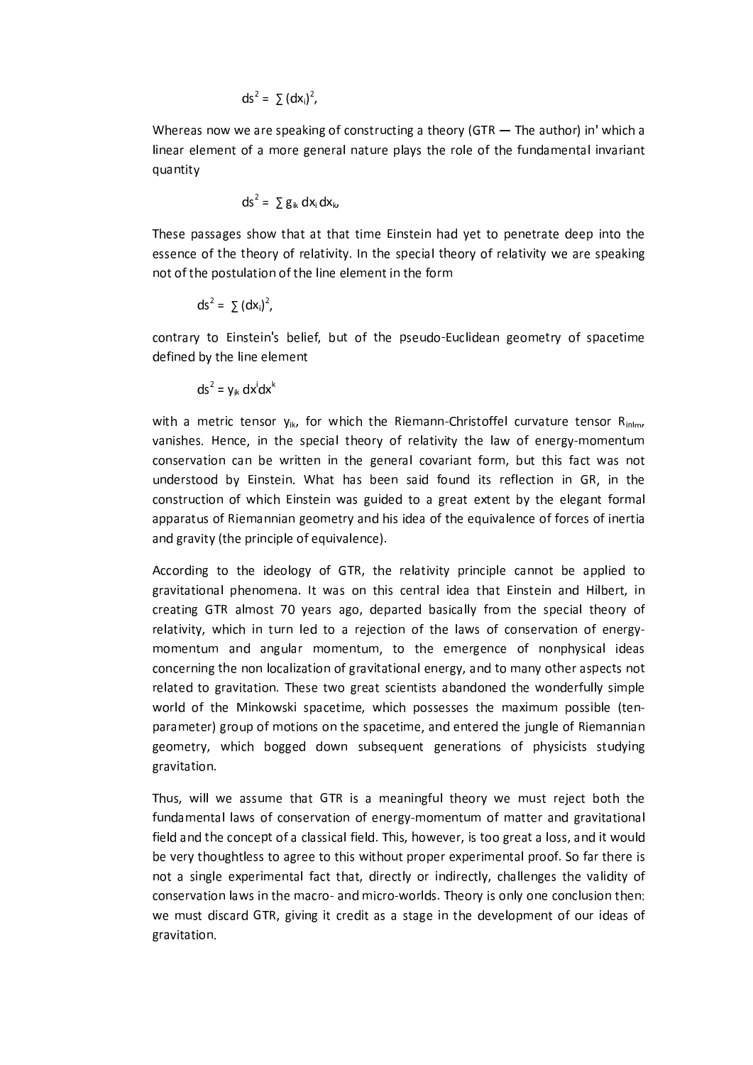$$ds^2 = \sum (dx_i)^2,$$

Whereas now we are speaking of constructing a theory (GTR — The author) in' which a linear element of a more general nature plays the role of the fundamental invariant quantity

$$ds^2 = \sum g_{ik}\, dx_i\, dx_k,$$

These passages show that at that time Einstein had yet to penetrate deep into the essence of the theory of relativity. In the special theory of relativity we are speaking not of the postulation of the line element in the form

$$ds^2 = \sum (dx_i)^2,$$

contrary to Einstein's belief, but of the pseudo-Euclidean geometry of spacetime defined by the line element

$$ds^2 = \gamma_{ik}\, dx^i dx^k$$

with a metric tensor $\gamma_{ik}$, for which the Riemann-Christoffel curvature tensor $R_{inlm}$, vanishes. Hence, in the special theory of relativity the law of energy-momentum conservation can be written in the general covariant form, but this fact was not understood by Einstein. What has been said found its reflection in GR, in the construction of which Einstein was guided to a great extent by the elegant formal apparatus of Riemannian geometry and his idea of the equivalence of forces of inertia and gravity (the principle of equivalence).

According to the ideology of GTR, the relativity principle cannot be applied to gravitational phenomena. It was on this central idea that Einstein and Hilbert, in creating GTR almost 70 years ago, departed basically from the special theory of relativity, which in turn led to a rejection of the laws of conservation of energy-momentum and angular momentum, to the emergence of nonphysical ideas concerning the non localization of gravitational energy, and to many other aspects not related to gravitation. These two great scientists abandoned the wonderfully simple world of the Minkowski spacetime, which possesses the maximum possible (ten-parameter) group of motions on the spacetime, and entered the jungle of Riemannian geometry, which bogged down subsequent generations of physicists studying gravitation.

Thus, will we assume that GTR is a meaningful theory we must reject both the fundamental laws of conservation of energy-momentum of matter and gravitational field and the concept of a classical field. This, however, is too great a loss, and it would be very thoughtless to agree to this without proper experimental proof. So far there is not a single experimental fact that, directly or indirectly, challenges the validity of conservation laws in the macro- and micro-worlds. Theory is only one conclusion then: we must discard GTR, giving it credit as a stage in the development of our ideas of gravitation.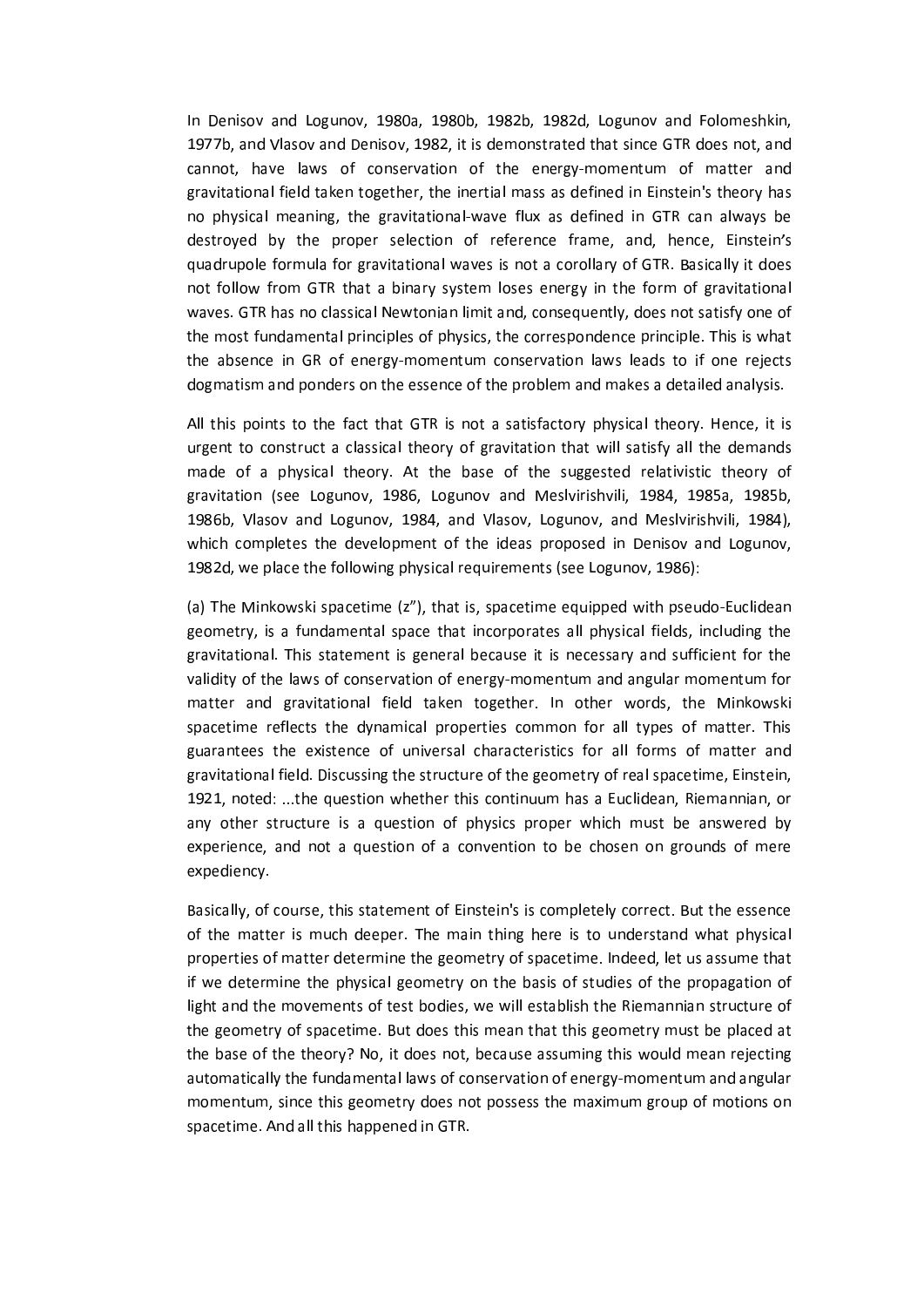In Denisov and Logunov, 1980a, 1980b, 1982b, 1982d, Logunov and Folomeshkin, 1977b, and Vlasov and Denisov, 1982, it is demonstrated that since GTR does not, and cannot, have laws of conservation of the energy-momentum of matter and gravitational field taken together, the inertial mass as defined in Einstein's theory has no physical meaning, the gravitational-wave flux as defined in GTR can always be destroyed by the proper selection of reference frame, and, hence, Einstein's quadrupole formula for gravitational waves is not a corollary of GTR. Basically it does not follow from GTR that a binary system loses energy in the form of gravitational waves. GTR has no classical Newtonian limit and, consequently, does not satisfy one of the most fundamental principles of physics, the correspondence principle. This is what the absence in GR of energy-momentum conservation laws leads to if one rejects dogmatism and ponders on the essence of the problem and makes a detailed analysis.

All this points to the fact that GTR is not a satisfactory physical theory. Hence, it is urgent to construct a classical theory of gravitation that will satisfy all the demands made of a physical theory. At the base of the suggested relativistic theory of gravitation (see Logunov, 1986, Logunov and Meslvirishvili, 1984, 1985a, 1985b, 1986b, Vlasov and Logunov, 1984, and Vlasov, Logunov, and Meslvirishvili, 1984), which completes the development of the ideas proposed in Denisov and Logunov, 1982d, we place the following physical requirements (see Logunov, 1986):

(a) The Minkowski spacetime (z"), that is, spacetime equipped with pseudo-Euclidean geometry, is a fundamental space that incorporates all physical fields, including the gravitational. This statement is general because it is necessary and sufficient for the validity of the laws of conservation of energy-momentum and angular momentum for matter and gravitational field taken together. In other words, the Minkowski spacetime reflects the dynamical properties common for all types of matter. This guarantees the existence of universal characteristics for all forms of matter and gravitational field. Discussing the structure of the geometry of real spacetime, Einstein, 1921, noted: ...the question whether this continuum has a Euclidean, Riemannian, or any other structure is a question of physics proper which must be answered by experience, and not a question of a convention to be chosen on grounds of mere expediency.

Basically, of course, this statement of Einstein's is completely correct. But the essence of the matter is much deeper. The main thing here is to understand what physical properties of matter determine the geometry of spacetime. Indeed, let us assume that if we determine the physical geometry on the basis of studies of the propagation of light and the movements of test bodies, we will establish the Riemannian structure of the geometry of spacetime. But does this mean that this geometry must be placed at the base of the theory? No, it does not, because assuming this would mean rejecting automatically the fundamental laws of conservation of energy-momentum and angular momentum, since this geometry does not possess the maximum group of motions on spacetime. And all this happened in GTR.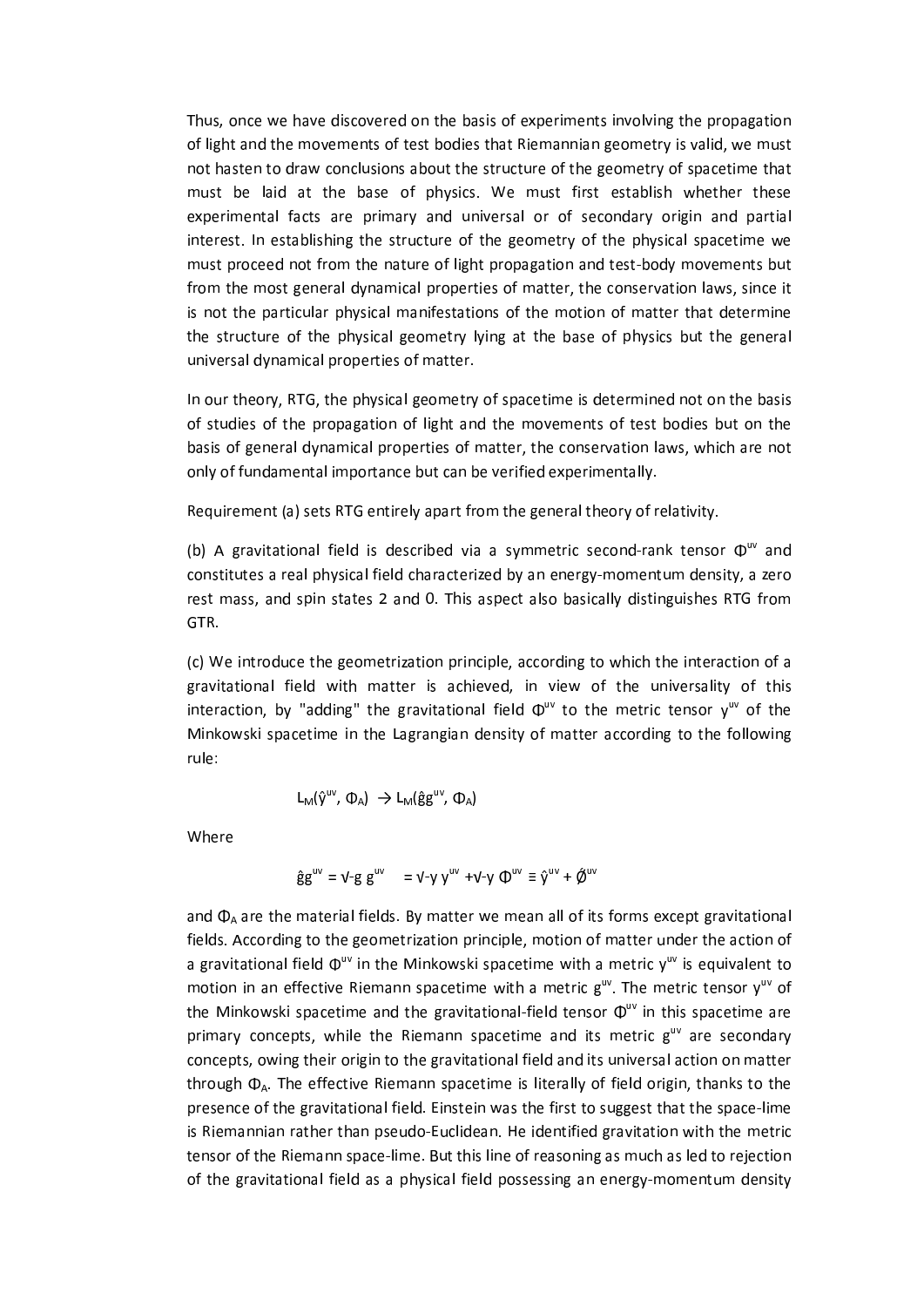Thus, once we have discovered on the basis of experiments involving the propagation of light and the movements of test bodies that Riemannian geometry is valid, we must not hasten to draw conclusions about the structure of the geometry of spacetime that must be laid at the base of physics. We must first establish whether these experimental facts are primary and universal or of secondary origin and partial interest. In establishing the structure of the geometry of the physical spacetime we must proceed not from the nature of light propagation and test-body movements but from the most general dynamical properties of matter, the conservation laws, since it is not the particular physical manifestations of the motion of matter that determine the structure of the physical geometry lying at the base of physics but the general universal dynamical properties of matter.

In our theory, RTG, the physical geometry of spacetime is determined not on the basis of studies of the propagation of light and the movements of test bodies but on the basis of general dynamical properties of matter, the conservation laws, which are not only of fundamental importance but can be verified experimentally.

Requirement (a) sets RTG entirely apart from the general theory of relativity.

(b) A gravitational field is described via a symmetric second-rank tensor $\Phi^{uv}$ and constitutes a real physical field characterized by an energy-momentum density, a zero rest mass, and spin states 2 and 0. This aspect also basically distinguishes RTG from GTR.

(c) We introduce the geometrization principle, according to which the interaction of a gravitational field with matter is achieved, in view of the universality of this interaction, by "adding" the gravitational field $\Phi^{uv}$ to the metric tensor $y^{uv}$ of the Minkowski spacetime in the Lagrangian density of matter according to the following rule:

$$L_M(\hat{y}^{uv}, \Phi_A) \rightarrow L_M(\hat{g}g^{uv}, \Phi_A)$$

Where

$$\hat{g}g^{uv} = \sqrt{-g}\, g^{uv} \quad = \sqrt{-y}\, y^{uv} + \sqrt{-y}\, \Phi^{uv} \equiv \hat{y}^{uv} + \acute{\varnothing}^{uv}$$

and $\Phi_A$ are the material fields. By matter we mean all of its forms except gravitational fields. According to the geometrization principle, motion of matter under the action of a gravitational field $\Phi^{uv}$ in the Minkowski spacetime with a metric $y^{uv}$ is equivalent to motion in an effective Riemann spacetime with a metric $g^{uv}$. The metric tensor $y^{uv}$ of the Minkowski spacetime and the gravitational-field tensor $\Phi^{uv}$ in this spacetime are primary concepts, while the Riemann spacetime and its metric $g^{uv}$ are secondary concepts, owing their origin to the gravitational field and its universal action on matter through $\Phi_A$. The effective Riemann spacetime is literally of field origin, thanks to the presence of the gravitational field. Einstein was the first to suggest that the space-lime is Riemannian rather than pseudo-Euclidean. He identified gravitation with the metric tensor of the Riemann space-lime. But this line of reasoning as much as led to rejection of the gravitational field as a physical field possessing an energy-momentum density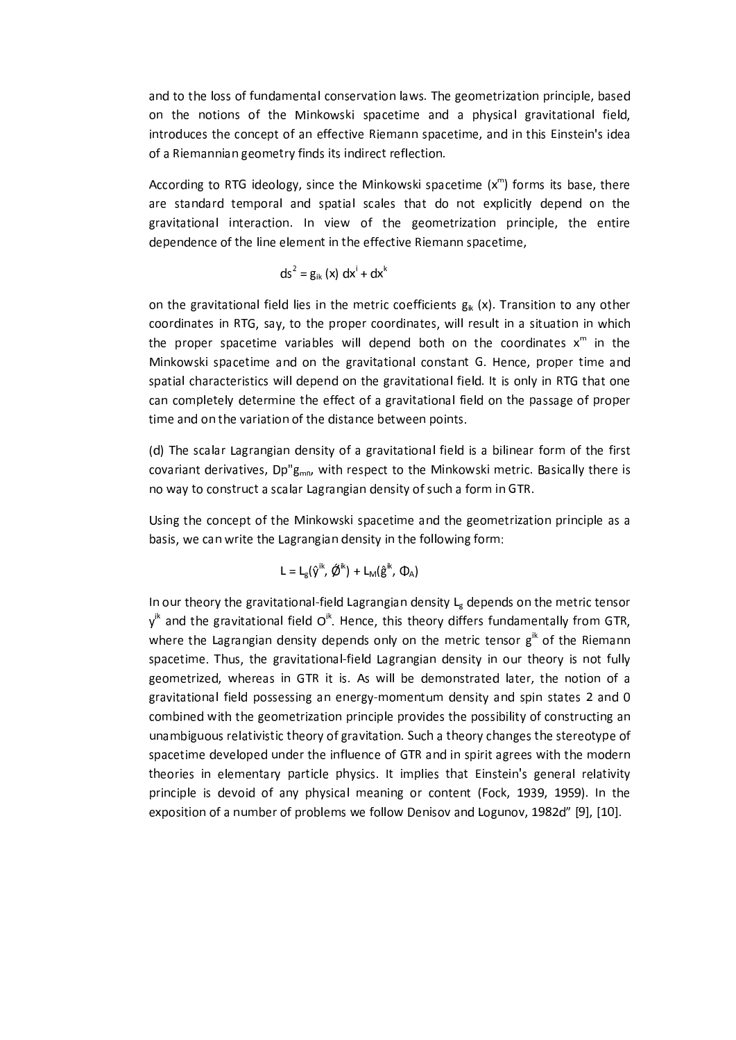and to the loss of fundamental conservation laws. The geometrization principle, based on the notions of the Minkowski spacetime and a physical gravitational field, introduces the concept of an effective Riemann spacetime, and in this Einstein's idea of a Riemannian geometry finds its indirect reflection.

According to RTG ideology, since the Minkowski spacetime ($x^m$) forms its base, there are standard temporal and spatial scales that do not explicitly depend on the gravitational interaction. In view of the geometrization principle, the entire dependence of the line element in the effective Riemann spacetime,

$$ds^2 = g_{ik}(x)\, dx^i + dx^k$$

on the gravitational field lies in the metric coefficients $g_{ik}(x)$. Transition to any other coordinates in RTG, say, to the proper coordinates, will result in a situation in which the proper spacetime variables will depend both on the coordinates $x^m$ in the Minkowski spacetime and on the gravitational constant G. Hence, proper time and spatial characteristics will depend on the gravitational field. It is only in RTG that one can completely determine the effect of a gravitational field on the passage of proper time and on the variation of the distance between points.

(d) The scalar Lagrangian density of a gravitational field is a bilinear form of the first covariant derivatives, $Dp"g_{mn}$, with respect to the Minkowski metric. Basically there is no way to construct a scalar Lagrangian density of such a form in GTR.

Using the concept of the Minkowski spacetime and the geometrization principle as a basis, we can write the Lagrangian density in the following form:

$$L = L_g(\hat{y}^{ik}, \acute{\emptyset}^{ik}) + L_M(\hat{g}^{ik}, \Phi_A)$$

In our theory the gravitational-field Lagrangian density $L_g$ depends on the metric tensor $y^{ik}$ and the gravitational field $O^{ik}$. Hence, this theory differs fundamentally from GTR, where the Lagrangian density depends only on the metric tensor $g^{ik}$ of the Riemann spacetime. Thus, the gravitational-field Lagrangian density in our theory is not fully geometrized, whereas in GTR it is. As will be demonstrated later, the notion of a gravitational field possessing an energy-momentum density and spin states 2 and 0 combined with the geometrization principle provides the possibility of constructing an unambiguous relativistic theory of gravitation. Such a theory changes the stereotype of spacetime developed under the influence of GTR and in spirit agrees with the modern theories in elementary particle physics. It implies that Einstein's general relativity principle is devoid of any physical meaning or content (Fock, 1939, 1959). In the exposition of a number of problems we follow Denisov and Logunov, 1982d" [9], [10].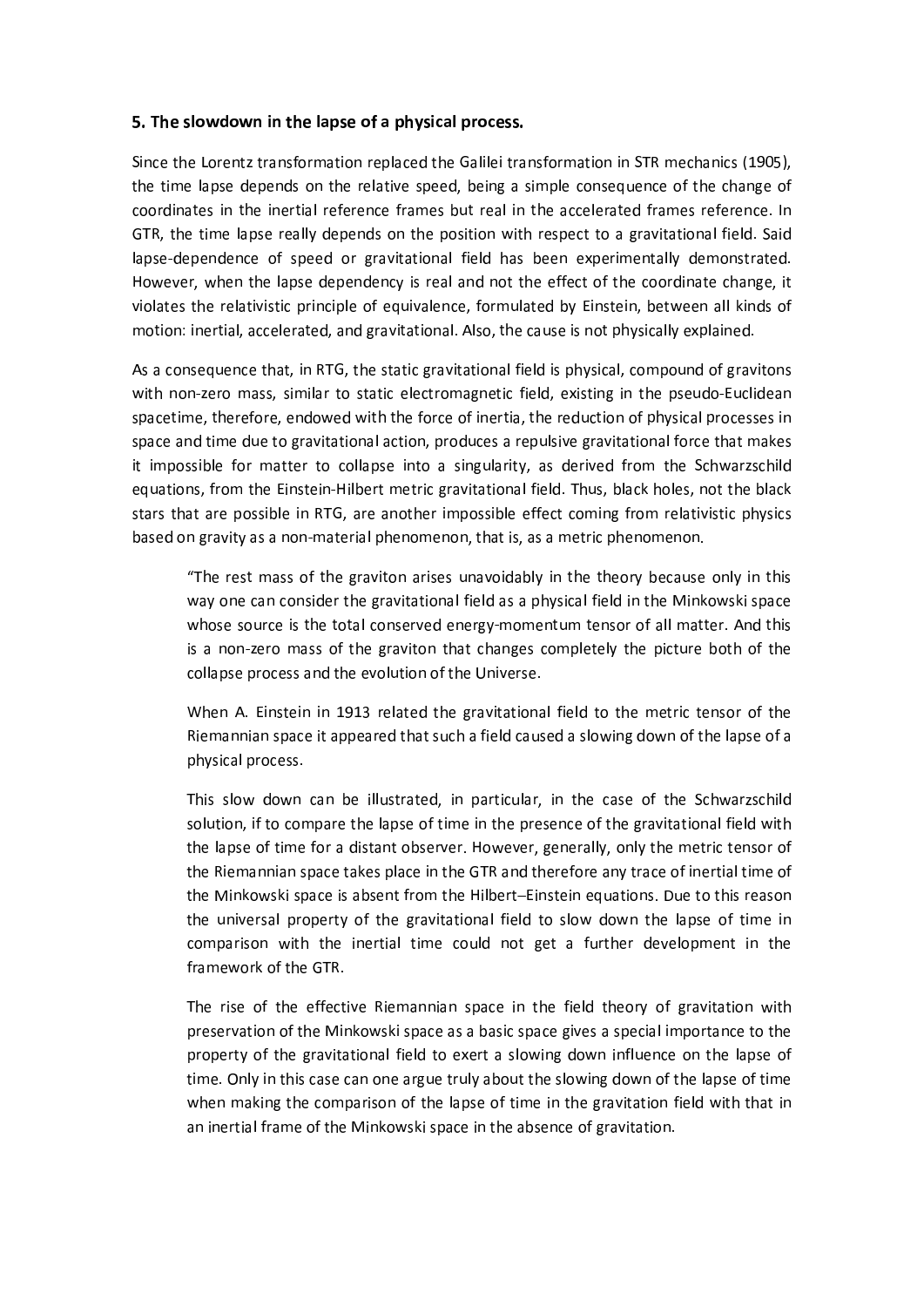### 5. The slowdown in the lapse of a physical process.

Since the Lorentz transformation replaced the Galilei transformation in STR mechanics (1905), the time lapse depends on the relative speed, being a simple consequence of the change of coordinates in the inertial reference frames but real in the accelerated frames reference. In GTR, the time lapse really depends on the position with respect to a gravitational field. Said lapse-dependence of speed or gravitational field has been experimentally demonstrated. However, when the lapse dependency is real and not the effect of the coordinate change, it violates the relativistic principle of equivalence, formulated by Einstein, between all kinds of motion: inertial, accelerated, and gravitational. Also, the cause is not physically explained.

As a consequence that, in RTG, the static gravitational field is physical, compound of gravitons with non-zero mass, similar to static electromagnetic field, existing in the pseudo-Euclidean spacetime, therefore, endowed with the force of inertia, the reduction of physical processes in space and time due to gravitational action, produces a repulsive gravitational force that makes it impossible for matter to collapse into a singularity, as derived from the Schwarzschild equations, from the Einstein-Hilbert metric gravitational field. Thus, black holes, not the black stars that are possible in RTG, are another impossible effect coming from relativistic physics based on gravity as a non-material phenomenon, that is, as a metric phenomenon.

> "The rest mass of the graviton arises unavoidably in the theory because only in this way one can consider the gravitational field as a physical field in the Minkowski space whose source is the total conserved energy-momentum tensor of all matter. And this is a non-zero mass of the graviton that changes completely the picture both of the collapse process and the evolution of the Universe.
>
> When A. Einstein in 1913 related the gravitational field to the metric tensor of the Riemannian space it appeared that such a field caused a slowing down of the lapse of a physical process.
>
> This slow down can be illustrated, in particular, in the case of the Schwarzschild solution, if to compare the lapse of time in the presence of the gravitational field with the lapse of time for a distant observer. However, generally, only the metric tensor of the Riemannian space takes place in the GTR and therefore any trace of inertial time of the Minkowski space is absent from the Hilbert–Einstein equations. Due to this reason the universal property of the gravitational field to slow down the lapse of time in comparison with the inertial time could not get a further development in the framework of the GTR.
>
> The rise of the effective Riemannian space in the field theory of gravitation with preservation of the Minkowski space as a basic space gives a special importance to the property of the gravitational field to exert a slowing down influence on the lapse of time. Only in this case can one argue truly about the slowing down of the lapse of time when making the comparison of the lapse of time in the gravitation field with that in an inertial frame of the Minkowski space in the absence of gravitation.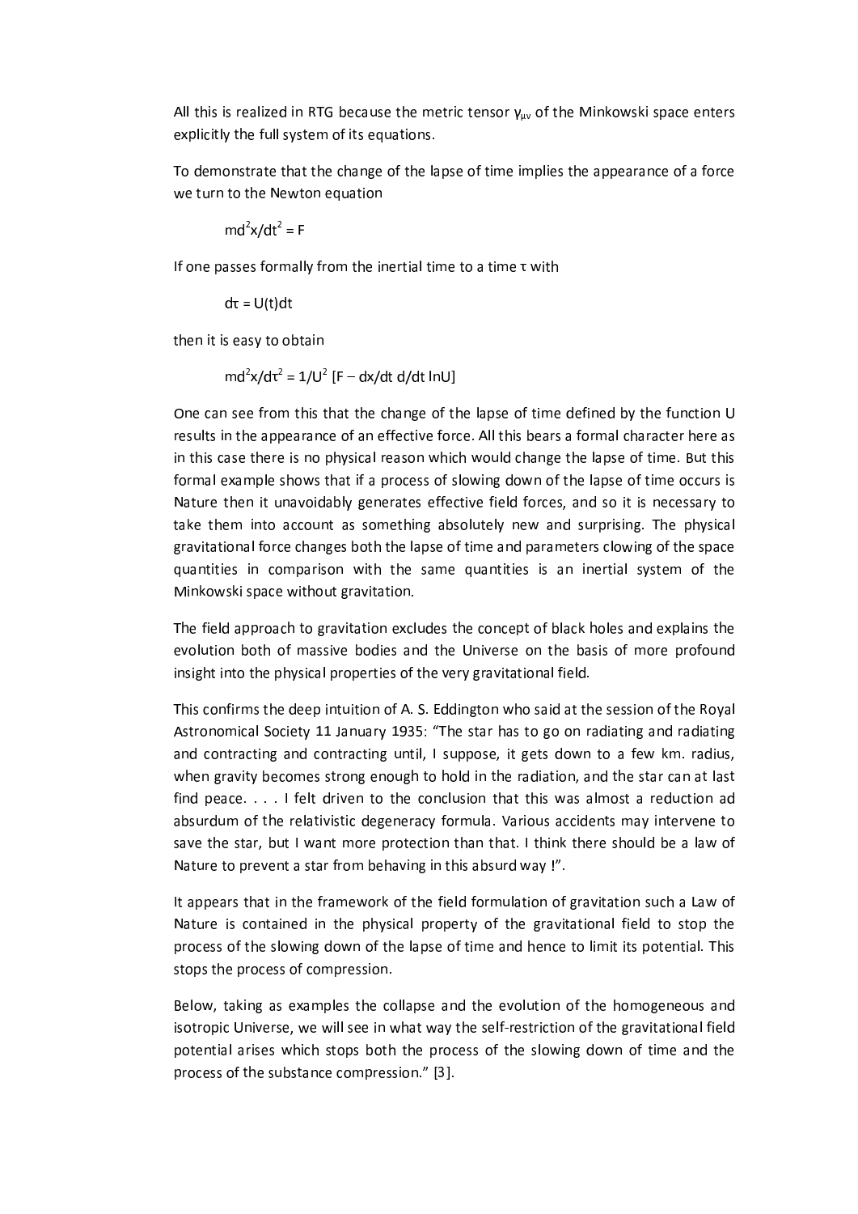All this is realized in RTG because the metric tensor $\gamma_{\mu\nu}$ of the Minkowski space enters explicitly the full system of its equations.

To demonstrate that the change of the lapse of time implies the appearance of a force we turn to the Newton equation

$$m d^2x/dt^2 = F$$

If one passes formally from the inertial time to a time $\tau$ with

$$d\tau = U(t)dt$$

then it is easy to obtain

$$m d^2x/d\tau^2 = 1/U^2 \, [F - dx/dt \; d/dt \ln U]$$

One can see from this that the change of the lapse of time defined by the function U results in the appearance of an effective force. All this bears a formal character here as in this case there is no physical reason which would change the lapse of time. But this formal example shows that if a process of slowing down of the lapse of time occurs is Nature then it unavoidably generates effective field forces, and so it is necessary to take them into account as something absolutely new and surprising. The physical gravitational force changes both the lapse of time and parameters clowing of the space quantities in comparison with the same quantities is an inertial system of the Minkowski space without gravitation.

The field approach to gravitation excludes the concept of black holes and explains the evolution both of massive bodies and the Universe on the basis of more profound insight into the physical properties of the very gravitational field.

This confirms the deep intuition of A. S. Eddington who said at the session of the Royal Astronomical Society 11 January 1935: "The star has to go on radiating and radiating and contracting and contracting until, I suppose, it gets down to a few km. radius, when gravity becomes strong enough to hold in the radiation, and the star can at last find peace. . . . I felt driven to the conclusion that this was almost a reduction ad absurdum of the relativistic degeneracy formula. Various accidents may intervene to save the star, but I want more protection than that. I think there should be a law of Nature to prevent a star from behaving in this absurd way !".

It appears that in the framework of the field formulation of gravitation such a Law of Nature is contained in the physical property of the gravitational field to stop the process of the slowing down of the lapse of time and hence to limit its potential. This stops the process of compression.

Below, taking as examples the collapse and the evolution of the homogeneous and isotropic Universe, we will see in what way the self-restriction of the gravitational field potential arises which stops both the process of the slowing down of time and the process of the substance compression." [3].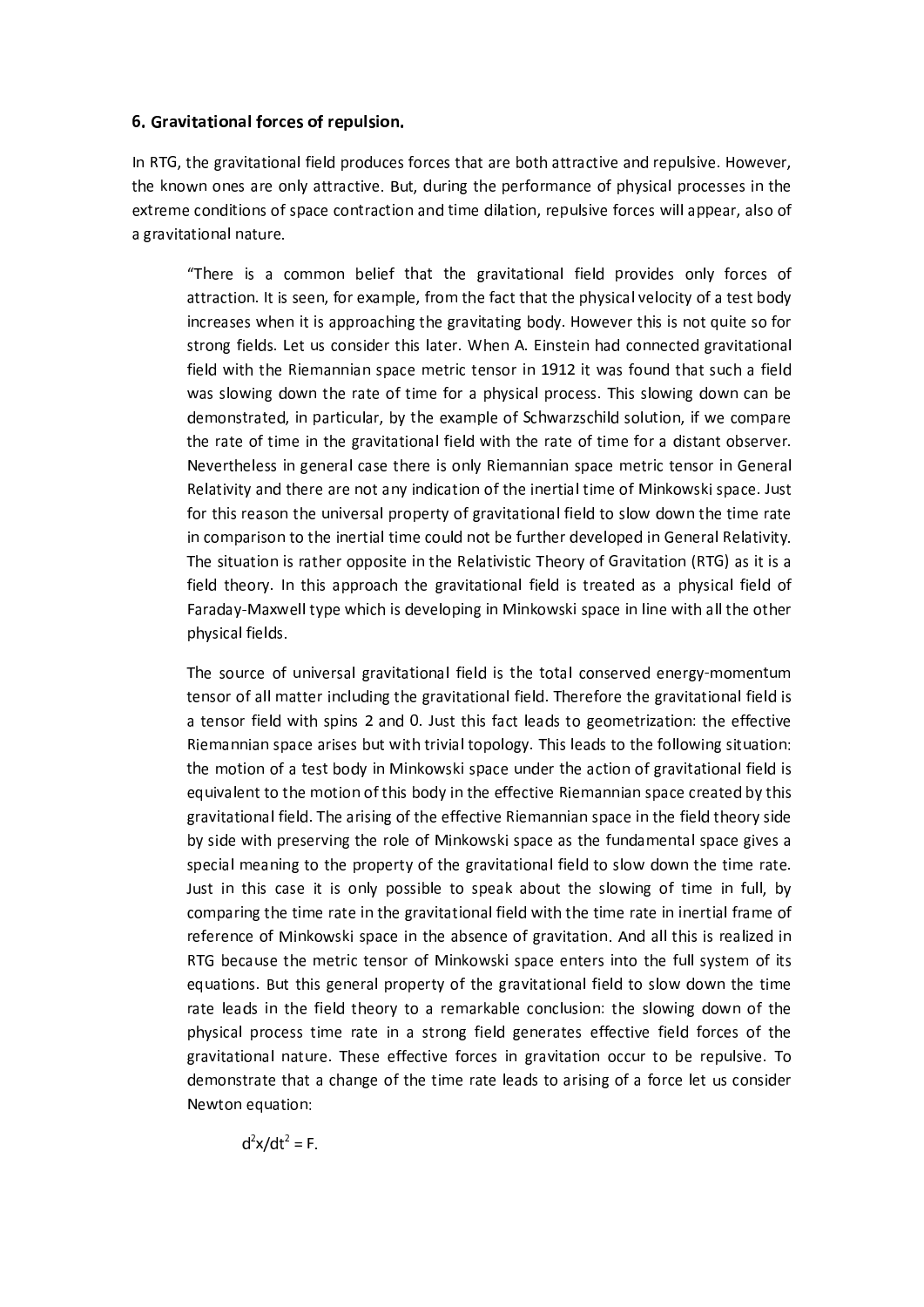## 6. Gravitational forces of repulsion.

In RTG, the gravitational field produces forces that are both attractive and repulsive. However, the known ones are only attractive. But, during the performance of physical processes in the extreme conditions of space contraction and time dilation, repulsive forces will appear, also of a gravitational nature.

> "There is a common belief that the gravitational field provides only forces of attraction. It is seen, for example, from the fact that the physical velocity of a test body increases when it is approaching the gravitating body. However this is not quite so for strong fields. Let us consider this later. When A. Einstein had connected gravitational field with the Riemannian space metric tensor in 1912 it was found that such a field was slowing down the rate of time for a physical process. This slowing down can be demonstrated, in particular, by the example of Schwarzschild solution, if we compare the rate of time in the gravitational field with the rate of time for a distant observer. Nevertheless in general case there is only Riemannian space metric tensor in General Relativity and there are not any indication of the inertial time of Minkowski space. Just for this reason the universal property of gravitational field to slow down the time rate in comparison to the inertial time could not be further developed in General Relativity. The situation is rather opposite in the Relativistic Theory of Gravitation (RTG) as it is a field theory. In this approach the gravitational field is treated as a physical field of Faraday-Maxwell type which is developing in Minkowski space in line with all the other physical fields.
>
> The source of universal gravitational field is the total conserved energy-momentum tensor of all matter including the gravitational field. Therefore the gravitational field is a tensor field with spins 2 and 0. Just this fact leads to geometrization: the effective Riemannian space arises but with trivial topology. This leads to the following situation: the motion of a test body in Minkowski space under the action of gravitational field is equivalent to the motion of this body in the effective Riemannian space created by this gravitational field. The arising of the effective Riemannian space in the field theory side by side with preserving the role of Minkowski space as the fundamental space gives a special meaning to the property of the gravitational field to slow down the time rate. Just in this case it is only possible to speak about the slowing of time in full, by comparing the time rate in the gravitational field with the time rate in inertial frame of reference of Minkowski space in the absence of gravitation. And all this is realized in RTG because the metric tensor of Minkowski space enters into the full system of its equations. But this general property of the gravitational field to slow down the time rate leads in the field theory to a remarkable conclusion: the slowing down of the physical process time rate in a strong field generates effective field forces of the gravitational nature. These effective forces in gravitation occur to be repulsive. To demonstrate that a change of the time rate leads to arising of a force let us consider Newton equation:
>
> $$d^2x/dt^2 = F.$$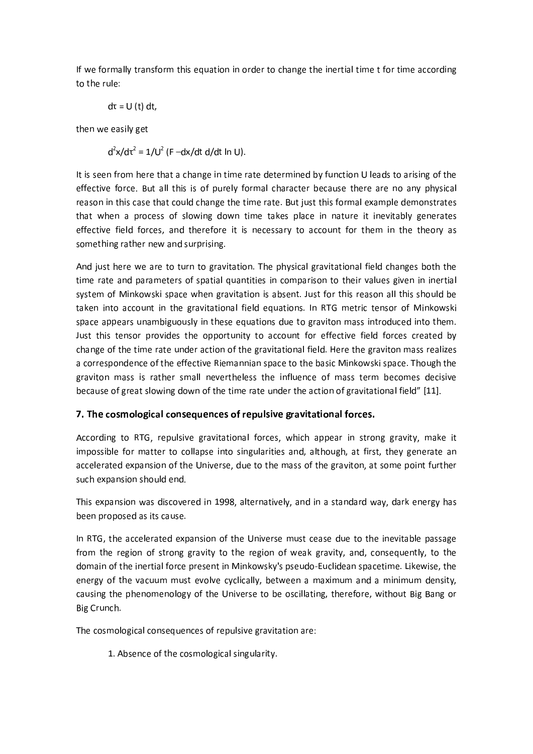If we formally transform this equation in order to change the inertial time t for time according to the rule:

$$d\tau = U(t)\, dt,$$

then we easily get

$$d^2x/d\tau^2 = 1/U^2 \,(F - dx/dt \; d/dt \ln U).$$

It is seen from here that a change in time rate determined by function U leads to arising of the effective force. But all this is of purely formal character because there are no any physical reason in this case that could change the time rate. But just this formal example demonstrates that when a process of slowing down time takes place in nature it inevitably generates effective field forces, and therefore it is necessary to account for them in the theory as something rather new and surprising.

And just here we are to turn to gravitation. The physical gravitational field changes both the time rate and parameters of spatial quantities in comparison to their values given in inertial system of Minkowski space when gravitation is absent. Just for this reason all this should be taken into account in the gravitational field equations. In RTG metric tensor of Minkowski space appears unambiguously in these equations due to graviton mass introduced into them. Just this tensor provides the opportunity to account for effective field forces created by change of the time rate under action of the gravitational field. Here the graviton mass realizes a correspondence of the effective Riemannian space to the basic Minkowski space. Though the graviton mass is rather small nevertheless the influence of mass term becomes decisive because of great slowing down of the time rate under the action of gravitational field" [11].

## 7. The cosmological consequences of repulsive gravitational forces.

According to RTG, repulsive gravitational forces, which appear in strong gravity, make it impossible for matter to collapse into singularities and, although, at first, they generate an accelerated expansion of the Universe, due to the mass of the graviton, at some point further such expansion should end.

This expansion was discovered in 1998, alternatively, and in a standard way, dark energy has been proposed as its cause.

In RTG, the accelerated expansion of the Universe must cease due to the inevitable passage from the region of strong gravity to the region of weak gravity, and, consequently, to the domain of the inertial force present in Minkowsky's pseudo-Euclidean spacetime. Likewise, the energy of the vacuum must evolve cyclically, between a maximum and a minimum density, causing the phenomenology of the Universe to be oscillating, therefore, without Big Bang or Big Crunch.

The cosmological consequences of repulsive gravitation are:

1. Absence of the cosmological singularity.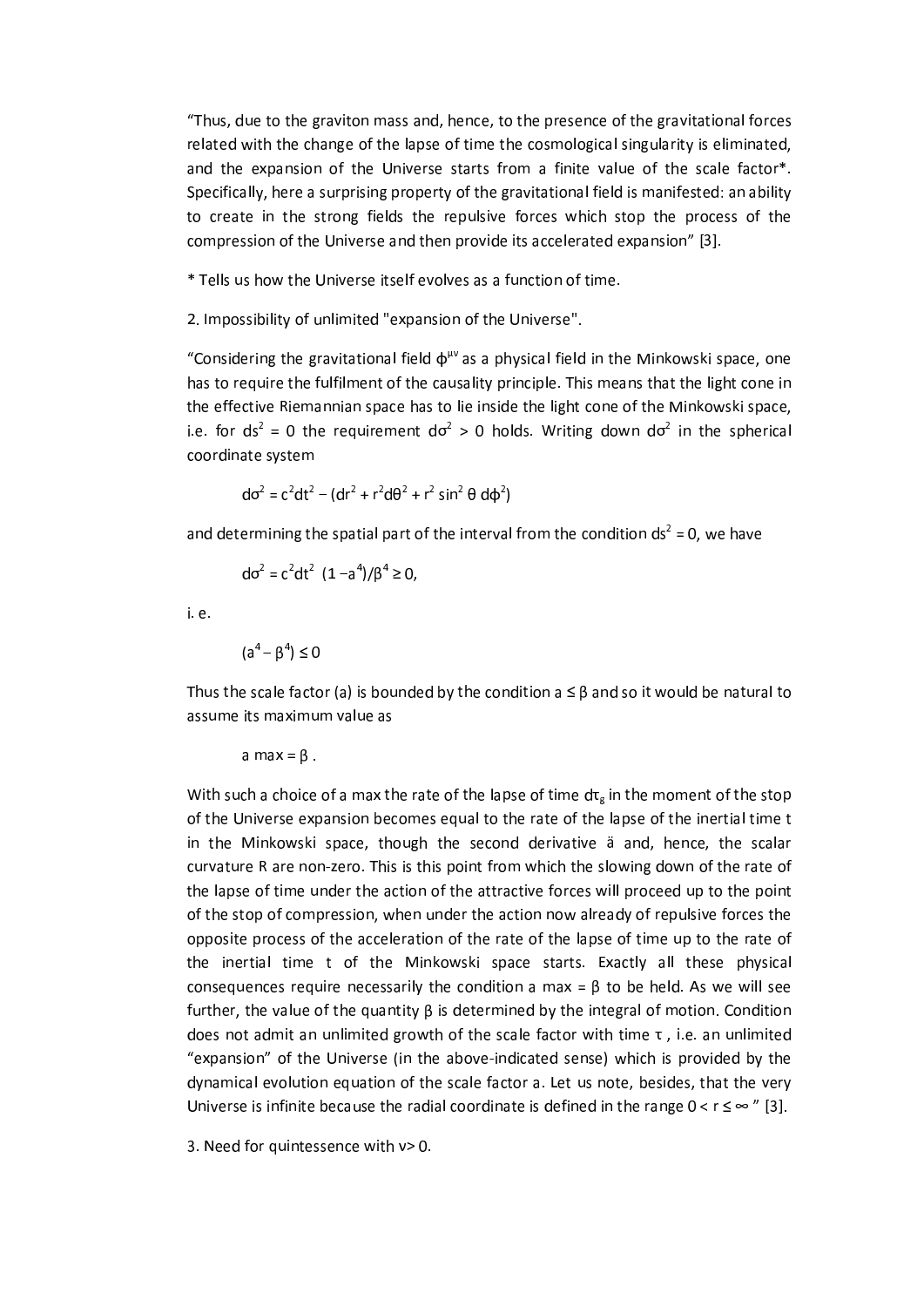"Thus, due to the graviton mass and, hence, to the presence of the gravitational forces related with the change of the lapse of time the cosmological singularity is eliminated, and the expansion of the Universe starts from a finite value of the scale factor*. Specifically, here a surprising property of the gravitational field is manifested: an ability to create in the strong fields the repulsive forces which stop the process of the compression of the Universe and then provide its accelerated expansion" [3].

* Tells us how the Universe itself evolves as a function of time.

2. Impossibility of unlimited "expansion of the Universe".

"Considering the gravitational field $\phi^{\mu\nu}$ as a physical field in the Minkowski space, one has to require the fulfilment of the causality principle. This means that the light cone in the effective Riemannian space has to lie inside the light cone of the Minkowski space, i.e. for $ds^2 = 0$ the requirement $d\sigma^2 > 0$ holds. Writing down $d\sigma^2$ in the spherical coordinate system

$$d\sigma^2 = c^2dt^2 - (dr^2 + r^2d\theta^2 + r^2 \sin^2 \theta \, d\phi^2)$$

and determining the spatial part of the interval from the condition $ds^2 = 0$, we have

$$d\sigma^2 = c^2dt^2 \; (1 - a^4)/\beta^4 \geq 0,$$

i. e.

$$(a^4 - \beta^4) \leq 0$$

Thus the scale factor (a) is bounded by the condition $a \leq \beta$ and so it would be natural to assume its maximum value as

$$a\,max = \beta \,.$$

With such a choice of a max the rate of the lapse of time $d\tau_g$ in the moment of the stop of the Universe expansion becomes equal to the rate of the lapse of the inertial time t in the Minkowski space, though the second derivative $\ddot{a}$ and, hence, the scalar curvature R are non-zero. This is this point from which the slowing down of the rate of the lapse of time under the action of the attractive forces will proceed up to the point of the stop of compression, when under the action now already of repulsive forces the opposite process of the acceleration of the rate of the lapse of time up to the rate of the inertial time t of the Minkowski space starts. Exactly all these physical consequences require necessarily the condition a max = $\beta$ to be held. As we will see further, the value of the quantity $\beta$ is determined by the integral of motion. Condition does not admit an unlimited growth of the scale factor with time $\tau$, i.e. an unlimited "expansion" of the Universe (in the above-indicated sense) which is provided by the dynamical evolution equation of the scale factor a. Let us note, besides, that the very Universe is infinite because the radial coordinate is defined in the range $0 < r \leq \infty$ " [3].

3. Need for quintessence with $\nu > 0$.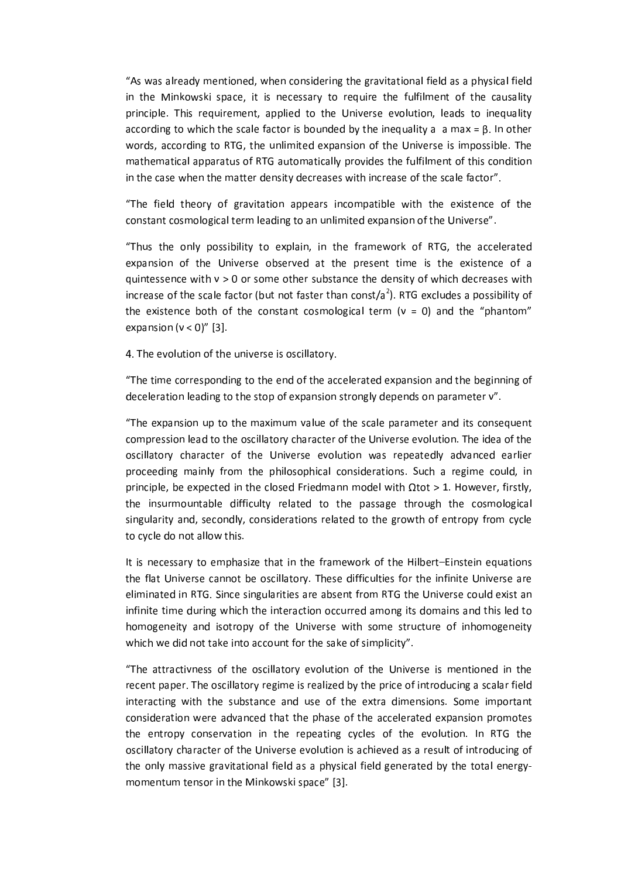"As was already mentioned, when considering the gravitational field as a physical field in the Minkowski space, it is necessary to require the fulfilment of the causality principle. This requirement, applied to the Universe evolution, leads to inequality according to which the scale factor is bounded by the inequality $a \leq a_{max} = \beta$. In other words, according to RTG, the unlimited expansion of the Universe is impossible. The mathematical apparatus of RTG automatically provides the fulfilment of this condition in the case when the matter density decreases with increase of the scale factor".

"The field theory of gravitation appears incompatible with the existence of the constant cosmological term leading to an unlimited expansion of the Universe".

"Thus the only possibility to explain, in the framework of RTG, the accelerated expansion of the Universe observed at the present time is the existence of a quintessence with $\nu > 0$ or some other substance the density of which decreases with increase of the scale factor (but not faster than const/$a^2$). RTG excludes a possibility of the existence both of the constant cosmological term ($\nu = 0$) and the "phantom" expansion ($\nu < 0$)" [3].

4. The evolution of the universe is oscillatory.

"The time corresponding to the end of the accelerated expansion and the beginning of deceleration leading to the stop of expansion strongly depends on parameter $\nu$".

"The expansion up to the maximum value of the scale parameter and its consequent compression lead to the oscillatory character of the Universe evolution. The idea of the oscillatory character of the Universe evolution was repeatedly advanced earlier proceeding mainly from the philosophical considerations. Such a regime could, in principle, be expected in the closed Friedmann model with $\Omega_{tot} > 1$. However, firstly, the insurmountable difficulty related to the passage through the cosmological singularity and, secondly, considerations related to the growth of entropy from cycle to cycle do not allow this.

It is necessary to emphasize that in the framework of the Hilbert–Einstein equations the flat Universe cannot be oscillatory. These difficulties for the infinite Universe are eliminated in RTG. Since singularities are absent from RTG the Universe could exist an infinite time during which the interaction occurred among its domains and this led to homogeneity and isotropy of the Universe with some structure of inhomogeneity which we did not take into account for the sake of simplicity".

"The attractivness of the oscillatory evolution of the Universe is mentioned in the recent paper. The oscillatory regime is realized by the price of introducing a scalar field interacting with the substance and use of the extra dimensions. Some important consideration were advanced that the phase of the accelerated expansion promotes the entropy conservation in the repeating cycles of the evolution. In RTG the oscillatory character of the Universe evolution is achieved as a result of introducing of the only massive gravitational field as a physical field generated by the total energy-momentum tensor in the Minkowski space" [3].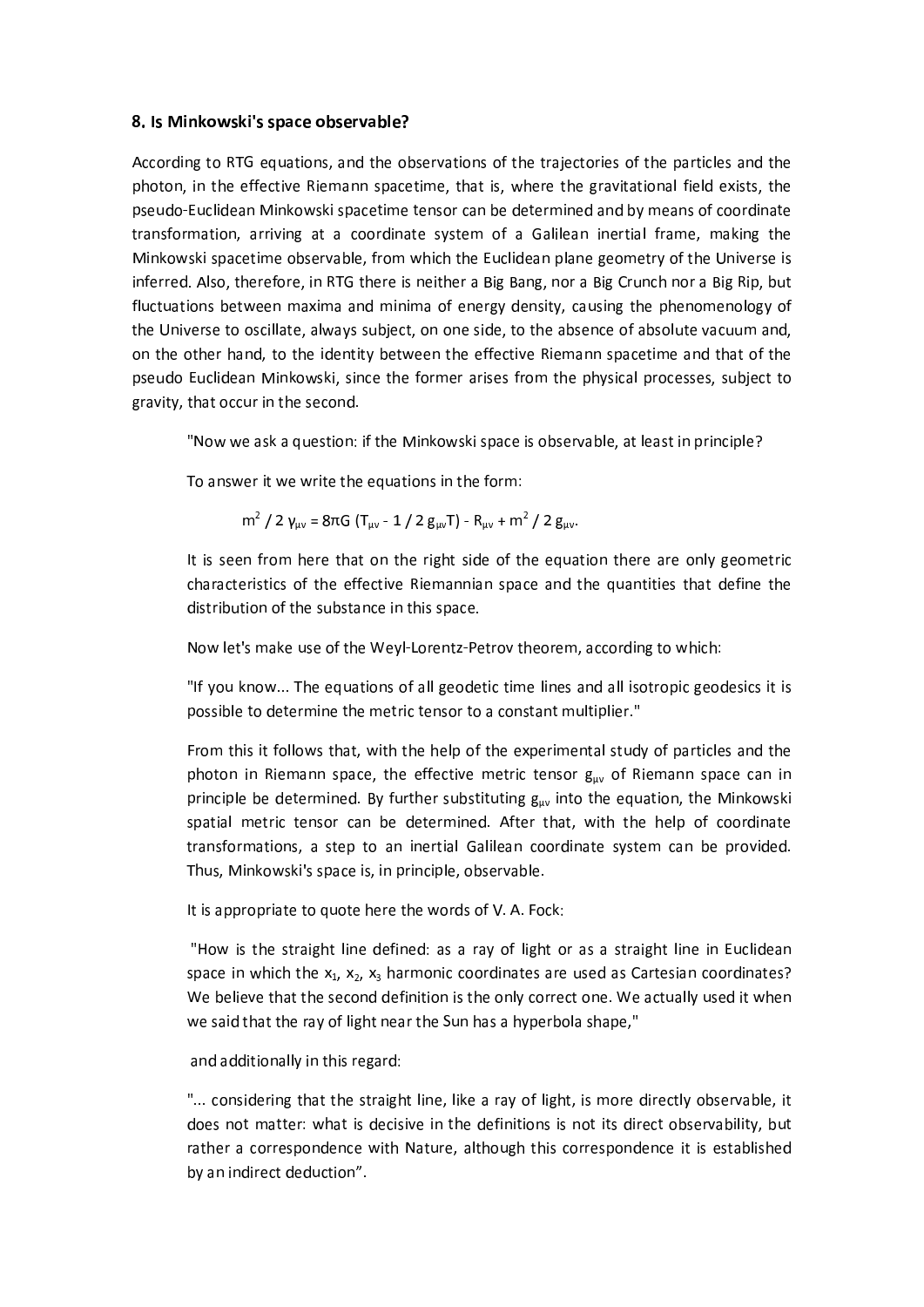### 8. Is Minkowski's space observable?

According to RTG equations, and the observations of the trajectories of the particles and the photon, in the effective Riemann spacetime, that is, where the gravitational field exists, the pseudo-Euclidean Minkowski spacetime tensor can be determined and by means of coordinate transformation, arriving at a coordinate system of a Galilean inertial frame, making the Minkowski spacetime observable, from which the Euclidean plane geometry of the Universe is inferred. Also, therefore, in RTG there is neither a Big Bang, nor a Big Crunch nor a Big Rip, but fluctuations between maxima and minima of energy density, causing the phenomenology of the Universe to oscillate, always subject, on one side, to the absence of absolute vacuum and, on the other hand, to the identity between the effective Riemann spacetime and that of the pseudo Euclidean Minkowski, since the former arises from the physical processes, subject to gravity, that occur in the second.

> "Now we ask a question: if the Minkowski space is observable, at least in principle?
>
> To answer it we write the equations in the form:
>
> $$m^2 / 2\, \gamma_{\mu\nu} = 8\pi G\, (T_{\mu\nu} - 1/2\, g_{\mu\nu} T) - R_{\mu\nu} + m^2 / 2\, g_{\mu\nu}.$$
>
> It is seen from here that on the right side of the equation there are only geometric characteristics of the effective Riemannian space and the quantities that define the distribution of the substance in this space.
>
> Now let's make use of the Weyl-Lorentz-Petrov theorem, according to which:
>
> "If you know... The equations of all geodetic time lines and all isotropic geodesics it is possible to determine the metric tensor to a constant multiplier."
>
> From this it follows that, with the help of the experimental study of particles and the photon in Riemann space, the effective metric tensor $g_{\mu\nu}$ of Riemann space can in principle be determined. By further substituting $g_{\mu\nu}$ into the equation, the Minkowski spatial metric tensor can be determined. After that, with the help of coordinate transformations, a step to an inertial Galilean coordinate system can be provided. Thus, Minkowski's space is, in principle, observable.
>
> It is appropriate to quote here the words of V. A. Fock:
>
> "How is the straight line defined: as a ray of light or as a straight line in Euclidean space in which the $x_1$, $x_2$, $x_3$ harmonic coordinates are used as Cartesian coordinates? We believe that the second definition is the only correct one. We actually used it when we said that the ray of light near the Sun has a hyperbola shape,"
>
> and additionally in this regard:
>
> "... considering that the straight line, like a ray of light, is more directly observable, it does not matter: what is decisive in the definitions is not its direct observability, but rather a correspondence with Nature, although this correspondence it is established by an indirect deduction".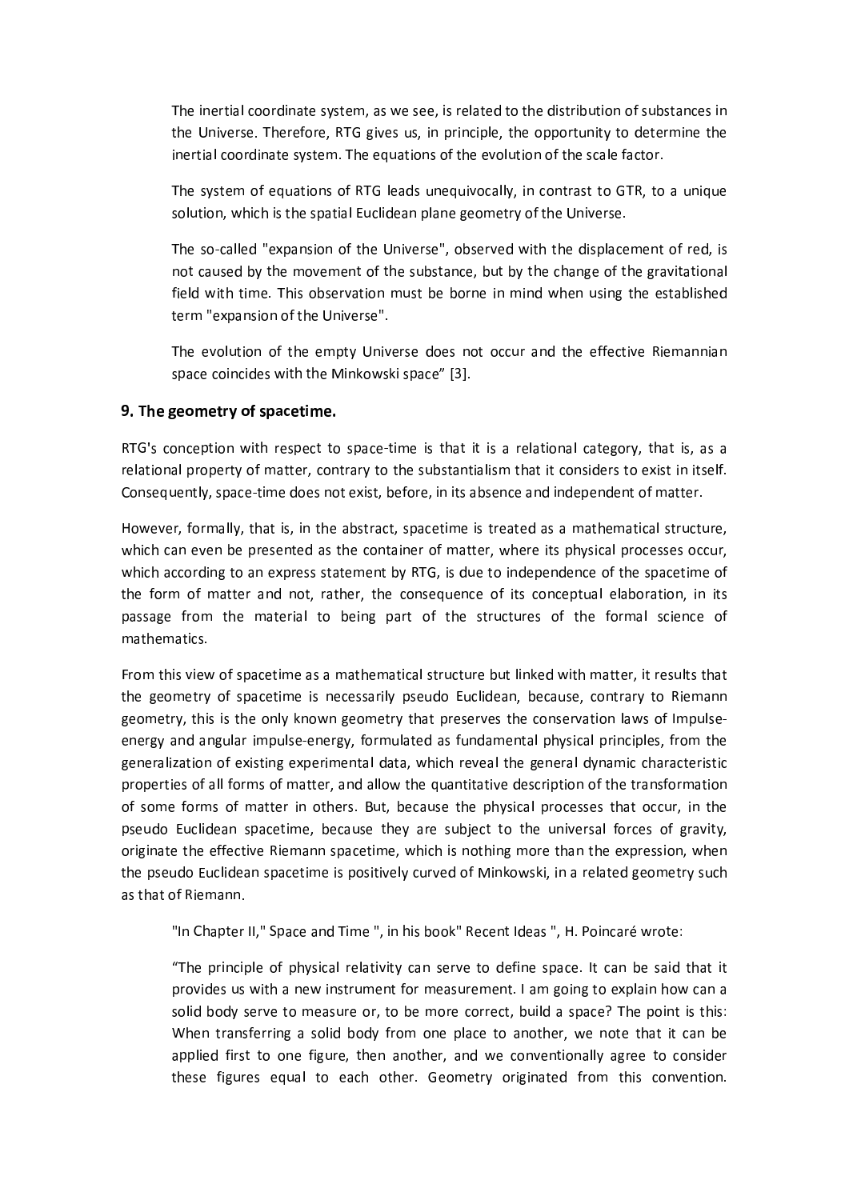> The inertial coordinate system, as we see, is related to the distribution of substances in the Universe. Therefore, RTG gives us, in principle, the opportunity to determine the inertial coordinate system. The equations of the evolution of the scale factor.
>
> The system of equations of RTG leads unequivocally, in contrast to GTR, to a unique solution, which is the spatial Euclidean plane geometry of the Universe.
>
> The so-called "expansion of the Universe", observed with the displacement of red, is not caused by the movement of the substance, but by the change of the gravitational field with time. This observation must be borne in mind when using the established term "expansion of the Universe".
>
> The evolution of the empty Universe does not occur and the effective Riemannian space coincides with the Minkowski space" [3].

### 9. The geometry of spacetime.

RTG's conception with respect to space-time is that it is a relational category, that is, as a relational property of matter, contrary to the substantialism that it considers to exist in itself. Consequently, space-time does not exist, before, in its absence and independent of matter.

However, formally, that is, in the abstract, spacetime is treated as a mathematical structure, which can even be presented as the container of matter, where its physical processes occur, which according to an express statement by RTG, is due to independence of the spacetime of the form of matter and not, rather, the consequence of its conceptual elaboration, in its passage from the material to being part of the structures of the formal science of mathematics.

From this view of spacetime as a mathematical structure but linked with matter, it results that the geometry of spacetime is necessarily pseudo Euclidean, because, contrary to Riemann geometry, this is the only known geometry that preserves the conservation laws of Impulse-energy and angular impulse-energy, formulated as fundamental physical principles, from the generalization of existing experimental data, which reveal the general dynamic characteristic properties of all forms of matter, and allow the quantitative description of the transformation of some forms of matter in others. But, because the physical processes that occur, in the pseudo Euclidean spacetime, because they are subject to the universal forces of gravity, originate the effective Riemann spacetime, which is nothing more than the expression, when the pseudo Euclidean spacetime is positively curved of Minkowski, in a related geometry such as that of Riemann.

> "In Chapter II," Space and Time ", in his book" Recent Ideas ", H. Poincaré wrote:
>
> "The principle of physical relativity can serve to define space. It can be said that it provides us with a new instrument for measurement. I am going to explain how can a solid body serve to measure or, to be more correct, build a space? The point is this: When transferring a solid body from one place to another, we note that it can be applied first to one figure, then another, and we conventionally agree to consider these figures equal to each other. Geometry originated from this convention.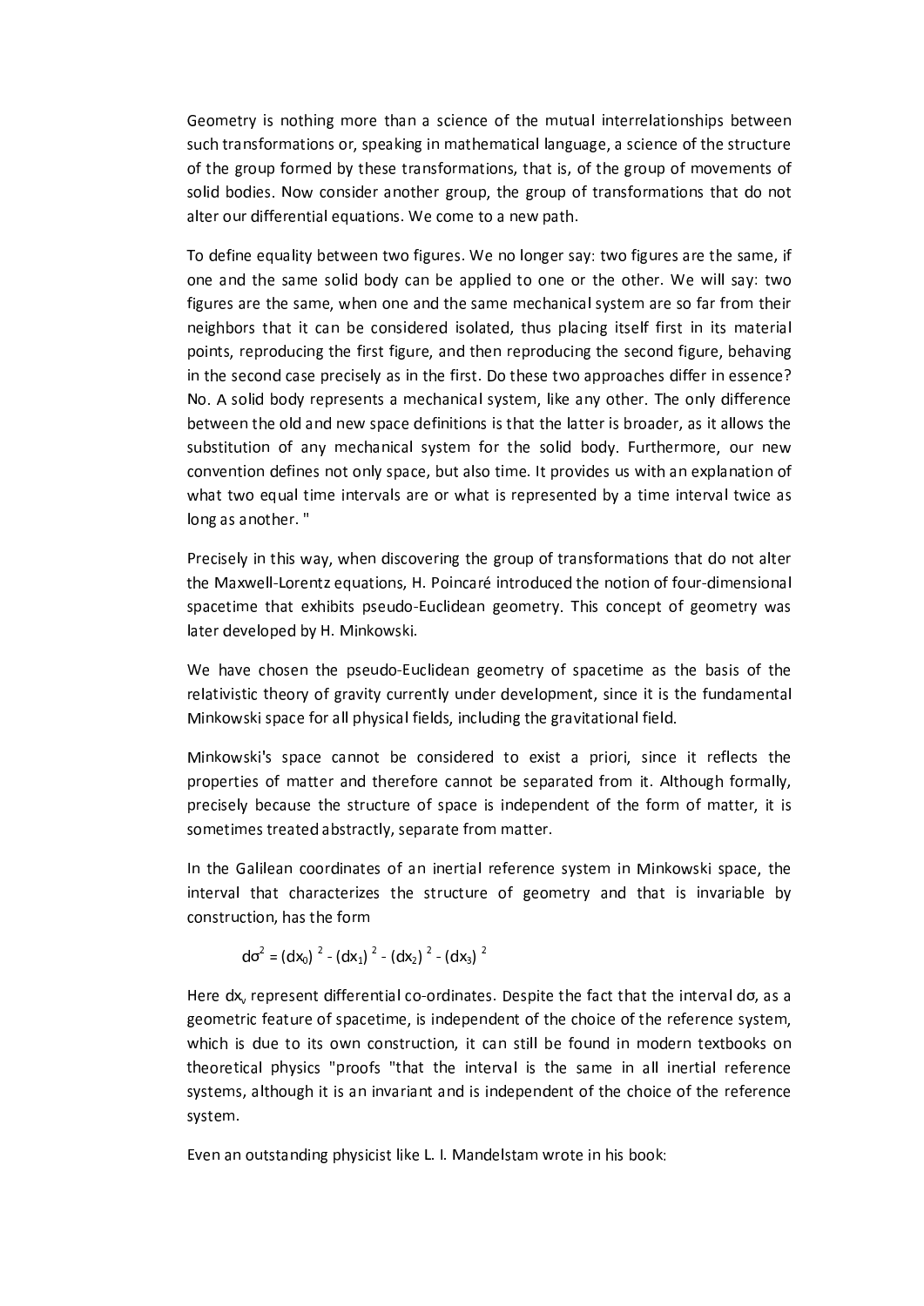Geometry is nothing more than a science of the mutual interrelationships between such transformations or, speaking in mathematical language, a science of the structure of the group formed by these transformations, that is, of the group of movements of solid bodies. Now consider another group, the group of transformations that do not alter our differential equations. We come to a new path.

To define equality between two figures. We no longer say: two figures are the same, if one and the same solid body can be applied to one or the other. We will say: two figures are the same, when one and the same mechanical system are so far from their neighbors that it can be considered isolated, thus placing itself first in its material points, reproducing the first figure, and then reproducing the second figure, behaving in the second case precisely as in the first. Do these two approaches differ in essence? No. A solid body represents a mechanical system, like any other. The only difference between the old and new space definitions is that the latter is broader, as it allows the substitution of any mechanical system for the solid body. Furthermore, our new convention defines not only space, but also time. It provides us with an explanation of what two equal time intervals are or what is represented by a time interval twice as long as another. "

Precisely in this way, when discovering the group of transformations that do not alter the Maxwell-Lorentz equations, H. Poincaré introduced the notion of four-dimensional spacetime that exhibits pseudo-Euclidean geometry. This concept of geometry was later developed by H. Minkowski.

We have chosen the pseudo-Euclidean geometry of spacetime as the basis of the relativistic theory of gravity currently under development, since it is the fundamental Minkowski space for all physical fields, including the gravitational field.

Minkowski's space cannot be considered to exist a priori, since it reflects the properties of matter and therefore cannot be separated from it. Although formally, precisely because the structure of space is independent of the form of matter, it is sometimes treated abstractly, separate from matter.

In the Galilean coordinates of an inertial reference system in Minkowski space, the interval that characterizes the structure of geometry and that is invariable by construction, has the form

$$d\sigma^2 = (dx_0)^2 - (dx_1)^2 - (dx_2)^2 - (dx_3)^2$$

Here $dx_\nu$ represent differential co-ordinates. Despite the fact that the interval $d\sigma$, as a geometric feature of spacetime, is independent of the choice of the reference system, which is due to its own construction, it can still be found in modern textbooks on theoretical physics "proofs "that the interval is the same in all inertial reference systems, although it is an invariant and is independent of the choice of the reference system.

Even an outstanding physicist like L. I. Mandelstam wrote in his book: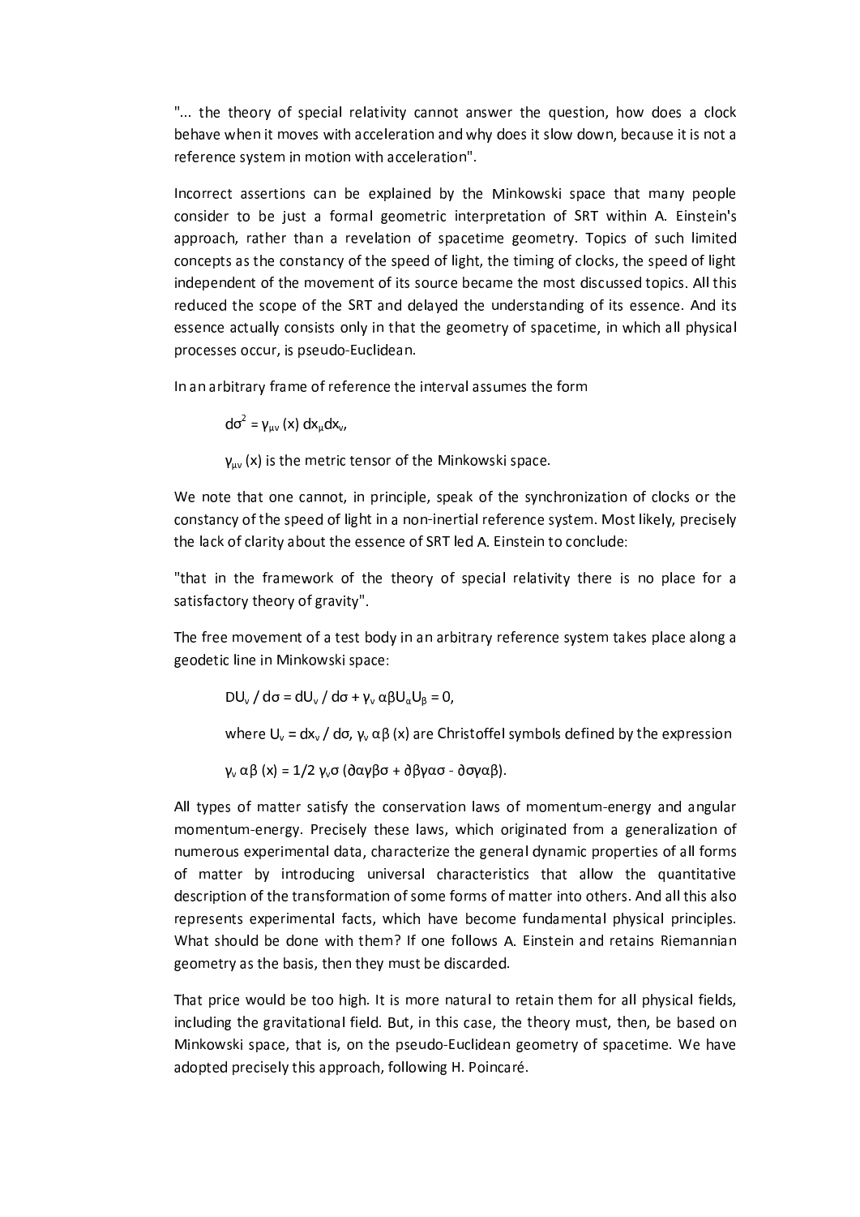"... the theory of special relativity cannot answer the question, how does a clock behave when it moves with acceleration and why does it slow down, because it is not a reference system in motion with acceleration".

Incorrect assertions can be explained by the Minkowski space that many people consider to be just a formal geometric interpretation of SRT within A. Einstein's approach, rather than a revelation of spacetime geometry. Topics of such limited concepts as the constancy of the speed of light, the timing of clocks, the speed of light independent of the movement of its source became the most discussed topics. All this reduced the scope of the SRT and delayed the understanding of its essence. And its essence actually consists only in that the geometry of spacetime, in which all physical processes occur, is pseudo-Euclidean.

In an arbitrary frame of reference the interval assumes the form

$$d\sigma^2 = \gamma_{\mu\nu}(x)\, dx_\mu dx_\nu,$$

$\gamma_{\mu\nu}(x)$ is the metric tensor of the Minkowski space.

We note that one cannot, in principle, speak of the synchronization of clocks or the constancy of the speed of light in a non-inertial reference system. Most likely, precisely the lack of clarity about the essence of SRT led A. Einstein to conclude:

"that in the framework of the theory of special relativity there is no place for a satisfactory theory of gravity".

The free movement of a test body in an arbitrary reference system takes place along a geodetic line in Minkowski space:

$$DU_\nu / d\sigma = dU_\nu / d\sigma + \gamma_\nu\, \alpha\beta U_\alpha U_\beta = 0,$$

where $U_\nu = dx_\nu / d\sigma$, $\gamma_\nu\, \alpha\beta\, (x)$ are Christoffel symbols defined by the expression

$$\gamma_\nu\, \alpha\beta\, (x) = 1/2\, \gamma_\nu\sigma\, (\partial\alpha\gamma\beta\sigma + \partial\beta\gamma\alpha\sigma - \partial\sigma\gamma\alpha\beta).$$

All types of matter satisfy the conservation laws of momentum-energy and angular momentum-energy. Precisely these laws, which originated from a generalization of numerous experimental data, characterize the general dynamic properties of all forms of matter by introducing universal characteristics that allow the quantitative description of the transformation of some forms of matter into others. And all this also represents experimental facts, which have become fundamental physical principles. What should be done with them? If one follows A. Einstein and retains Riemannian geometry as the basis, then they must be discarded.

That price would be too high. It is more natural to retain them for all physical fields, including the gravitational field. But, in this case, the theory must, then, be based on Minkowski space, that is, on the pseudo-Euclidean geometry of spacetime. We have adopted precisely this approach, following H. Poincaré.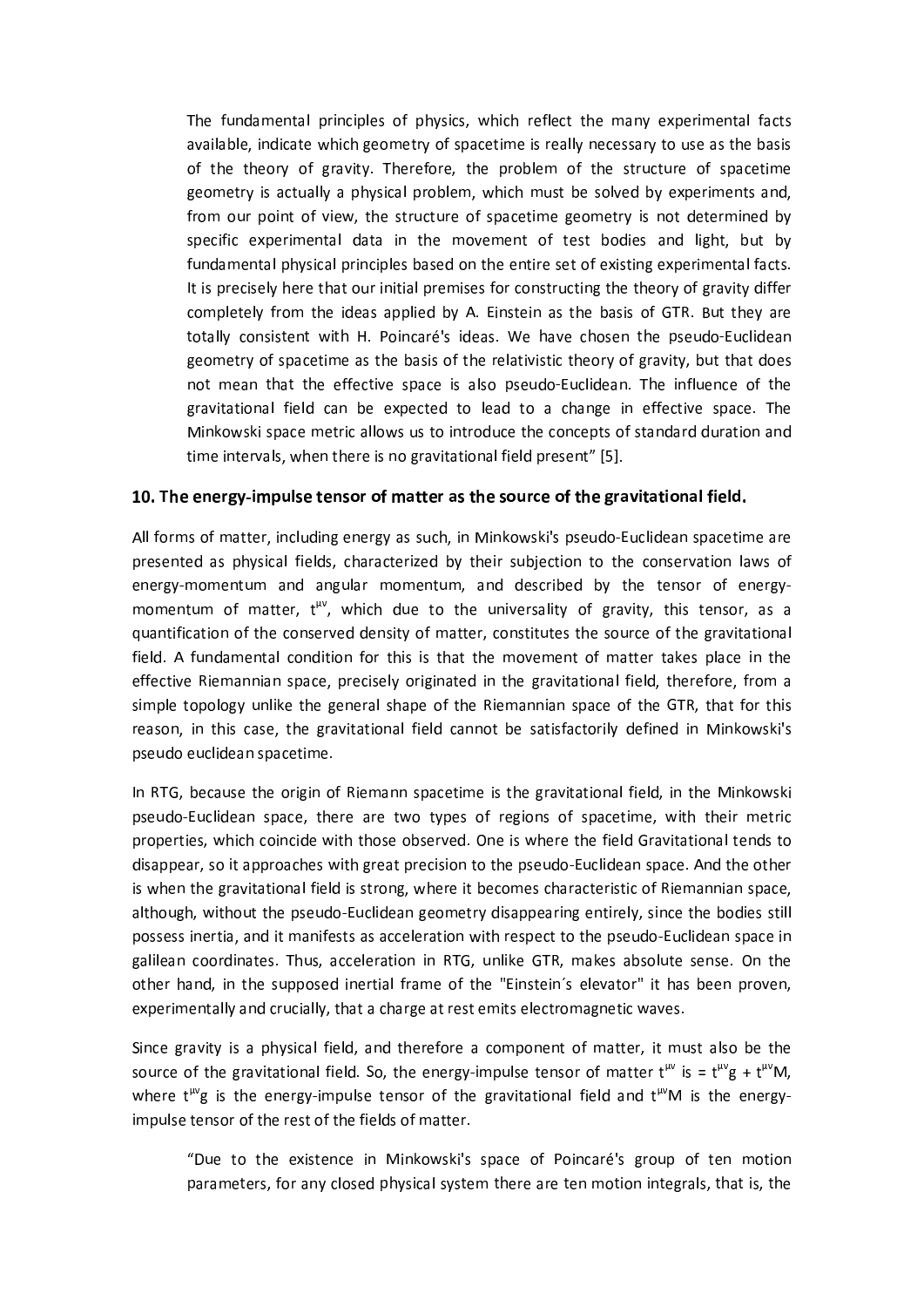> The fundamental principles of physics, which reflect the many experimental facts available, indicate which geometry of spacetime is really necessary to use as the basis of the theory of gravity. Therefore, the problem of the structure of spacetime geometry is actually a physical problem, which must be solved by experiments and, from our point of view, the structure of spacetime geometry is not determined by specific experimental data in the movement of test bodies and light, but by fundamental physical principles based on the entire set of existing experimental facts. It is precisely here that our initial premises for constructing the theory of gravity differ completely from the ideas applied by A. Einstein as the basis of GTR. But they are totally consistent with H. Poincaré's ideas. We have chosen the pseudo-Euclidean geometry of spacetime as the basis of the relativistic theory of gravity, but that does not mean that the effective space is also pseudo-Euclidean. The influence of the gravitational field can be expected to lead to a change in effective space. The Minkowski space metric allows us to introduce the concepts of standard duration and time intervals, when there is no gravitational field present" [5].

## 10. The energy-impulse tensor of matter as the source of the gravitational field.

All forms of matter, including energy as such, in Minkowski's pseudo-Euclidean spacetime are presented as physical fields, characterized by their subjection to the conservation laws of energy-momentum and angular momentum, and described by the tensor of energy-momentum of matter, $t^{\mu\nu}$, which due to the universality of gravity, this tensor, as a quantification of the conserved density of matter, constitutes the source of the gravitational field. A fundamental condition for this is that the movement of matter takes place in the effective Riemannian space, precisely originated in the gravitational field, therefore, from a simple topology unlike the general shape of the Riemannian space of the GTR, that for this reason, in this case, the gravitational field cannot be satisfactorily defined in Minkowski's pseudo euclidean spacetime.

In RTG, because the origin of Riemann spacetime is the gravitational field, in the Minkowski pseudo-Euclidean space, there are two types of regions of spacetime, with their metric properties, which coincide with those observed. One is where the field Gravitational tends to disappear, so it approaches with great precision to the pseudo-Euclidean space. And the other is when the gravitational field is strong, where it becomes characteristic of Riemannian space, although, without the pseudo-Euclidean geometry disappearing entirely, since the bodies still possess inertia, and it manifests as acceleration with respect to the pseudo-Euclidean space in galilean coordinates. Thus, acceleration in RTG, unlike GTR, makes absolute sense. On the other hand, in the supposed inertial frame of the "Einstein´s elevator" it has been proven, experimentally and crucially, that a charge at rest emits electromagnetic waves.

Since gravity is a physical field, and therefore a component of matter, it must also be the source of the gravitational field. So, the energy-impulse tensor of matter $t^{\mu\nu}$ is = $t^{\mu\nu}g$ + $t^{\mu\nu}M$, where $t^{\mu\nu}g$ is the energy-impulse tensor of the gravitational field and $t^{\mu\nu}M$ is the energy-impulse tensor of the rest of the fields of matter.

> "Due to the existence in Minkowski's space of Poincaré's group of ten motion parameters, for any closed physical system there are ten motion integrals, that is, the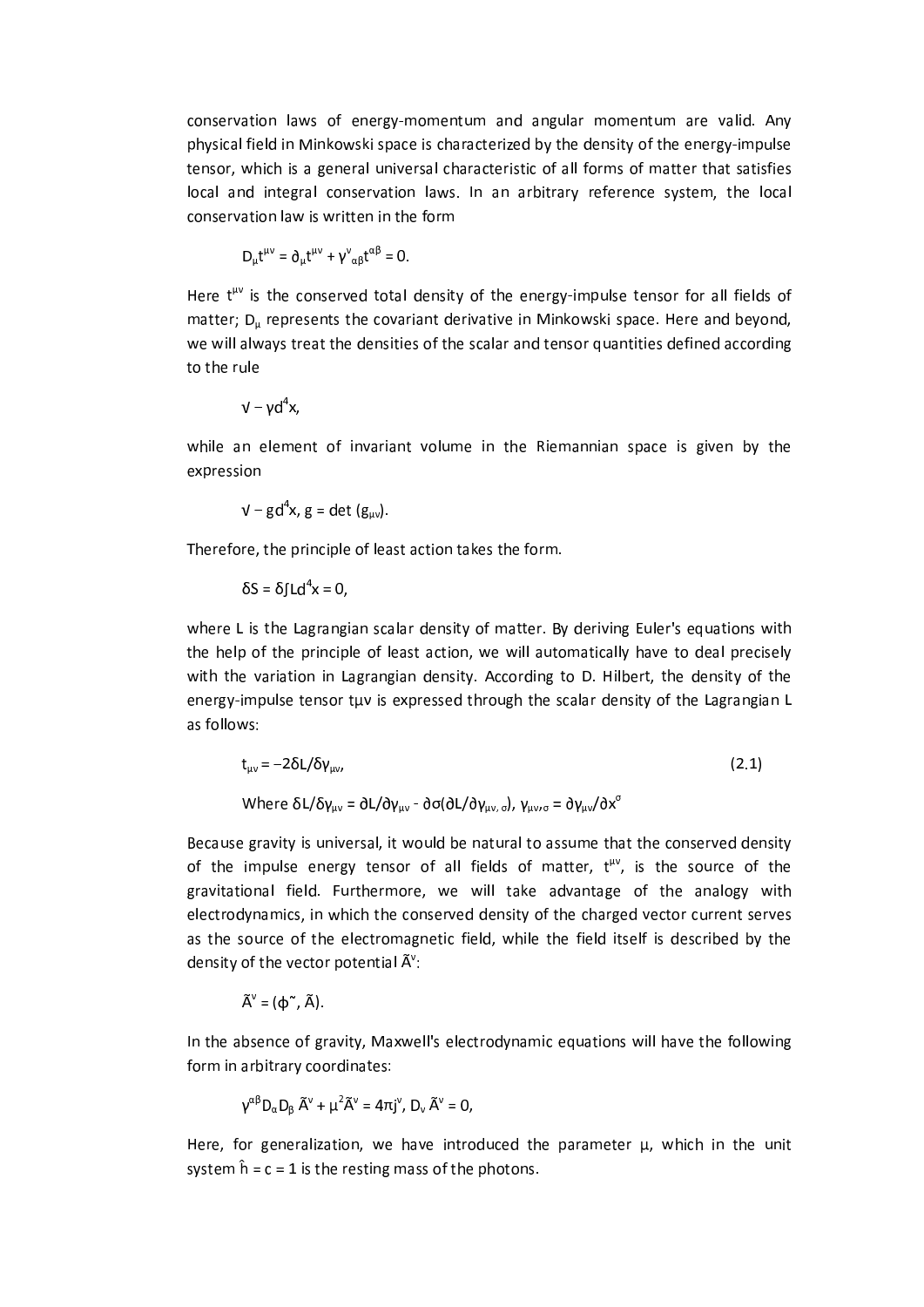conservation laws of energy-momentum and angular momentum are valid. Any physical field in Minkowski space is characterized by the density of the energy-impulse tensor, which is a general universal characteristic of all forms of matter that satisfies local and integral conservation laws. In an arbitrary reference system, the local conservation law is written in the form

$$D_\mu t^{\mu\nu} = \partial_\mu t^{\mu\nu} + \gamma^\nu_{\alpha\beta} t^{\alpha\beta} = 0.$$

Here $t^{\mu\nu}$ is the conserved total density of the energy-impulse tensor for all fields of matter; $D_\mu$ represents the covariant derivative in Minkowski space. Here and beyond, we will always treat the densities of the scalar and tensor quantities defined according to the rule

$$\sqrt{-\gamma} d^4x,$$

while an element of invariant volume in the Riemannian space is given by the expression

$$\sqrt{-g} d^4x, \ g = \det(g_{\mu\nu}).$$

Therefore, the principle of least action takes the form.

$$\delta S = \delta \int L d^4x = 0,$$

where L is the Lagrangian scalar density of matter. By deriving Euler's equations with the help of the principle of least action, we will automatically have to deal precisely with the variation in Lagrangian density. According to D. Hilbert, the density of the energy-impulse tensor $t_{\mu\nu}$ is expressed through the scalar density of the Lagrangian L as follows:

$$t_{\mu\nu} = -2\delta L/\delta\gamma_{\mu\nu}, \tag{2.1}$$

Where $\delta L/\delta\gamma_{\mu\nu} = \partial L/\partial\gamma_{\mu\nu} - \partial\sigma(\partial L/\partial\gamma_{\mu\nu,\sigma})$, $\gamma_{\mu\nu,\sigma} = \partial\gamma_{\mu\nu}/\partial x^\sigma$

Because gravity is universal, it would be natural to assume that the conserved density of the impulse energy tensor of all fields of matter, $t^{\mu\nu}$, is the source of the gravitational field. Furthermore, we will take advantage of the analogy with electrodynamics, in which the conserved density of the charged vector current serves as the source of the electromagnetic field, while the field itself is described by the density of the vector potential $\tilde{A}^\nu$:

$$\tilde{A}^\nu = (\tilde{\phi}, \tilde{A}).$$

In the absence of gravity, Maxwell's electrodynamic equations will have the following form in arbitrary coordinates:

$$\gamma^{\alpha\beta} D_\alpha D_\beta \tilde{A}^\nu + \mu^2 \tilde{A}^\nu = 4\pi j^\nu, \ D_\nu \tilde{A}^\nu = 0,$$

Here, for generalization, we have introduced the parameter $\mu$, which in the unit system $\hbar = c = 1$ is the resting mass of the photons.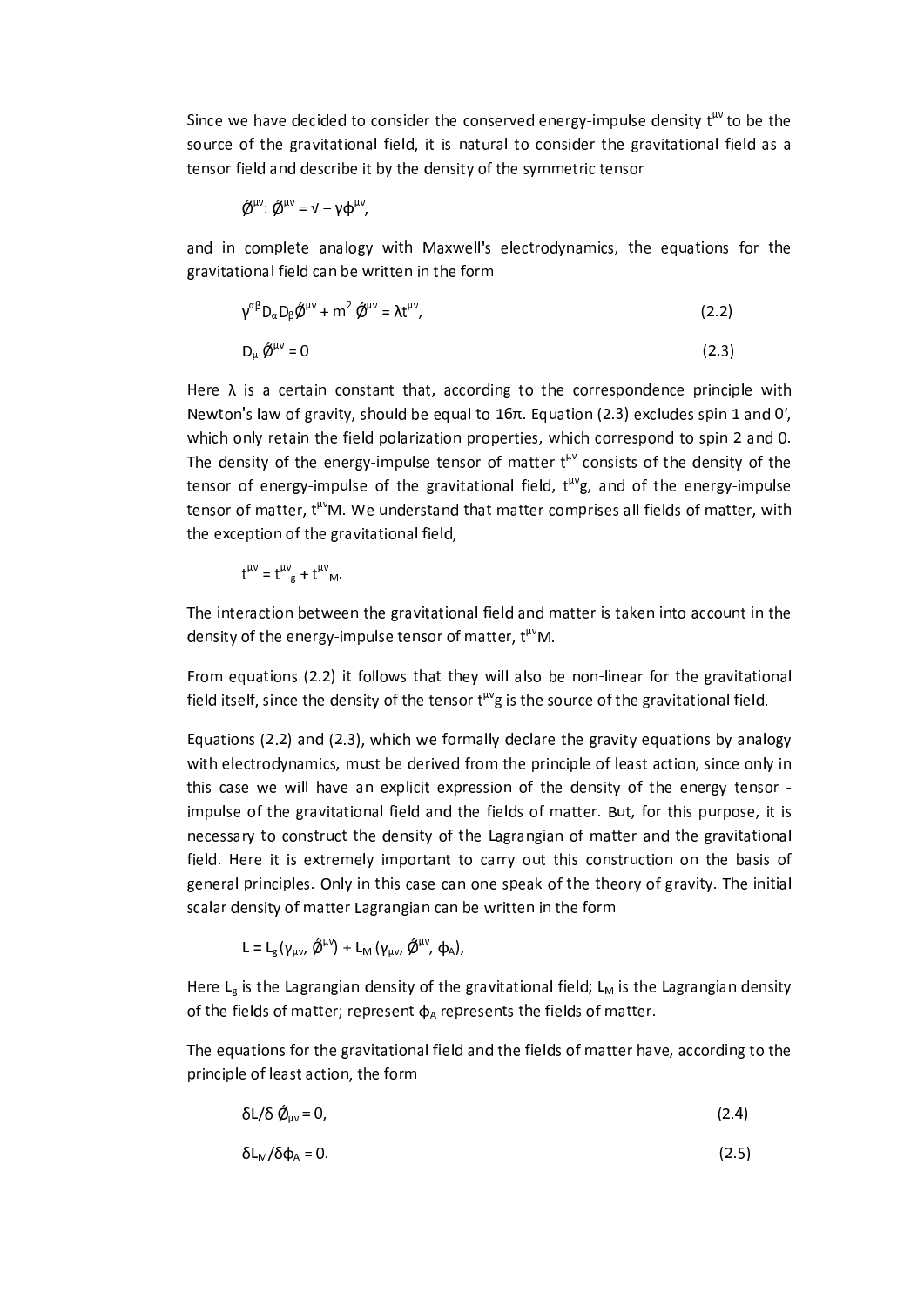Since we have decided to consider the conserved energy-impulse density $t^{\mu\nu}$ to be the source of the gravitational field, it is natural to consider the gravitational field as a tensor field and describe it by the density of the symmetric tensor

$$\tilde{\phi}^{\mu\nu}: \tilde{\phi}^{\mu\nu} = \sqrt{-\gamma}\phi^{\mu\nu},$$

and in complete analogy with Maxwell's electrodynamics, the equations for the gravitational field can be written in the form

$$\gamma^{\alpha\beta} D_\alpha D_\beta \tilde{\phi}^{\mu\nu} + m^2 \tilde{\phi}^{\mu\nu} = \lambda t^{\mu\nu}, \quad (2.2)$$

$$D_\mu \tilde{\phi}^{\mu\nu} = 0 \quad (2.3)$$

Here $\lambda$ is a certain constant that, according to the correspondence principle with Newton's law of gravity, should be equal to $16\pi$. Equation (2.3) excludes spin 1 and 0′, which only retain the field polarization properties, which correspond to spin 2 and 0. The density of the energy-impulse tensor of matter $t^{\mu\nu}$ consists of the density of the tensor of energy-impulse of the gravitational field, $t^{\mu\nu}{}_g$, and of the energy-impulse tensor of matter, $t^{\mu\nu}{}_M$. We understand that matter comprises all fields of matter, with the exception of the gravitational field,

$$t^{\mu\nu} = t^{\mu\nu}_g + t^{\mu\nu}_M.$$

The interaction between the gravitational field and matter is taken into account in the density of the energy-impulse tensor of matter, $t^{\mu\nu}{}_M$.

From equations (2.2) it follows that they will also be non-linear for the gravitational field itself, since the density of the tensor $t^{\mu\nu}{}_g$ is the source of the gravitational field.

Equations (2.2) and (2.3), which we formally declare the gravity equations by analogy with electrodynamics, must be derived from the principle of least action, since only in this case we will have an explicit expression of the density of the energy tensor - impulse of the gravitational field and the fields of matter. But, for this purpose, it is necessary to construct the density of the Lagrangian of matter and the gravitational field. Here it is extremely important to carry out this construction on the basis of general principles. Only in this case can one speak of the theory of gravity. The initial scalar density of matter Lagrangian can be written in the form

$$L = L_g(\gamma_{\mu\nu}, \tilde{\phi}^{\mu\nu}) + L_M(\gamma_{\mu\nu}, \tilde{\phi}^{\mu\nu}, \phi_A),$$

Here $L_g$ is the Lagrangian density of the gravitational field; $L_M$ is the Lagrangian density of the fields of matter; represent $\phi_A$ represents the fields of matter.

The equations for the gravitational field and the fields of matter have, according to the principle of least action, the form

$$\delta L/\delta \tilde{\phi}_{\mu\nu} = 0, \quad (2.4)$$

$$\delta L_M/\delta \phi_A = 0. \quad (2.5)$$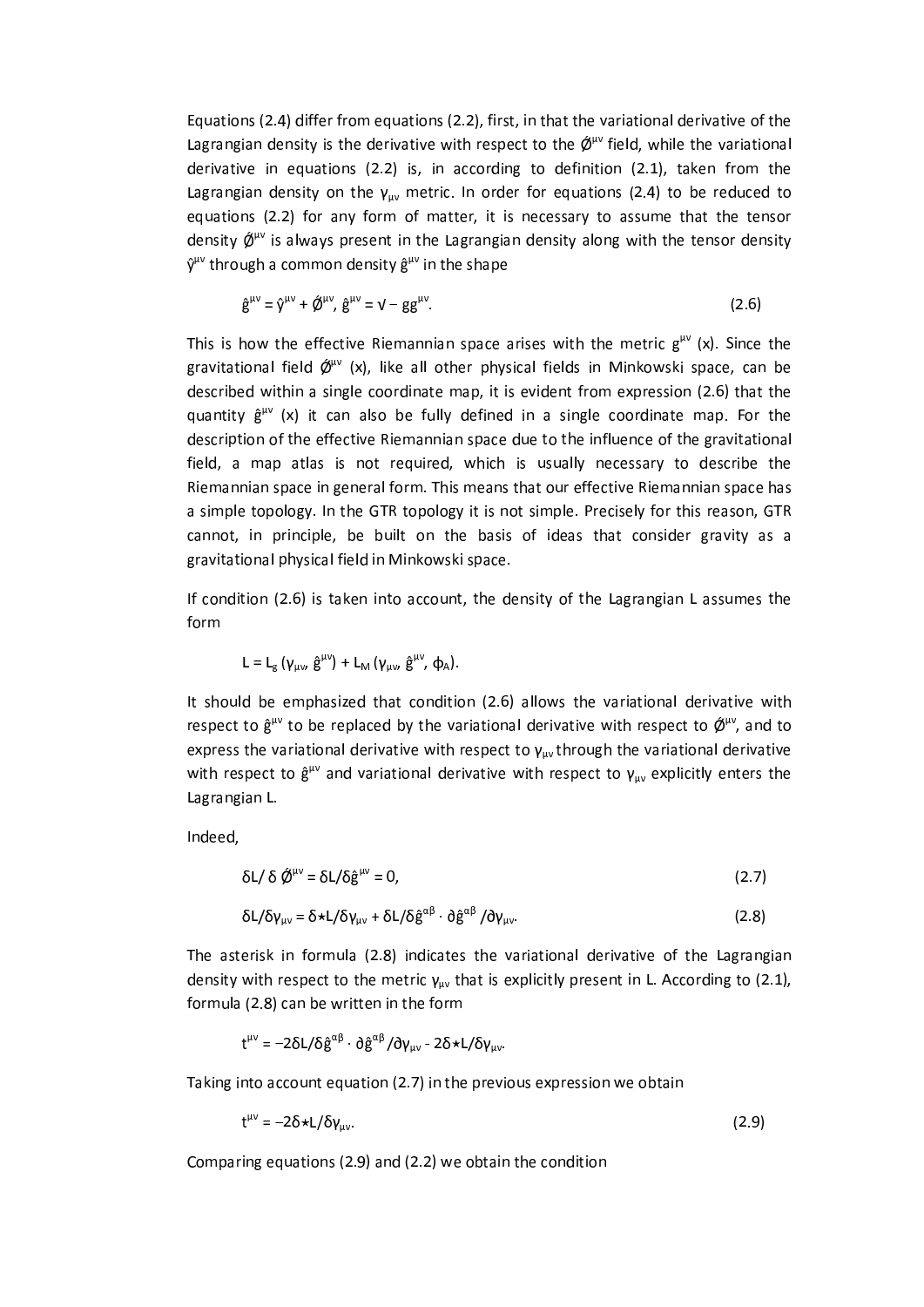Equations (2.4) differ from equations (2.2), first, in that the variational derivative of the Lagrangian density is the derivative with respect to the $\hat{\phi}^{\mu\nu}$ field, while the variational derivative in equations (2.2) is, in according to definition (2.1), taken from the Lagrangian density on the $\gamma_{\mu\nu}$ metric. In order for equations (2.4) to be reduced to equations (2.2) for any form of matter, it is necessary to assume that the tensor density $\hat{\phi}^{\mu\nu}$ is always present in the Lagrangian density along with the tensor density $\hat{\gamma}^{\mu\nu}$ through a common density $\hat{g}^{\mu\nu}$ in the shape

$$\hat{g}^{\mu\nu} = \hat{\gamma}^{\mu\nu} + \hat{\phi}^{\mu\nu},\ \hat{g}^{\mu\nu} = \sqrt{-g}g^{\mu\nu}. \tag{2.6}$$

This is how the effective Riemannian space arises with the metric $g^{\mu\nu}(x)$. Since the gravitational field $\hat{\phi}^{\mu\nu}(x)$, like all other physical fields in Minkowski space, can be described within a single coordinate map, it is evident from expression (2.6) that the quantity $\hat{g}^{\mu\nu}(x)$ it can also be fully defined in a single coordinate map. For the description of the effective Riemannian space due to the influence of the gravitational field, a map atlas is not required, which is usually necessary to describe the Riemannian space in general form. This means that our effective Riemannian space has a simple topology. In the GTR topology it is not simple. Precisely for this reason, GTR cannot, in principle, be built on the basis of ideas that consider gravity as a gravitational physical field in Minkowski space.

If condition (2.6) is taken into account, the density of the Lagrangian L assumes the form

$$L = L_g(\gamma_{\mu\nu}, \hat{g}^{\mu\nu}) + L_M(\gamma_{\mu\nu}, \hat{g}^{\mu\nu}, \phi_A).$$

It should be emphasized that condition (2.6) allows the variational derivative with respect to $\hat{g}^{\mu\nu}$ to be replaced by the variational derivative with respect to $\hat{\phi}^{\mu\nu}$, and to express the variational derivative with respect to $\gamma_{\mu\nu}$ through the variational derivative with respect to $\hat{g}^{\mu\nu}$ and variational derivative with respect to $\gamma_{\mu\nu}$ explicitly enters the Lagrangian L.

Indeed,

$$\delta L/\delta\hat{\phi}^{\mu\nu} = \delta L/\delta\hat{g}^{\mu\nu} = 0, \tag{2.7}$$

$$\delta L/\delta\gamma_{\mu\nu} = \delta{\star}L/\delta\gamma_{\mu\nu} + \delta L/\delta\hat{g}^{\alpha\beta} \cdot \partial\hat{g}^{\alpha\beta}/\partial\gamma_{\mu\nu}. \tag{2.8}$$

The asterisk in formula (2.8) indicates the variational derivative of the Lagrangian density with respect to the metric $\gamma_{\mu\nu}$ that is explicitly present in L. According to (2.1), formula (2.8) can be written in the form

$$t^{\mu\nu} = -2\delta L/\delta\hat{g}^{\alpha\beta} \cdot \partial\hat{g}^{\alpha\beta}/\partial\gamma_{\mu\nu} - 2\delta{\star}L/\delta\gamma_{\mu\nu}.$$

Taking into account equation (2.7) in the previous expression we obtain

$$t^{\mu\nu} = -2\delta{\star}L/\delta\gamma_{\mu\nu}. \tag{2.9}$$

Comparing equations (2.9) and (2.2) we obtain the condition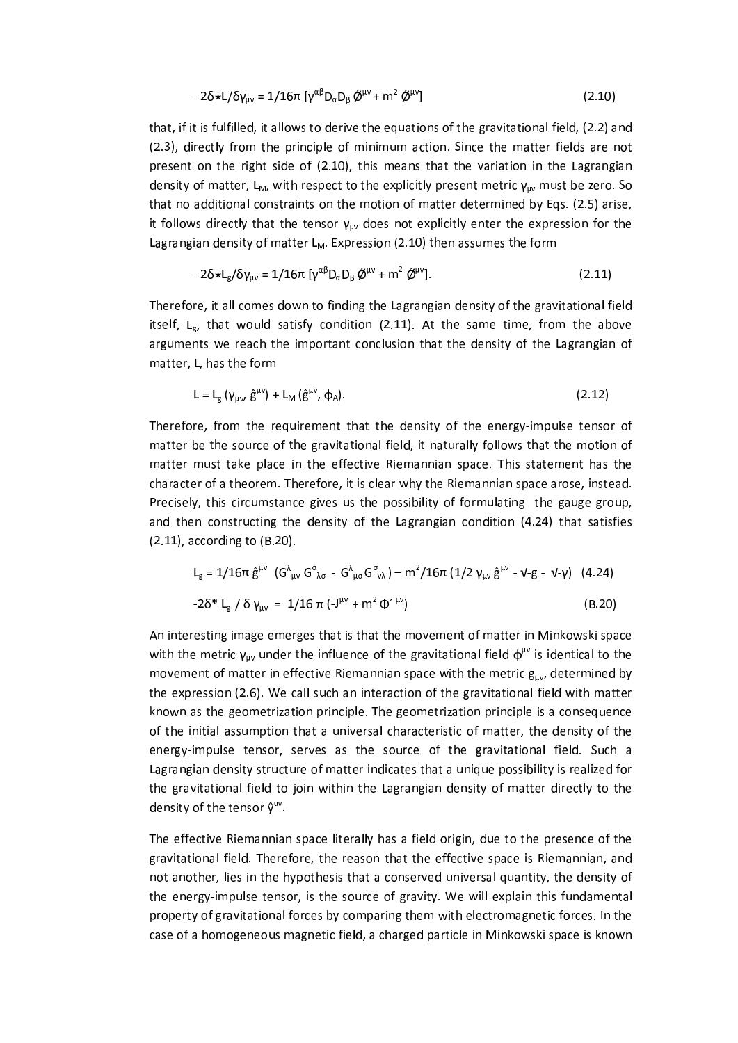$$- 2\delta{\star}L/\delta\gamma_{\mu\nu} = 1/16\pi\, [\gamma^{\alpha\beta}D_\alpha D_\beta\, \tilde{\Phi}^{\mu\nu} + m^2\, \tilde{\Phi}^{\mu\nu}] \qquad (2.10)$$

that, if it is fulfilled, it allows to derive the equations of the gravitational field, (2.2) and (2.3), directly from the principle of minimum action. Since the matter fields are not present on the right side of (2.10), this means that the variation in the Lagrangian density of matter, $L_M$, with respect to the explicitly present metric $\gamma_{\mu\nu}$ must be zero. So that no additional constraints on the motion of matter determined by Eqs. (2.5) arise, it follows directly that the tensor $\gamma_{\mu\nu}$ does not explicitly enter the expression for the Lagrangian density of matter $L_M$. Expression (2.10) then assumes the form

$$- 2\delta{\star}L_g/\delta\gamma_{\mu\nu} = 1/16\pi\, [\gamma^{\alpha\beta}D_\alpha D_\beta\, \tilde{\Phi}^{\mu\nu} + m^2\, \tilde{\Phi}^{\mu\nu}]. \qquad (2.11)$$

Therefore, it all comes down to finding the Lagrangian density of the gravitational field itself, $L_g$, that would satisfy condition (2.11). At the same time, from the above arguments we reach the important conclusion that the density of the Lagrangian of matter, L, has the form

$$L = L_g\, (\gamma_{\mu\nu}, \hat{g}^{\mu\nu}) + L_M\, (\hat{g}^{\mu\nu}, \phi_A). \qquad (2.12)$$

Therefore, from the requirement that the density of the energy-impulse tensor of matter be the source of the gravitational field, it naturally follows that the motion of matter must take place in the effective Riemannian space. This statement has the character of a theorem. Therefore, it is clear why the Riemannian space arose, instead. Precisely, this circumstance gives us the possibility of formulating the gauge group, and then constructing the density of the Lagrangian condition (4.24) that satisfies (2.11), according to (B.20).

$$L_g = 1/16\pi\, \hat{g}^{\mu\nu}\, (G^\lambda_{\mu\nu}\, G^\sigma_{\lambda\sigma} - G^\lambda_{\mu\sigma} G^\sigma_{\nu\lambda}) - m^2/16\pi\, (1/2\, \gamma_{\mu\nu}\, \hat{g}^{\mu\nu} - \sqrt{-g} - \sqrt{-\gamma}) \quad (4.24)$$

$$-2\delta^*\, L_g\, /\, \delta\, \gamma_{\mu\nu} = 1/16\, \pi\, (-J^{\mu\nu} + m^2\, \Phi'^{\,\mu\nu}) \qquad (B.20)$$

An interesting image emerges that is that the movement of matter in Minkowski space with the metric $\gamma_{\mu\nu}$ under the influence of the gravitational field $\phi^{\mu\nu}$ is identical to the movement of matter in effective Riemannian space with the metric $g_{\mu\nu}$, determined by the expression (2.6). We call such an interaction of the gravitational field with matter known as the geometrization principle. The geometrization principle is a consequence of the initial assumption that a universal characteristic of matter, the density of the energy-impulse tensor, serves as the source of the gravitational field. Such a Lagrangian density structure of matter indicates that a unique possibility is realized for the gravitational field to join within the Lagrangian density of matter directly to the density of the tensor $\hat{\gamma}^{\mu\nu}$.

The effective Riemannian space literally has a field origin, due to the presence of the gravitational field. Therefore, the reason that the effective space is Riemannian, and not another, lies in the hypothesis that a conserved universal quantity, the density of the energy-impulse tensor, is the source of gravity. We will explain this fundamental property of gravitational forces by comparing them with electromagnetic forces. In the case of a homogeneous magnetic field, a charged particle in Minkowski space is known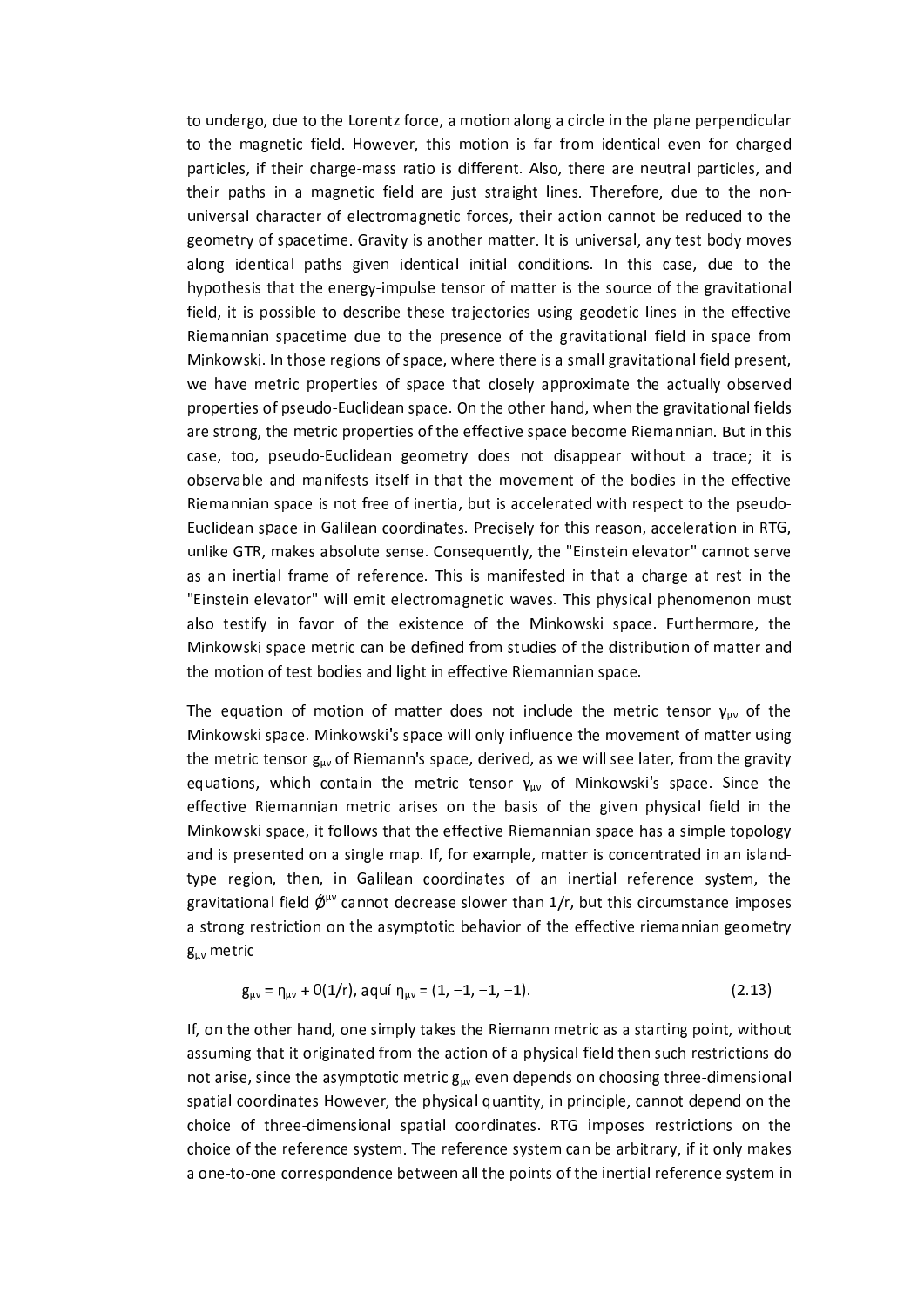to undergo, due to the Lorentz force, a motion along a circle in the plane perpendicular to the magnetic field. However, this motion is far from identical even for charged particles, if their charge-mass ratio is different. Also, there are neutral particles, and their paths in a magnetic field are just straight lines. Therefore, due to the non-universal character of electromagnetic forces, their action cannot be reduced to the geometry of spacetime. Gravity is another matter. It is universal, any test body moves along identical paths given identical initial conditions. In this case, due to the hypothesis that the energy-impulse tensor of matter is the source of the gravitational field, it is possible to describe these trajectories using geodetic lines in the effective Riemannian spacetime due to the presence of the gravitational field in space from Minkowski. In those regions of space, where there is a small gravitational field present, we have metric properties of space that closely approximate the actually observed properties of pseudo-Euclidean space. On the other hand, when the gravitational fields are strong, the metric properties of the effective space become Riemannian. But in this case, too, pseudo-Euclidean geometry does not disappear without a trace; it is observable and manifests itself in that the movement of the bodies in the effective Riemannian space is not free of inertia, but is accelerated with respect to the pseudo-Euclidean space in Galilean coordinates. Precisely for this reason, acceleration in RTG, unlike GTR, makes absolute sense. Consequently, the "Einstein elevator" cannot serve as an inertial frame of reference. This is manifested in that a charge at rest in the "Einstein elevator" will emit electromagnetic waves. This physical phenomenon must also testify in favor of the existence of the Minkowski space. Furthermore, the Minkowski space metric can be defined from studies of the distribution of matter and the motion of test bodies and light in effective Riemannian space.

The equation of motion of matter does not include the metric tensor $\gamma_{\mu\nu}$ of the Minkowski space. Minkowski's space will only influence the movement of matter using the metric tensor $g_{\mu\nu}$ of Riemann's space, derived, as we will see later, from the gravity equations, which contain the metric tensor $\gamma_{\mu\nu}$ of Minkowski's space. Since the effective Riemannian metric arises on the basis of the given physical field in the Minkowski space, it follows that the effective Riemannian space has a simple topology and is presented on a single map. If, for example, matter is concentrated in an island-type region, then, in Galilean coordinates of an inertial reference system, the gravitational field $\tilde{\phi}^{\mu\nu}$ cannot decrease slower than 1/r, but this circumstance imposes a strong restriction on the asymptotic behavior of the effective riemannian geometry $g_{\mu\nu}$ metric

$$g_{\mu\nu} = \eta_{\mu\nu} + 0(1/r), \text{ aquí } \eta_{\mu\nu} = (1, -1, -1, -1). \tag{2.13}$$

If, on the other hand, one simply takes the Riemann metric as a starting point, without assuming that it originated from the action of a physical field then such restrictions do not arise, since the asymptotic metric $g_{\mu\nu}$ even depends on choosing three-dimensional spatial coordinates However, the physical quantity, in principle, cannot depend on the choice of three-dimensional spatial coordinates. RTG imposes restrictions on the choice of the reference system. The reference system can be arbitrary, if it only makes a one-to-one correspondence between all the points of the inertial reference system in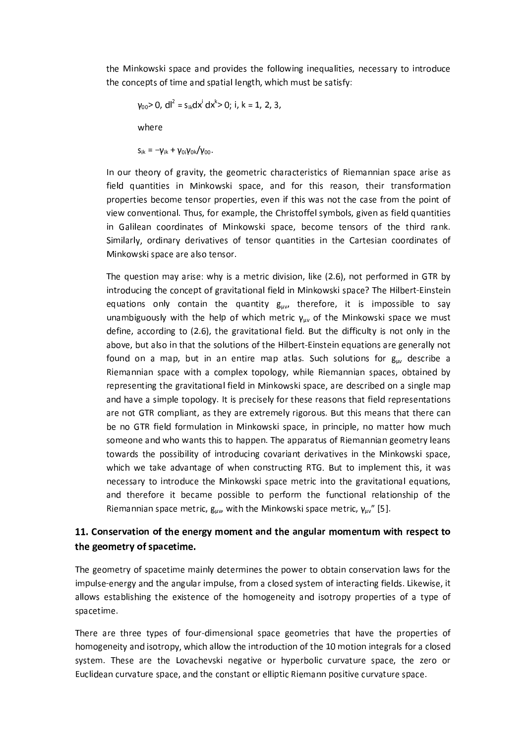the Minkowski space and provides the following inequalities, necessary to introduce the concepts of time and spatial length, which must be satisfy:

$$\gamma_{00} > 0,\ dl^2 = s_{ik} dx^i dx^k > 0;\ i, k = 1, 2, 3,$$

where

$$s_{ik} = -\gamma_{ik} + \gamma_{0i}\gamma_{0k}/\gamma_{00}.$$

In our theory of gravity, the geometric characteristics of Riemannian space arise as field quantities in Minkowski space, and for this reason, their transformation properties become tensor properties, even if this was not the case from the point of view conventional. Thus, for example, the Christoffel symbols, given as field quantities in Galilean coordinates of Minkowski space, become tensors of the third rank. Similarly, ordinary derivatives of tensor quantities in the Cartesian coordinates of Minkowski space are also tensor.

The question may arise: why is a metric division, like (2.6), not performed in GTR by introducing the concept of gravitational field in Minkowski space? The Hilbert-Einstein equations only contain the quantity $g_{\mu\nu}$, therefore, it is impossible to say unambiguously with the help of which metric $\gamma_{\mu\nu}$ of the Minkowski space we must define, according to (2.6), the gravitational field. But the difficulty is not only in the above, but also in that the solutions of the Hilbert-Einstein equations are generally not found on a map, but in an entire map atlas. Such solutions for $g_{\mu\nu}$ describe a Riemannian space with a complex topology, while Riemannian spaces, obtained by representing the gravitational field in Minkowski space, are described on a single map and have a simple topology. It is precisely for these reasons that field representations are not GTR compliant, as they are extremely rigorous. But this means that there can be no GTR field formulation in Minkowski space, in principle, no matter how much someone and who wants this to happen. The apparatus of Riemannian geometry leans towards the possibility of introducing covariant derivatives in the Minkowski space, which we take advantage of when constructing RTG. But to implement this, it was necessary to introduce the Minkowski space metric into the gravitational equations, and therefore it became possible to perform the functional relationship of the Riemannian space metric, $g_{\mu\nu}$, with the Minkowski space metric, $\gamma_{\mu\nu}$" [5].

## 11. Conservation of the energy moment and the angular momentum with respect to the geometry of spacetime.

The geometry of spacetime mainly determines the power to obtain conservation laws for the impulse-energy and the angular impulse, from a closed system of interacting fields. Likewise, it allows establishing the existence of the homogeneity and isotropy properties of a type of spacetime.

There are three types of four-dimensional space geometries that have the properties of homogeneity and isotropy, which allow the introduction of the 10 motion integrals for a closed system. These are the Lovachevski negative or hyperbolic curvature space, the zero or Euclidean curvature space, and the constant or elliptic Riemann positive curvature space.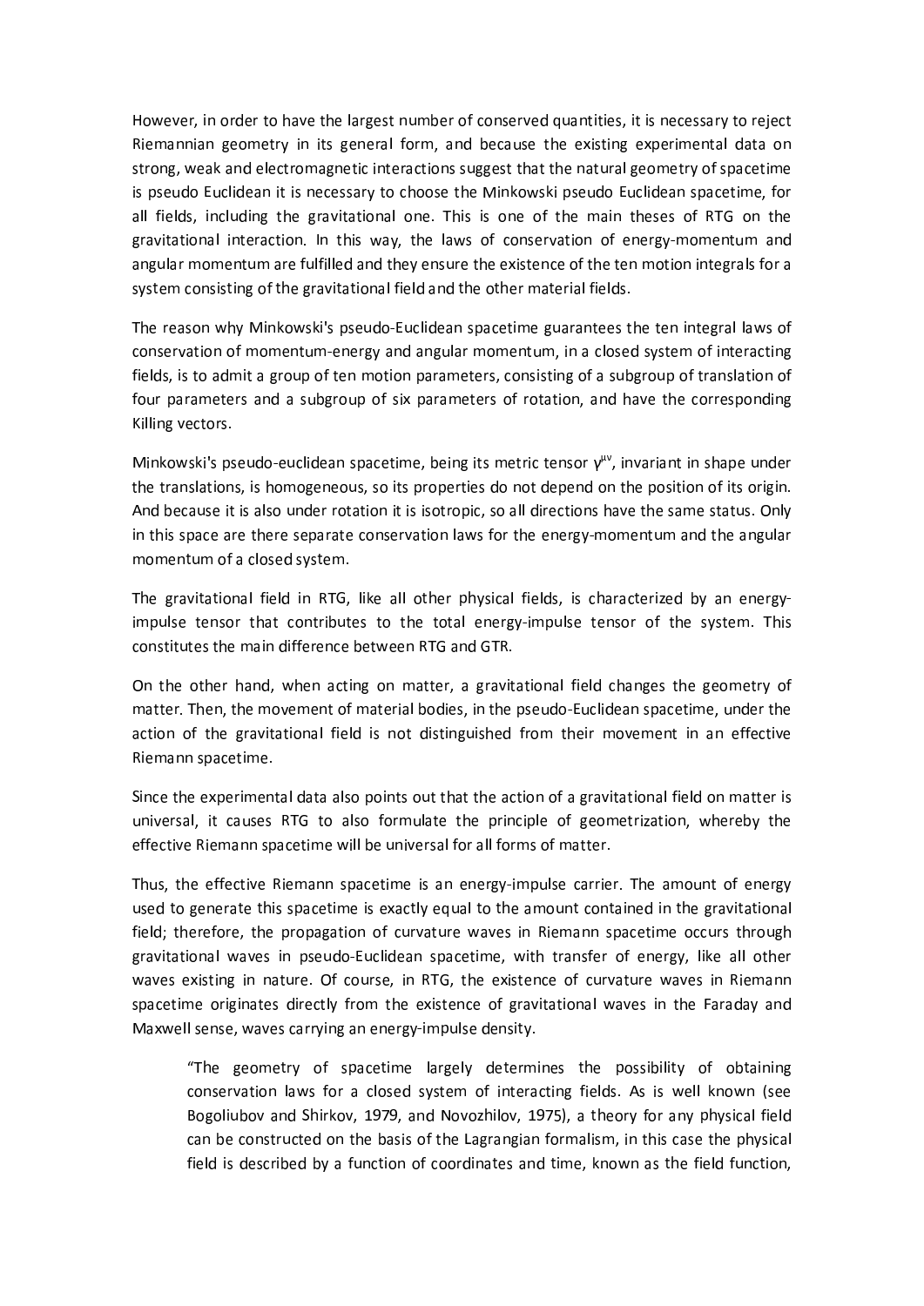However, in order to have the largest number of conserved quantities, it is necessary to reject Riemannian geometry in its general form, and because the existing experimental data on strong, weak and electromagnetic interactions suggest that the natural geometry of spacetime is pseudo Euclidean it is necessary to choose the Minkowski pseudo Euclidean spacetime, for all fields, including the gravitational one. This is one of the main theses of RTG on the gravitational interaction. In this way, the laws of conservation of energy-momentum and angular momentum are fulfilled and they ensure the existence of the ten motion integrals for a system consisting of the gravitational field and the other material fields.

The reason why Minkowski's pseudo-Euclidean spacetime guarantees the ten integral laws of conservation of momentum-energy and angular momentum, in a closed system of interacting fields, is to admit a group of ten motion parameters, consisting of a subgroup of translation of four parameters and a subgroup of six parameters of rotation, and have the corresponding Killing vectors.

Minkowski's pseudo-euclidean spacetime, being its metric tensor $\gamma^{\mu\nu}$, invariant in shape under the translations, is homogeneous, so its properties do not depend on the position of its origin. And because it is also under rotation it is isotropic, so all directions have the same status. Only in this space are there separate conservation laws for the energy-momentum and the angular momentum of a closed system.

The gravitational field in RTG, like all other physical fields, is characterized by an energy-impulse tensor that contributes to the total energy-impulse tensor of the system. This constitutes the main difference between RTG and GTR.

On the other hand, when acting on matter, a gravitational field changes the geometry of matter. Then, the movement of material bodies, in the pseudo-Euclidean spacetime, under the action of the gravitational field is not distinguished from their movement in an effective Riemann spacetime.

Since the experimental data also points out that the action of a gravitational field on matter is universal, it causes RTG to also formulate the principle of geometrization, whereby the effective Riemann spacetime will be universal for all forms of matter.

Thus, the effective Riemann spacetime is an energy-impulse carrier. The amount of energy used to generate this spacetime is exactly equal to the amount contained in the gravitational field; therefore, the propagation of curvature waves in Riemann spacetime occurs through gravitational waves in pseudo-Euclidean spacetime, with transfer of energy, like all other waves existing in nature. Of course, in RTG, the existence of curvature waves in Riemann spacetime originates directly from the existence of gravitational waves in the Faraday and Maxwell sense, waves carrying an energy-impulse density.

> "The geometry of spacetime largely determines the possibility of obtaining conservation laws for a closed system of interacting fields. As is well known (see Bogoliubov and Shirkov, 1979, and Novozhilov, 1975), a theory for any physical field can be constructed on the basis of the Lagrangian formalism, in this case the physical field is described by a function of coordinates and time, known as the field function,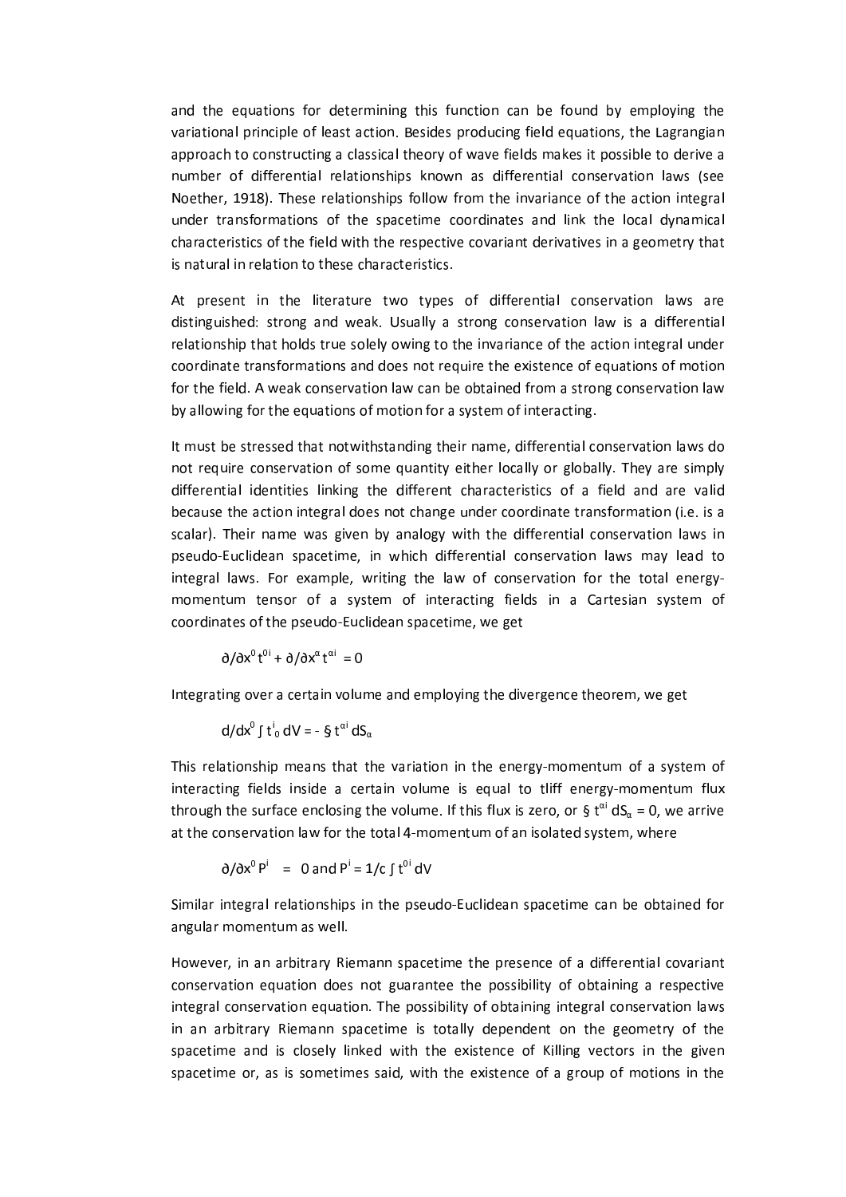and the equations for determining this function can be found by employing the variational principle of least action. Besides producing field equations, the Lagrangian approach to constructing a classical theory of wave fields makes it possible to derive a number of differential relationships known as differential conservation laws (see Noether, 1918). These relationships follow from the invariance of the action integral under transformations of the spacetime coordinates and link the local dynamical characteristics of the field with the respective covariant derivatives in a geometry that is natural in relation to these characteristics.

At present in the literature two types of differential conservation laws are distinguished: strong and weak. Usually a strong conservation law is a differential relationship that holds true solely owing to the invariance of the action integral under coordinate transformations and does not require the existence of equations of motion for the field. A weak conservation law can be obtained from a strong conservation law by allowing for the equations of motion for a system of interacting.

It must be stressed that notwithstanding their name, differential conservation laws do not require conservation of some quantity either locally or globally. They are simply differential identities linking the different characteristics of a field and are valid because the action integral does not change under coordinate transformation (i.e. is a scalar). Their name was given by analogy with the differential conservation laws in pseudo-Euclidean spacetime, in which differential conservation laws may lead to integral laws. For example, writing the law of conservation for the total energy-momentum tensor of a system of interacting fields in a Cartesian system of coordinates of the pseudo-Euclidean spacetime, we get

$$\partial/\partial x^0 t^{0i} + \partial/\partial x^\alpha t^{\alpha i} = 0$$

Integrating over a certain volume and employing the divergence theorem, we get

$$d/dx^0 \int t^i_0 \, dV = - \S \, t^{\alpha i} \, dS_\alpha$$

This relationship means that the variation in the energy-momentum of a system of interacting fields inside a certain volume is equal to tliff energy-momentum flux through the surface enclosing the volume. If this flux is zero, or $\S \, t^{\alpha i} \, dS_\alpha = 0$, we arrive at the conservation law for the total 4-momentum of an isolated system, where

$$\partial/\partial x^0 P^i \;=\; 0 \text{ and } P^i = 1/c \int t^{0i} \, dV$$

Similar integral relationships in the pseudo-Euclidean spacetime can be obtained for angular momentum as well.

However, in an arbitrary Riemann spacetime the presence of a differential covariant conservation equation does not guarantee the possibility of obtaining a respective integral conservation equation. The possibility of obtaining integral conservation laws in an arbitrary Riemann spacetime is totally dependent on the geometry of the spacetime and is closely linked with the existence of Killing vectors in the given spacetime or, as is sometimes said, with the existence of a group of motions in the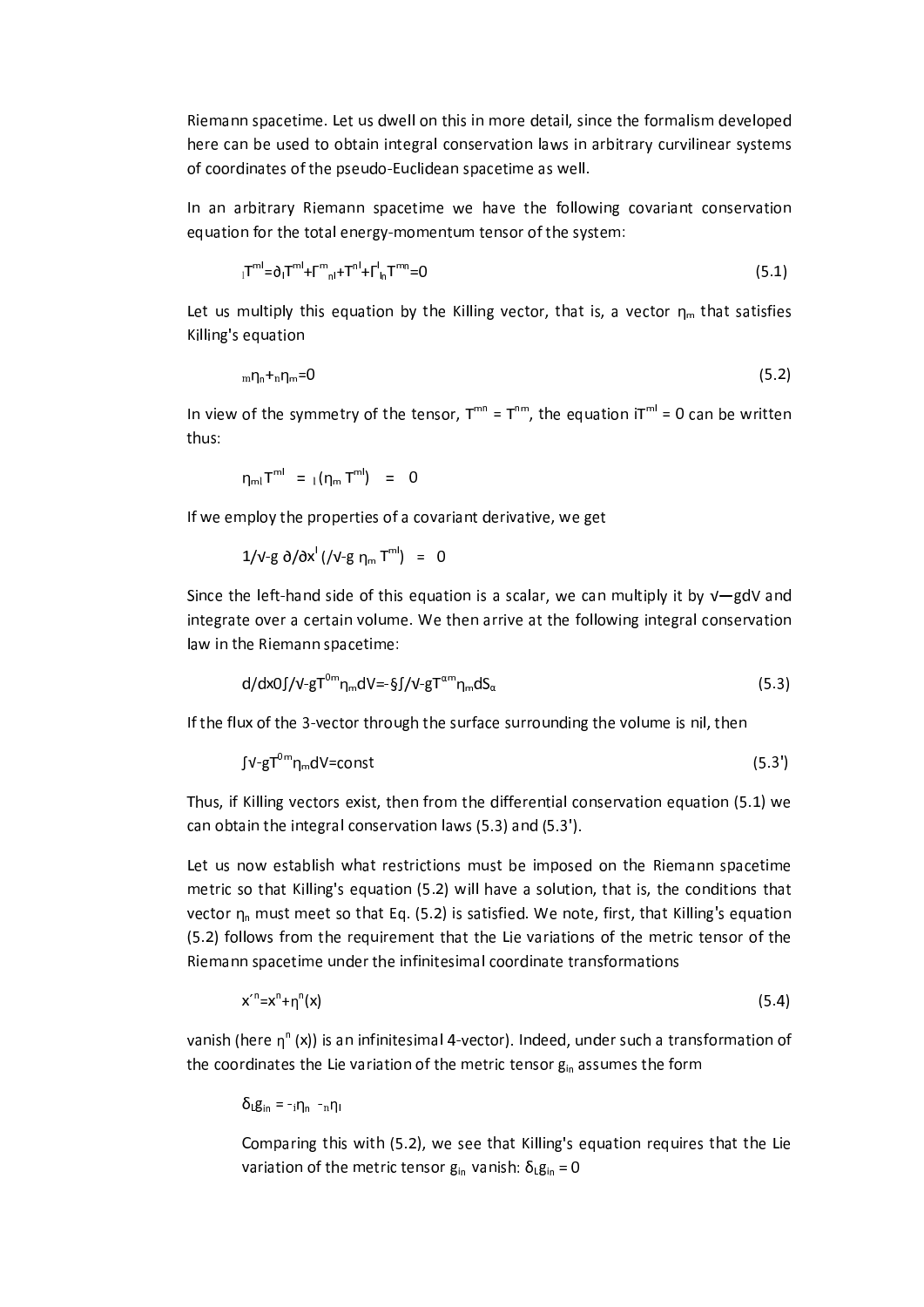Riemann spacetime. Let us dwell on this in more detail, since the formalism developed here can be used to obtain integral conservation laws in arbitrary curvilinear systems of coordinates of the pseudo-Euclidean spacetime as well.

In an arbitrary Riemann spacetime we have the following covariant conservation equation for the total energy-momentum tensor of the system:

$$\nabla_l T^{ml} = \partial_l T^{ml} + \Gamma^{m}_{nl} + T^{nl} + \Gamma^{l}_{ln} T^{mn} = 0 \tag{5.1}$$

Let us multiply this equation by the Killing vector, that is, a vector $\eta_m$ that satisfies Killing's equation

$$\nabla_m \eta_n + \nabla_n \eta_m = 0 \tag{5.2}$$

In view of the symmetry of the tensor, $T^{mn} = T^{nm}$, the equation $\nabla_l T^{ml} = 0$ can be written thus:

$$\eta_m \nabla_l T^{ml} = \nabla_l (\eta_m T^{ml}) = 0$$

If we employ the properties of a covariant derivative, we get

$$1/\sqrt{-g}\ \partial/\partial x^l (\sqrt{-g}\ \eta_m T^{ml}) = 0$$

Since the left-hand side of this equation is a scalar, we can multiply it by $\sqrt{-g}dV$ and integrate over a certain volume. We then arrive at the following integral conservation law in the Riemann spacetime:

$$d/dx^0 \int \sqrt{-g} T^{0m} \eta_m dV = -\oint \sqrt{-g} T^{\alpha m} \eta_m dS_\alpha \tag{5.3}$$

If the flux of the 3-vector through the surface surrounding the volume is nil, then

$$\int \sqrt{-g} T^{0m} \eta_m dV = \text{const} \tag{5.3'}$$

Thus, if Killing vectors exist, then from the differential conservation equation (5.1) we can obtain the integral conservation laws (5.3) and (5.3').

Let us now establish what restrictions must be imposed on the Riemann spacetime metric so that Killing's equation (5.2) will have a solution, that is, the conditions that vector $\eta_n$ must meet so that Eq. (5.2) is satisfied. We note, first, that Killing's equation (5.2) follows from the requirement that the Lie variations of the metric tensor of the Riemann spacetime under the infinitesimal coordinate transformations

$$x'^n = x^n + \eta^n(x) \tag{5.4}$$

vanish (here $\eta^n(x)$) is an infinitesimal 4-vector). Indeed, under such a transformation of the coordinates the Lie variation of the metric tensor $g_{in}$ assumes the form

$$\delta_L g_{in} = -\nabla_i \eta_n - \nabla_n \eta_i$$

Comparing this with (5.2), we see that Killing's equation requires that the Lie variation of the metric tensor $g_{in}$ vanish: $\delta_L g_{in} = 0$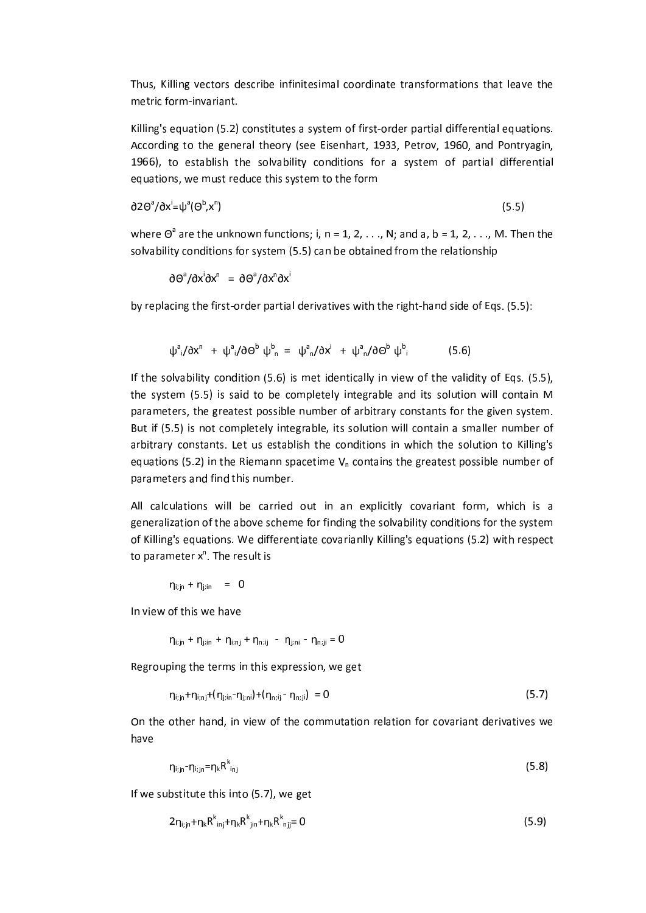Thus, Killing vectors describe infinitesimal coordinate transformations that leave the metric form-invariant.

Killing's equation (5.2) constitutes a system of first-order partial differential equations. According to the general theory (see Eisenhart, 1933, Petrov, 1960, and Pontryagin, 1966), to establish the solvability conditions for a system of partial differential equations, we must reduce this system to the form

$$\partial 2\Theta^a/\partial x^i = \psi^a(\Theta^b, x^n) \tag{5.5}$$

where $\Theta^a$ are the unknown functions; i, n = 1, 2, . . ., N; and a, b = 1, 2, . . ., M. Then the solvability conditions for system (5.5) can be obtained from the relationship

$$\partial\Theta^a/\partial x^i \partial x^n = \partial\Theta^a/\partial x^n \partial x^i$$

by replacing the first-order partial derivatives with the right-hand side of Eqs. (5.5):

$$\psi^a_i/\partial x^n + \psi^a_i/\partial\Theta^b \, \psi^b_n = \psi^a_n/\partial x^i + \psi^a_n/\partial\Theta^b \, \psi^b_i \tag{5.6}$$

If the solvability condition (5.6) is met identically in view of the validity of Eqs. (5.5), the system (5.5) is said to be completely integrable and its solution will contain M parameters, the greatest possible number of arbitrary constants for the given system. But if (5.5) is not completely integrable, its solution will contain a smaller number of arbitrary constants. Let us establish the conditions in which the solution to Killing's equations (5.2) in the Riemann spacetime $V_n$ contains the greatest possible number of parameters and find this number.

All calculations will be carried out in an explicitly covariant form, which is a generalization of the above scheme for finding the solvability conditions for the system of Killing's equations. We differentiate covarianlly Killing's equations (5.2) with respect to parameter $x^n$. The result is

$$\eta_{i;jn} + \eta_{j;in} = 0$$

In view of this we have

$$\eta_{i;jn} + \eta_{j;in} + \eta_{i;nj} + \eta_{n;ij} - \eta_{j;ni} - \eta_{n;ji} = 0$$

Regrouping the terms in this expression, we get

$$\eta_{i;jn} + \eta_{i;nj} + (\eta_{j;in} - \eta_{j;ni}) + (\eta_{n;ij} - \eta_{n;ji}) = 0 \tag{5.7}$$

On the other hand, in view of the commutation relation for covariant derivatives we have

$$\eta_{i;jn} - \eta_{i;jn} = \eta_k R^k_{\ inj} \tag{5.8}$$

If we substitute this into (5.7), we get

$$2\eta_{i;jn} + \eta_k R^k_{\ inj} + \eta_k R^k_{\ jin} + \eta_k R^k_{\ njj} = 0 \tag{5.9}$$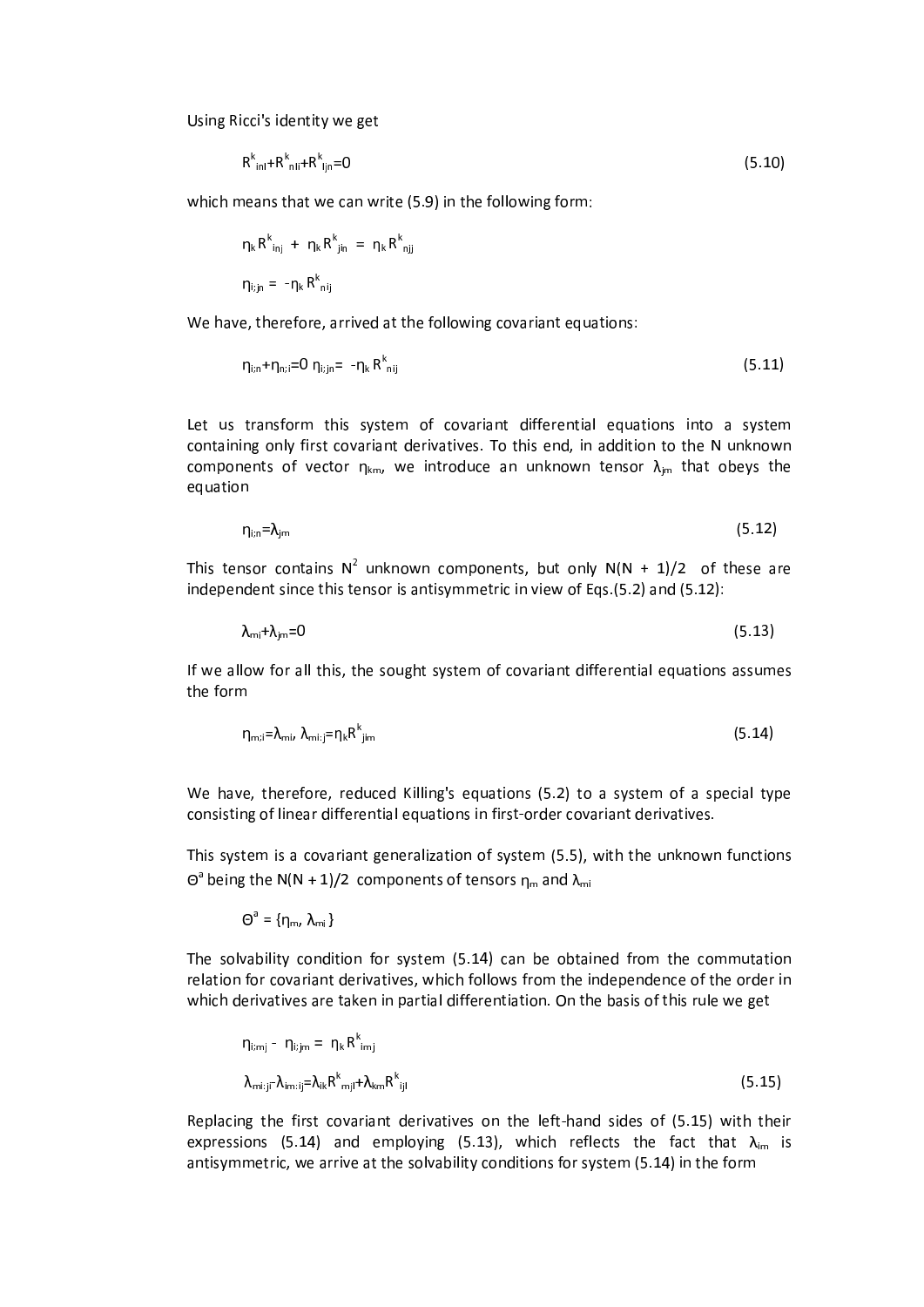Using Ricci's identity we get

$$R^{k}_{\ inl}+R^{k}_{\ nli}+R^{k}_{\ lin}=0 \tag{5.10}$$

which means that we can write (5.9) in the following form:

$$\eta_k R^{k}_{\ inj} + \eta_k R^{k}_{\ jin} = \eta_k R^{k}_{\ nij}$$

$$\eta_{i;jn} = -\eta_k R^{k}_{\ nij}$$

We have, therefore, arrived at the following covariant equations:

$$\eta_{i;n}+\eta_{n;i}=0 \ \eta_{i;jn}= -\eta_k R^{k}_{\ nij} \tag{5.11}$$

Let us transform this system of covariant differential equations into a system containing only first covariant derivatives. To this end, in addition to the N unknown components of vector $\eta_{km}$, we introduce an unknown tensor $\lambda_{jm}$ that obeys the equation

$$\eta_{i;n}=\lambda_{jm} \tag{5.12}$$

This tensor contains $N^2$ unknown components, but only $N(N + 1)/2$ of these are independent since this tensor is antisymmetric in view of Eqs.(5.2) and (5.12):

$$\lambda_{mi}+\lambda_{jm}=0 \tag{5.13}$$

If we allow for all this, the sought system of covariant differential equations assumes the form

$$\eta_{m;i}=\lambda_{mi}, \ \lambda_{mi;j}=\eta_k R^{k}_{\ jim} \tag{5.14}$$

We have, therefore, reduced Killing's equations (5.2) to a system of a special type consisting of linear differential equations in first-order covariant derivatives.

This system is a covariant generalization of system (5.5), with the unknown functions $\Theta^a$ being the $N(N + 1)/2$ components of tensors $\eta_m$ and $\lambda_{mi}$

$$\Theta^a = \{\eta_m, \lambda_{mi}\}$$

The solvability condition for system (5.14) can be obtained from the commutation relation for covariant derivatives, which follows from the independence of the order in which derivatives are taken in partial differentiation. On the basis of this rule we get

$$\eta_{i;mj} - \eta_{i;jm} = \eta_k R^{k}_{\ imj}$$

$$\lambda_{mi;jl}-\lambda_{im;lj}=\lambda_{ik}R^{k}_{\ mjl}+\lambda_{km}R^{k}_{\ ijl} \tag{5.15}$$

Replacing the first covariant derivatives on the left-hand sides of (5.15) with their expressions (5.14) and employing (5.13), which reflects the fact that $\lambda_{im}$ is antisymmetric, we arrive at the solvability conditions for system (5.14) in the form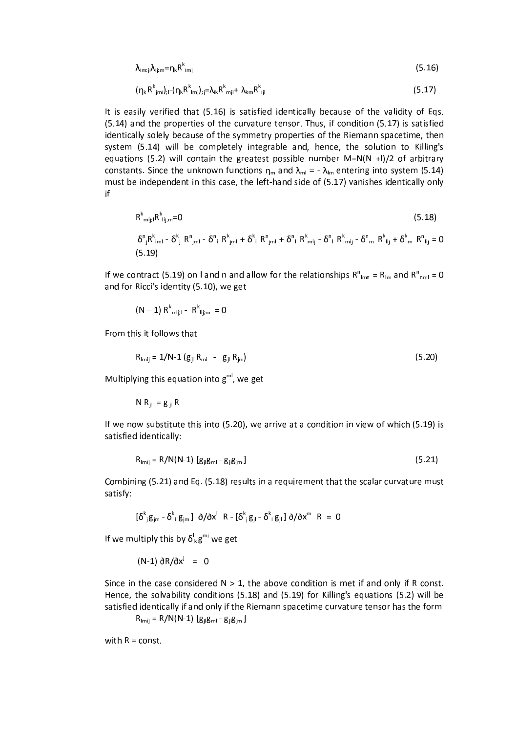$$\lambda_{im;jl}\lambda_{ij;m}=\eta_k R^k{}_{imj} \tag{5.16}$$

$$(\eta_k R^k{}_{jmi})_{;l}-(\eta_k R^k{}_{lmj})_{;j}=\lambda_{ik}R^k{}_{mjl}+\lambda_{km}R^k{}_{ijl} \tag{5.17}$$

It is easily verified that (5.16) is satisfied identically because of the validity of Eqs. (5.14) and the properties of the curvature tensor. Thus, if condition (5.17) is satisfied identically solely because of the symmetry properties of the Riemann spacetime, then system (5.14) will be completely integrable and, hence, the solution to Killing's equations (5.2) will contain the greatest possible number $M=N(N+l)/2$ of arbitrary constants. Since the unknown functions $\eta_m$ and $\lambda_{ml} = -\lambda_{lm}$ entering into system (5.14) must be independent in this case, the left-hand side of (5.17) vanishes identically only if

$$R^k{}_{mij;l}R^k{}_{lij,m}=0 \tag{5.18}$$

$$\delta^n{}_j R^k{}_{iml} - \delta^k{}_j\ R^n{}_{jml} - \delta^n{}_i\ R^k{}_{jml} + \delta^k{}_i\ R^n{}_{jml} + \delta^n{}_l\ R^k{}_{mij} - \delta^n{}_l\ R^k{}_{mij} - \delta^n{}_m\ R^k{}_{lij} + \delta^k{}_m\ R^n{}_{lij} = 0 \tag{5.19}$$

If we contract (5.19) on l and n and allow for the relationships $R^n{}_{lmn} = R_{lm}$ and $R^n{}_{nml} = 0$ and for Ricci's identity (5.10), we get

$$(N-1)\ R^k{}_{mij;l} - R^k{}_{lij;m} = 0$$

From this it follows that

$$R_{lmij} = 1/N\text{-}1\ (g_{jl}\ R_{mi} - g_{jl}\ R_{jm}) \tag{5.20}$$

Multiplying this equation into $g^{mi}$, we get

$$N\ R_{jl} = g_{jl}\ R$$

If we now substitute this into (5.20), we arrive at a condition in view of which (5.19) is satisfied identically:

$$R_{lmij} = R/N(N\text{-}1)\ [g_{jl}g_{ml} - g_{jl}g_{jm}] \tag{5.21}$$

Combining (5.21) and Eq. (5.18) results in a requirement that the scalar curvature must satisfy:

$$[\delta^k{}_j g_{jm} - \delta^k{}_i\ g_{jm}]\ \partial/\partial x^l\ \ R - [\delta^k{}_j\, g_{jl} - \delta^k{}_i\, g_{jl}]\ \partial/\partial x^m\ \ R\ = 0$$

If we multiply this by $\delta^l{}_k g^{mi}$ we get

$$(N\text{-}1)\ \partial R/\partial x^j\ \ =\ \ 0$$

Since in the case considered $N > 1$, the above condition is met if and only if R const. Hence, the solvability conditions (5.18) and (5.19) for Killing's equations (5.2) will be satisfied identically if and only if the Riemann spacetime curvature tensor has the form

$$R_{lmij} = R/N(N\text{-}1)\ [g_{jl}g_{ml} - g_{jl}g_{jm}]$$

with R = const.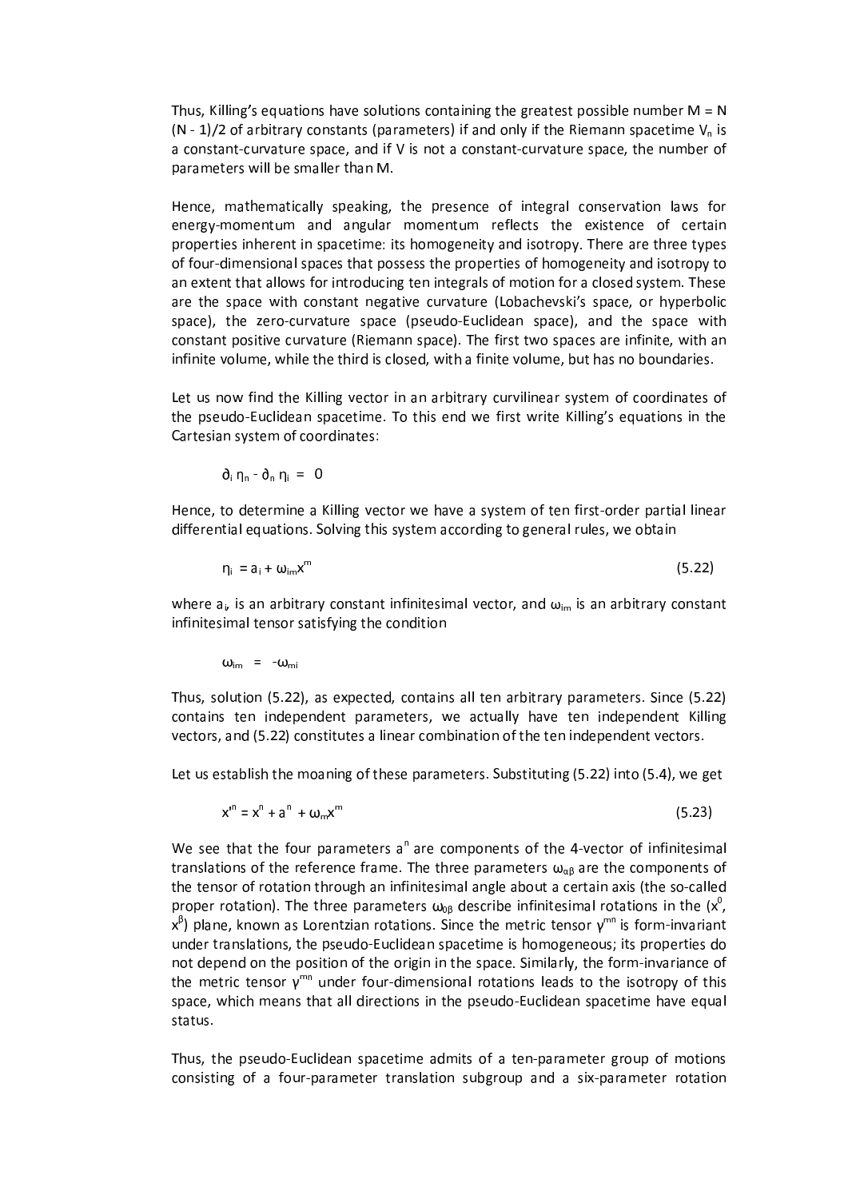Thus, Killing's equations have solutions containing the greatest possible number $M = N(N - 1)/2$ of arbitrary constants (parameters) if and only if the Riemann spacetime $V_n$ is a constant-curvature space, and if V is not a constant-curvature space, the number of parameters will be smaller than M.

Hence, mathematically speaking, the presence of integral conservation laws for energy-momentum and angular momentum reflects the existence of certain properties inherent in spacetime: its homogeneity and isotropy. There are three types of four-dimensional spaces that possess the properties of homogeneity and isotropy to an extent that allows for introducing ten integrals of motion for a closed system. These are the space with constant negative curvature (Lobachevski's space, or hyperbolic space), the zero-curvature space (pseudo-Euclidean space), and the space with constant positive curvature (Riemann space). The first two spaces are infinite, with an infinite volume, while the third is closed, with a finite volume, but has no boundaries.

Let us now find the Killing vector in an arbitrary curvilinear system of coordinates of the pseudo-Euclidean spacetime. To this end we first write Killing's equations in the Cartesian system of coordinates:

$$\partial_i \eta_n - \partial_n \eta_i = 0$$

Hence, to determine a Killing vector we have a system of ten first-order partial linear differential equations. Solving this system according to general rules, we obtain

$$\eta_i = a_i + \omega_{im}x^m \tag{5.22}$$

where $a_i$, is an arbitrary constant infinitesimal vector, and $\omega_{im}$ is an arbitrary constant infinitesimal tensor satisfying the condition

$$\omega_{im} = -\omega_{mi}$$

Thus, solution (5.22), as expected, contains all ten arbitrary parameters. Since (5.22) contains ten independent parameters, we actually have ten independent Killing vectors, and (5.22) constitutes a linear combination of the ten independent vectors.

Let us establish the moaning of these parameters. Substituting (5.22) into (5.4), we get

$$x'^n = x^n + a^n + \omega_m x^m \tag{5.23}$$

We see that the four parameters $a^n$ are components of the 4-vector of infinitesimal translations of the reference frame. The three parameters $\omega_{\alpha\beta}$ are the components of the tensor of rotation through an infinitesimal angle about a certain axis (the so-called proper rotation). The three parameters $\omega_{0\beta}$ describe infinitesimal rotations in the ($x^0$, $x^\beta$) plane, known as Lorentzian rotations. Since the metric tensor $\gamma^{mn}$ is form-invariant under translations, the pseudo-Euclidean spacetime is homogeneous; its properties do not depend on the position of the origin in the space. Similarly, the form-invariance of the metric tensor $\gamma^{mn}$ under four-dimensional rotations leads to the isotropy of this space, which means that all directions in the pseudo-Euclidean spacetime have equal status.

Thus, the pseudo-Euclidean spacetime admits of a ten-parameter group of motions consisting of a four-parameter translation subgroup and a six-parameter rotation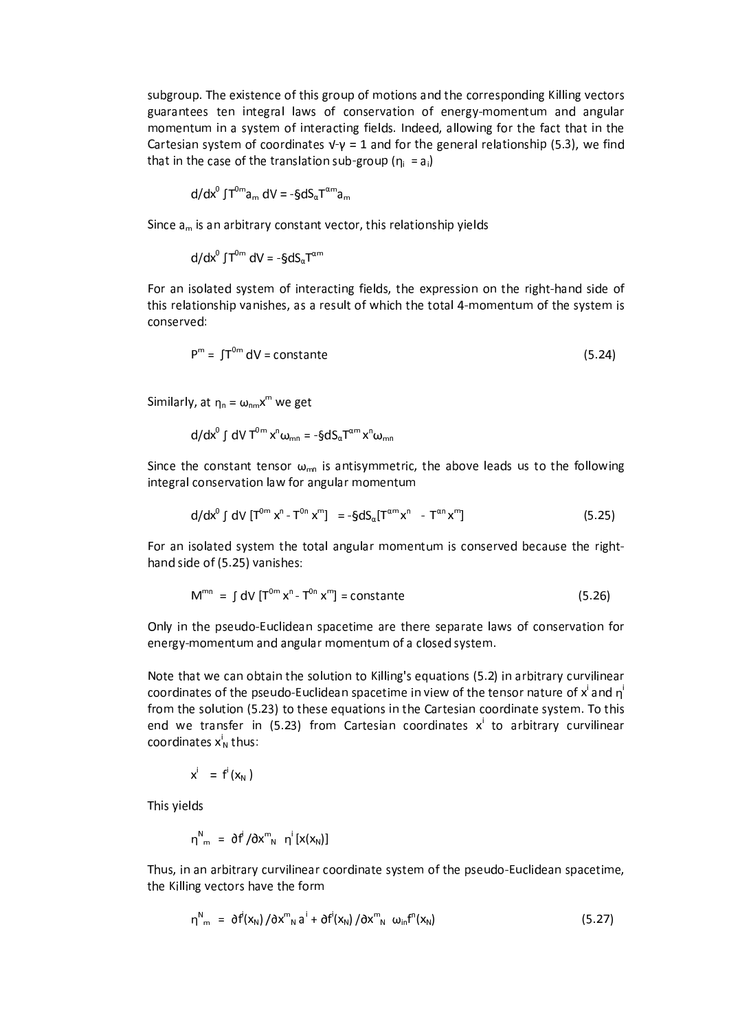subgroup. The existence of this group of motions and the corresponding Killing vectors guarantees ten integral laws of conservation of energy-momentum and angular momentum in a system of interacting fields. Indeed, allowing for the fact that in the Cartesian system of coordinates $\sqrt{-\gamma} = 1$ and for the general relationship (5.3), we find that in the case of the translation sub-group ($\eta_i = a_i$)

$$d/dx^0 \int T^{0m} a_m \, dV = -\S dS_\alpha T^{\alpha m} a_m$$

Since $a_m$ is an arbitrary constant vector, this relationship yields

$$d/dx^0 \int T^{0m} \, dV = -\S dS_\alpha T^{\alpha m}$$

For an isolated system of interacting fields, the expression on the right-hand side of this relationship vanishes, as a result of which the total 4-momentum of the system is conserved:

$$P^m = \int T^{0m} \, dV = \text{constante} \qquad (5.24)$$

Similarly, at $\eta_n = \omega_{nm} x^m$ we get

$$d/dx^0 \int dV \, T^{0m} x^n \omega_{mn} = -\S dS_\alpha T^{\alpha m} x^n \omega_{mn}$$

Since the constant tensor $\omega_{mn}$ is antisymmetric, the above leads us to the following integral conservation law for angular momentum

$$d/dx^0 \int dV \, [T^{0m} x^n - T^{0n} x^m] = -\S dS_\alpha [T^{\alpha m} x^n - T^{\alpha n} x^m] \qquad (5.25)$$

For an isolated system the total angular momentum is conserved because the right-hand side of (5.25) vanishes:

$$M^{mn} = \int dV \, [T^{0m} x^n - T^{0n} x^m] = \text{constante} \qquad (5.26)$$

Only in the pseudo-Euclidean spacetime are there separate laws of conservation for energy-momentum and angular momentum of a closed system.

Note that we can obtain the solution to Killing's equations (5.2) in arbitrary curvilinear coordinates of the pseudo-Euclidean spacetime in view of the tensor nature of $x^i$ and $\eta^i$ from the solution (5.23) to these equations in the Cartesian coordinate system. To this end we transfer in (5.23) from Cartesian coordinates $x^i$ to arbitrary curvilinear coordinates $x^i_N$ thus:

$$x^i = f^i(x_N)$$

This yields

$$\eta^N_m = \partial f^i / \partial x^m_N \; \eta^i [x(x_N)]$$

Thus, in an arbitrary curvilinear coordinate system of the pseudo-Euclidean spacetime, the Killing vectors have the form

$$\eta^N_m = \partial f^i(x_N) / \partial x^m_N \, a^i + \partial f^i(x_N) / \partial x^m_N \; \omega_{in} f^n(x_N) \qquad (5.27)$$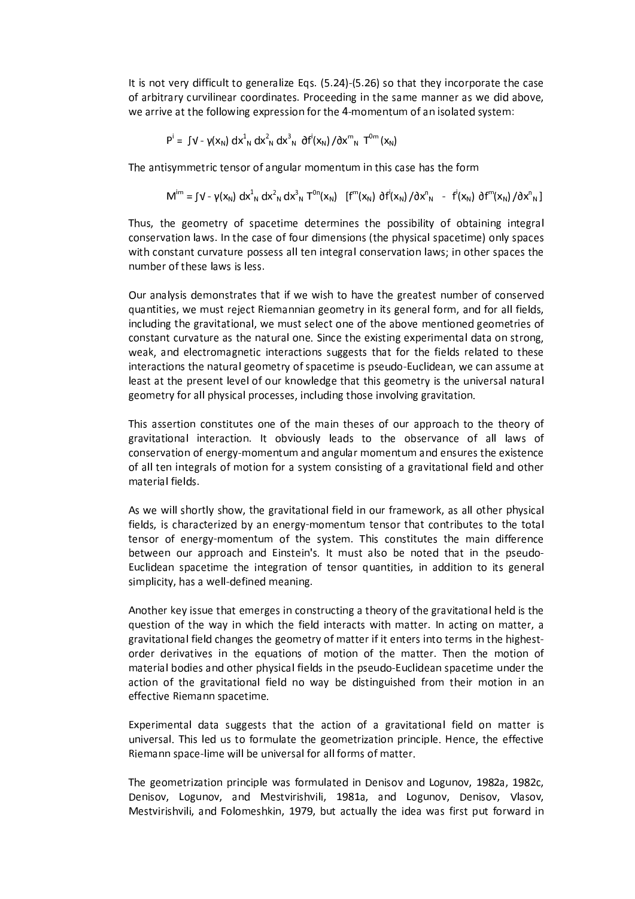It is not very difficult to generalize Eqs. (5.24)-(5.26) so that they incorporate the case of arbitrary curvilinear coordinates. Proceeding in the same manner as we did above, we arrive at the following expression for the 4-momentum of an isolated system:

$$P^i = \int \sqrt{-\gamma(x_N)}\, dx^1_N\, dx^2_N\, dx^3_N\; \partial f^i(x_N)/\partial x^m_N\; T^{0m}(x_N)$$

The antisymmetric tensor of angular momentum in this case has the form

$$M^{im} = \int \sqrt{-\gamma(x_N)}\, dx^1_N\, dx^2_N\, dx^3_N\; T^{0n}(x_N)\;\; [f^m(x_N)\, \partial f^i(x_N)/\partial x^n_N \;-\; f^i(x_N)\, \partial f^m(x_N)/\partial x^n_N]$$

Thus, the geometry of spacetime determines the possibility of obtaining integral conservation laws. In the case of four dimensions (the physical spacetime) only spaces with constant curvature possess all ten integral conservation laws; in other spaces the number of these laws is less.

Our analysis demonstrates that if we wish to have the greatest number of conserved quantities, we must reject Riemannian geometry in its general form, and for all fields, including the gravitational, we must select one of the above mentioned geometries of constant curvature as the natural one. Since the existing experimental data on strong, weak, and electromagnetic interactions suggests that for the fields related to these interactions the natural geometry of spacetime is pseudo-Euclidean, we can assume at least at the present level of our knowledge that this geometry is the universal natural geometry for all physical processes, including those involving gravitation.

This assertion constitutes one of the main theses of our approach to the theory of gravitational interaction. It obviously leads to the observance of all laws of conservation of energy-momentum and angular momentum and ensures the existence of all ten integrals of motion for a system consisting of a gravitational field and other material fields.

As we will shortly show, the gravitational field in our framework, as all other physical fields, is characterized by an energy-momentum tensor that contributes to the total tensor of energy-momentum of the system. This constitutes the main difference between our approach and Einstein's. It must also be noted that in the pseudo-Euclidean spacetime the integration of tensor quantities, in addition to its general simplicity, has a well-defined meaning.

Another key issue that emerges in constructing a theory of the gravitational held is the question of the way in which the field interacts with matter. In acting on matter, a gravitational field changes the geometry of matter if it enters into terms in the highest-order derivatives in the equations of motion of the matter. Then the motion of material bodies and other physical fields in the pseudo-Euclidean spacetime under the action of the gravitational field no way be distinguished from their motion in an effective Riemann spacetime.

Experimental data suggests that the action of a gravitational field on matter is universal. This led us to formulate the geometrization principle. Hence, the effective Riemann space-lime will be universal for all forms of matter.

The geometrization principle was formulated in Denisov and Logunov, 1982a, 1982c, Denisov, Logunov, and Mestvirishvili, 1981a, and Logunov, Denisov, Vlasov, Mestvirishvili, and Folomeshkin, 1979, but actually the idea was first put forward in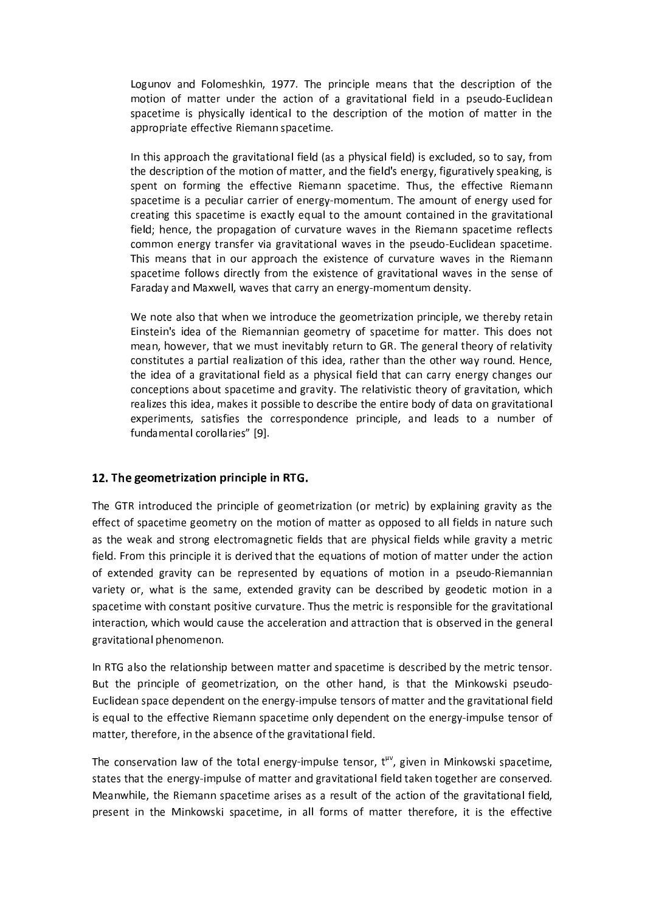Logunov and Folomeshkin, 1977. The principle means that the description of the motion of matter under the action of a gravitational field in a pseudo-Euclidean spacetime is physically identical to the description of the motion of matter in the appropriate effective Riemann spacetime.

In this approach the gravitational field (as a physical field) is excluded, so to say, from the description of the motion of matter, and the field's energy, figuratively speaking, is spent on forming the effective Riemann spacetime. Thus, the effective Riemann spacetime is a peculiar carrier of energy-momentum. The amount of energy used for creating this spacetime is exactly equal to the amount contained in the gravitational field; hence, the propagation of curvature waves in the Riemann spacetime reflects common energy transfer via gravitational waves in the pseudo-Euclidean spacetime. This means that in our approach the existence of curvature waves in the Riemann spacetime follows directly from the existence of gravitational waves in the sense of Faraday and Maxwell, waves that carry an energy-momentum density.

We note also that when we introduce the geometrization principle, we thereby retain Einstein's idea of the Riemannian geometry of spacetime for matter. This does not mean, however, that we must inevitably return to GR. The general theory of relativity constitutes a partial realization of this idea, rather than the other way round. Hence, the idea of a gravitational field as a physical field that can carry energy changes our conceptions about spacetime and gravity. The relativistic theory of gravitation, which realizes this idea, makes it possible to describe the entire body of data on gravitational experiments, satisfies the correspondence principle, and leads to a number of fundamental corollaries" [9].

## 12. The geometrization principle in RTG.

The GTR introduced the principle of geometrization (or metric) by explaining gravity as the effect of spacetime geometry on the motion of matter as opposed to all fields in nature such as the weak and strong electromagnetic fields that are physical fields while gravity a metric field. From this principle it is derived that the equations of motion of matter under the action of extended gravity can be represented by equations of motion in a pseudo-Riemannian variety or, what is the same, extended gravity can be described by geodetic motion in a spacetime with constant positive curvature. Thus the metric is responsible for the gravitational interaction, which would cause the acceleration and attraction that is observed in the general gravitational phenomenon.

In RTG also the relationship between matter and spacetime is described by the metric tensor. But the principle of geometrization, on the other hand, is that the Minkowski pseudo-Euclidean space dependent on the energy-impulse tensors of matter and the gravitational field is equal to the effective Riemann spacetime only dependent on the energy-impulse tensor of matter, therefore, in the absence of the gravitational field.

The conservation law of the total energy-impulse tensor, $t^{\mu\nu}$, given in Minkowski spacetime, states that the energy-impulse of matter and gravitational field taken together are conserved. Meanwhile, the Riemann spacetime arises as a result of the action of the gravitational field, present in the Minkowski spacetime, in all forms of matter therefore, it is the effective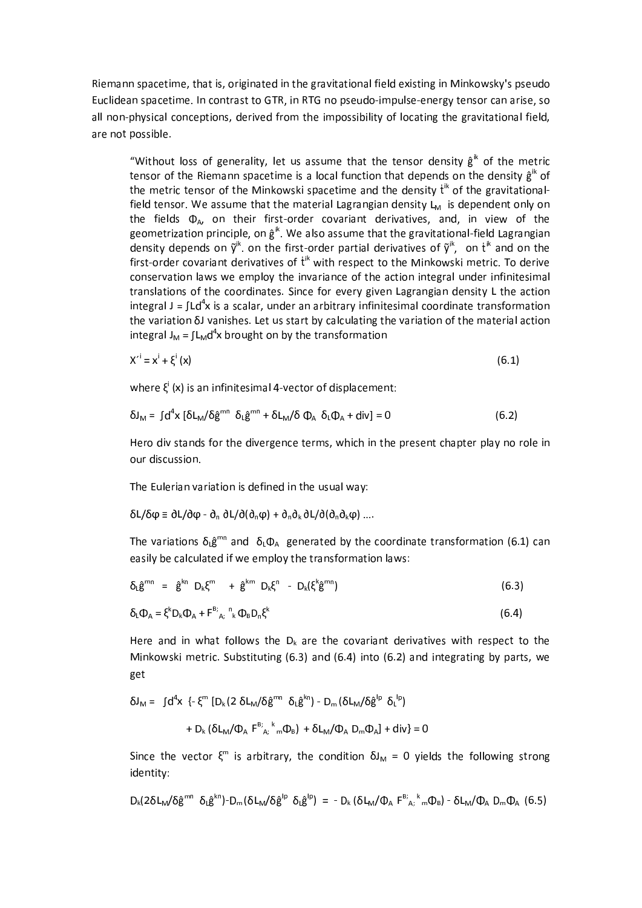Riemann spacetime, that is, originated in the gravitational field existing in Minkowsky's pseudo Euclidean spacetime. In contrast to GTR, in RTG no pseudo-impulse-energy tensor can arise, so all non-physical conceptions, derived from the impossibility of locating the gravitational field, are not possible.

> "Without loss of generality, let us assume that the tensor density $\hat{g}^{ik}$ of the metric tensor of the Riemann spacetime is a local function that depends on the density $\hat{g}^{ik}$ of the metric tensor of the Minkowski spacetime and the density $\dot{t}^{ik}$ of the gravitational-field tensor. We assume that the material Lagrangian density $L_M$ is dependent only on the fields $\Phi_A$, on their first-order covariant derivatives, and, in view of the geometrization principle, on $\hat{g}^{ik}$. We also assume that the gravitational-field Lagrangian density depends on $\tilde{\gamma}^{ik}$. on the first-order partial derivatives of $\tilde{\gamma}^{ik}$, on $t^{ik}$ and on the first-order covariant derivatives of $\dot{t}^{ik}$ with respect to the Minkowski metric. To derive conservation laws we employ the invariance of the action integral under infinitesimal translations of the coordinates. Since for every given Lagrangian density L the action integral $J = \int L d^4x$ is a scalar, under an arbitrary infinitesimal coordinate transformation the variation $\delta J$ vanishes. Let us start by calculating the variation of the material action integral $J_M = \int L_M d^4x$ brought on by the transformation
>
> $$X'^i = x^i + \xi^i(x) \tag{6.1}$$
>
> where $\xi^i(x)$ is an infinitesimal 4-vector of displacement:
>
> $$\delta J_M = \int d^4x \, [\delta L_M/\delta \hat{g}^{mn} \ \delta_L \hat{g}^{mn} + \delta L_M/\delta \Phi_A \ \delta_L \Phi_A + \text{div}] = 0 \tag{6.2}$$
>
> Hero div stands for the divergence terms, which in the present chapter play no role in our discussion.
>
> The Eulerian variation is defined in the usual way:
>
> $$\delta L/\delta\varphi \equiv \partial L/\partial\varphi - \partial_n \partial L/\partial(\partial_n\varphi) + \partial_n\partial_k \partial L/\partial(\partial_n\partial_k\varphi) \ \ldots.$$
>
> The variations $\delta_L \hat{g}^{mn}$ and $\delta_L \Phi_A$ generated by the coordinate transformation (6.1) can easily be calculated if we employ the transformation laws:
>
> $$\delta_L \hat{g}^{mn} = \hat{g}^{kn} \ D_k\xi^m + \hat{g}^{km} \ D_k\xi^n - D_k(\xi^k \hat{g}^{mn}) \tag{6.3}$$
>
> $$\delta_L \Phi_A = \xi^k D_k \Phi_A + F^{B;}{}_{A;}{}^{n}{}_{k} \Phi_B D_n \xi^k \tag{6.4}$$
>
> Here and in what follows the $D_k$ are the covariant derivatives with respect to the Minkowski metric. Substituting (6.3) and (6.4) into (6.2) and integrating by parts, we get
>
> $$\delta J_M = \int d^4x \ \{- \xi^m [D_k(2 \ \delta L_M/\delta \hat{g}^{mn} \ \delta_L \hat{g}^{kn}) - D_m(\delta L_M/\delta \hat{g}^{lp} \ \delta_L{}^{lp})$$
>
> $$+ D_k(\delta L_M/\Phi_A \ F^{B;}{}_{A;}{}^{k}{}_{m}\Phi_B) + \delta L_M/\Phi_A \ D_m\Phi_A] + \text{div}\} = 0$$
>
> Since the vector $\xi^m$ is arbitrary, the condition $\delta J_M = 0$ yields the following strong identity:
>
> $$D_k(2\delta L_M/\delta \hat{g}^{mn} \ \delta_L \hat{g}^{kn}) - D_m(\delta L_M/\delta \hat{g}^{lp} \ \delta_L \hat{g}^{lp}) = - D_k(\delta L_M/\Phi_A \ F^{B;}{}_{A;}{}^{k}{}_{m}\Phi_B) - \delta L_M/\Phi_A \ D_m\Phi_A \tag{6.5}$$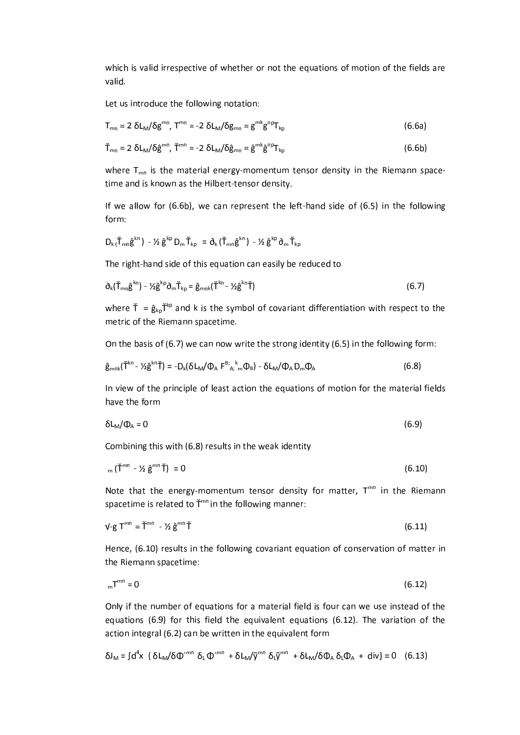which is valid irrespective of whether or not the equations of motion of the fields are valid.

Let us introduce the following notation:

$$T_{mn} = 2\ \delta L_M/\delta g^{mn},\ T^{mn} = -2\ \delta L_M/\delta g_{mn} = g^{mk} g^{np} T_{kp} \tag{6.6a}$$

$$\check{T}_{mn} = 2\ \delta L_M/\delta \hat{g}^{mn},\ \check{T}^{mn} = -2\ \delta L_M/\delta \hat{g}_{mn} = \hat{g}^{mk} \hat{g}^{np} T_{kp} \tag{6.6b}$$

where $T_{mn}$ is the material energy-momentum tensor density in the Riemann space-time and is known as the Hilbert-tensor density.

If we allow for (6.6b), we can represent the left-hand side of (6.5) in the following form:

$$D_k (\check{T}_{mn} \hat{g}^{kn}) - ½\, \hat{g}^{kp} D_m \check{T}_{kp} = \partial_k (\check{T}_{mn} \hat{g}^{kn}) - ½\, \hat{g}^{kp} \partial_m \check{T}_{kp}$$

The right-hand side of this equation can easily be reduced to

$$\partial_k(\check{T}_{mn} \hat{g}^{kn}) - ½\hat{g}^{kp} \partial_m \check{T}_{kp} = \hat{g}_{mnk}(\check{T}^{kn} - ½\hat{g}^{kn}\check{T}) \tag{6.7}$$

where $\check{T} = \hat{g}_{kp}\check{T}^{kp}$ and k is the symbol of covariant differentiation with respect to the metric of the Riemann spacetime.

On the basis of (6.7) we can now write the strong identity (6.5) in the following form:

$$\hat{g}_{mnk}(\check{T}^{kn} - ½\hat{g}^{kn}\check{T}) = -D_k(\delta L_M/\Phi_A\, F^{B;}{}_{A;}{}^{k}{}_{m}\Phi_B) - \delta L_M/\Phi_A\, D_m \Phi_A \tag{6.8}$$

In view of the principle of least action the equations of motion for the material fields have the form

$$\delta L_M/\Phi_A = 0 \tag{6.9}$$

Combining this with (6.8) results in the weak identity

$$_m (\check{T}^{mn} - ½\, \hat{g}^{mn} \check{T}) = 0 \tag{6.10}$$

Note that the energy-momentum tensor density for matter, $T^{mn}$ in the Riemann spacetime is related to $\check{T}^{mn}$ in the following manner:

$$\sqrt{-g}\, T^{mn} = \check{T}^{mn} - ½\, \hat{g}^{mn}\, \check{T} \tag{6.11}$$

Hence, (6.10) results in the following covariant equation of conservation of matter in the Riemann spacetime:

$$_m T^{mn} = 0 \tag{6.12}$$

Only if the number of equations for a material field is four can we use instead of the equations (6.9) for this field the equivalent equations (6.12). The variation of the action integral (6.2) can be written in the equivalent form

$$\delta J_M = \int d^4x\ \{ \delta L_M/\delta \Phi'^{mn}\ \delta_L \Phi'^{mn} + \delta L_M/\tilde{y}^{mn}\ \delta_L \tilde{y}^{mn} + \delta L_M/\delta \Phi_A\, \delta_L \Phi_A + \text{div}\} = 0 \tag{6.13}$$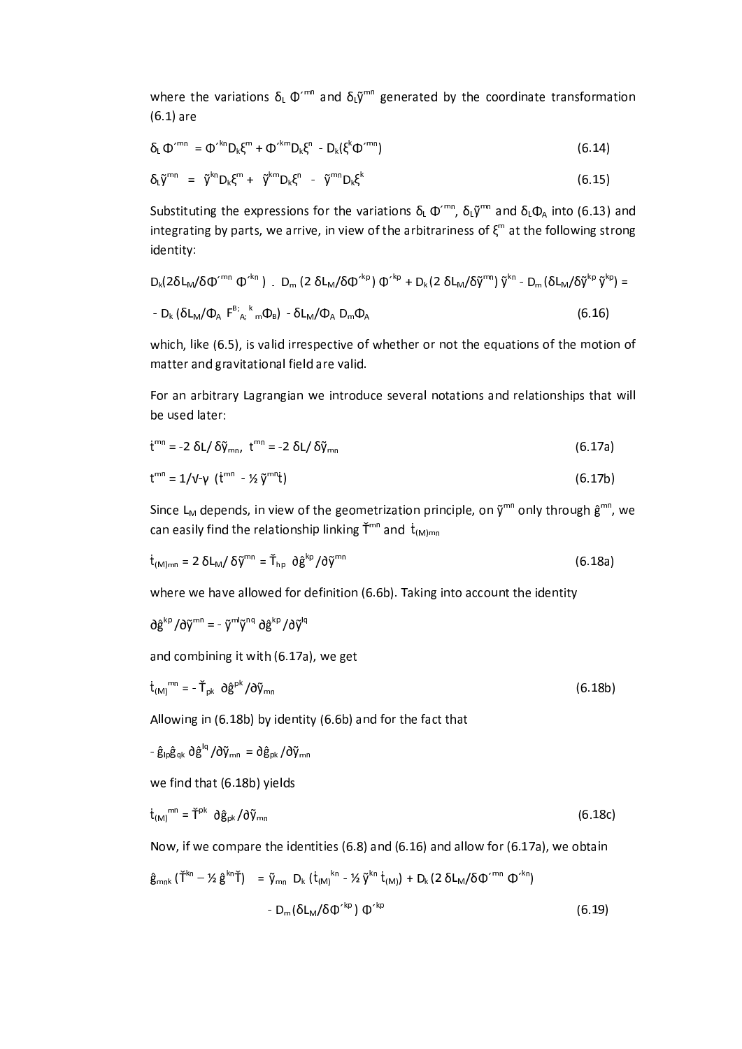where the variations $\delta_L \Phi'^{mn}$ and $\delta_L\tilde{\gamma}^{mn}$ generated by the coordinate transformation (6.1) are

$$\delta_L \Phi'^{mn} = \Phi'^{kn}D_k\xi^m + \Phi'^{km}D_k\xi^n - D_k(\xi^k\Phi'^{mn}) \tag{6.14}$$

$$\delta_L\tilde{\gamma}^{mn} = \tilde{\gamma}^{kn}D_k\xi^m + \tilde{\gamma}^{km}D_k\xi^n - \tilde{\gamma}^{mn}D_k\xi^k \tag{6.15}$$

Substituting the expressions for the variations $\delta_L \Phi'^{mn}$, $\delta_L\tilde{\gamma}^{mn}$ and $\delta_L\Phi_A$ into (6.13) and integrating by parts, we arrive, in view of the arbitrariness of $\xi^m$ at the following strong identity:

$$D_k(2\delta L_M/\delta\Phi'^{mn}\, \Phi'^{kn}) - D_m(2\,\delta L_M/\delta\Phi'^{kp})\,\Phi'^{kp} + D_k(2\,\delta L_M/\delta\tilde{\gamma}^{mn})\,\tilde{\gamma}^{kn} - D_m(\delta L_M/\delta\tilde{\gamma}^{kp}\,\tilde{\gamma}^{kp}) =$$

$$- D_k(\delta L_M/\Phi_A\; F^{B;}{}_{A;}{}^{k}{}_{m}\Phi_B) - \delta L_M/\Phi_A\, D_m\Phi_A \tag{6.16}$$

which, like (6.5), is valid irrespective of whether or not the equations of the motion of matter and gravitational field are valid.

For an arbitrary Lagrangian we introduce several notations and relationships that will be used later:

$$\dot{t}^{mn} = -2\,\delta L/\,\delta\tilde{\gamma}_{mn},\;\; t^{mn} = -2\,\delta L/\,\delta\tilde{\gamma}_{mn} \tag{6.17a}$$

$$t^{mn} = 1/\sqrt{-\gamma}\;(\dot{t}^{mn} - ½\,\tilde{\gamma}^{mn}\dot{t}) \tag{6.17b}$$

Since $L_M$ depends, in view of the geometrization principle, on $\tilde{\gamma}^{mn}$ only through $\hat{g}^{mn}$, we can easily find the relationship linking $\check{T}^{mn}$ and $\dot{t}_{(M)mn}$

$$\dot{t}_{(M)mn} = 2\,\delta L_M/\,\delta\tilde{\gamma}^{mn} = \check{T}_{hp}\;\partial\hat{g}^{kp}/\partial\tilde{\gamma}^{mn} \tag{6.18a}$$

where we have allowed for definition (6.6b). Taking into account the identity

$$\partial\hat{g}^{kp}/\partial\tilde{\gamma}^{mn} = -\,\tilde{\gamma}^{ml}\tilde{\gamma}^{nq}\;\partial\hat{g}^{kp}/\partial\tilde{\gamma}^{lq}$$

and combining it with (6.17a), we get

$$\dot{t}_{(M)}{}^{mn} = -\,\check{T}_{pk}\;\;\partial\hat{g}^{pk}/\partial\tilde{\gamma}_{mn} \tag{6.18b}$$

Allowing in (6.18b) by identity (6.6b) and for the fact that

$$-\,\hat{g}_{lp}\hat{g}_{qk}\;\partial\hat{g}^{lq}/\partial\tilde{\gamma}_{mn} = \partial\hat{g}_{pk}/\partial\tilde{\gamma}_{mn}$$

we find that (6.18b) yields

$$\dot{t}_{(M)}{}^{mn} = \check{T}^{pk}\;\;\partial\hat{g}_{pk}/\partial\tilde{\gamma}_{mn} \tag{6.18c}$$

Now, if we compare the identities (6.8) and (6.16) and allow for (6.17a), we obtain

$$\hat{g}_{mn;k}\,(\check{T}^{kn} - ½\,\hat{g}^{kn}\check{T}) \;=\; \tilde{\gamma}_{mn}\;\;D_k\,(\dot{t}_{(M)}{}^{kn} - ½\,\tilde{\gamma}^{kn}\,\dot{t}_{(M)}) + D_k\,(2\,\delta L_M/\delta\Phi'^{mn}\;\Phi'^{kn})$$

$$- D_m\,(\delta L_M/\delta\Phi'^{kp})\;\Phi'^{kp} \tag{6.19}$$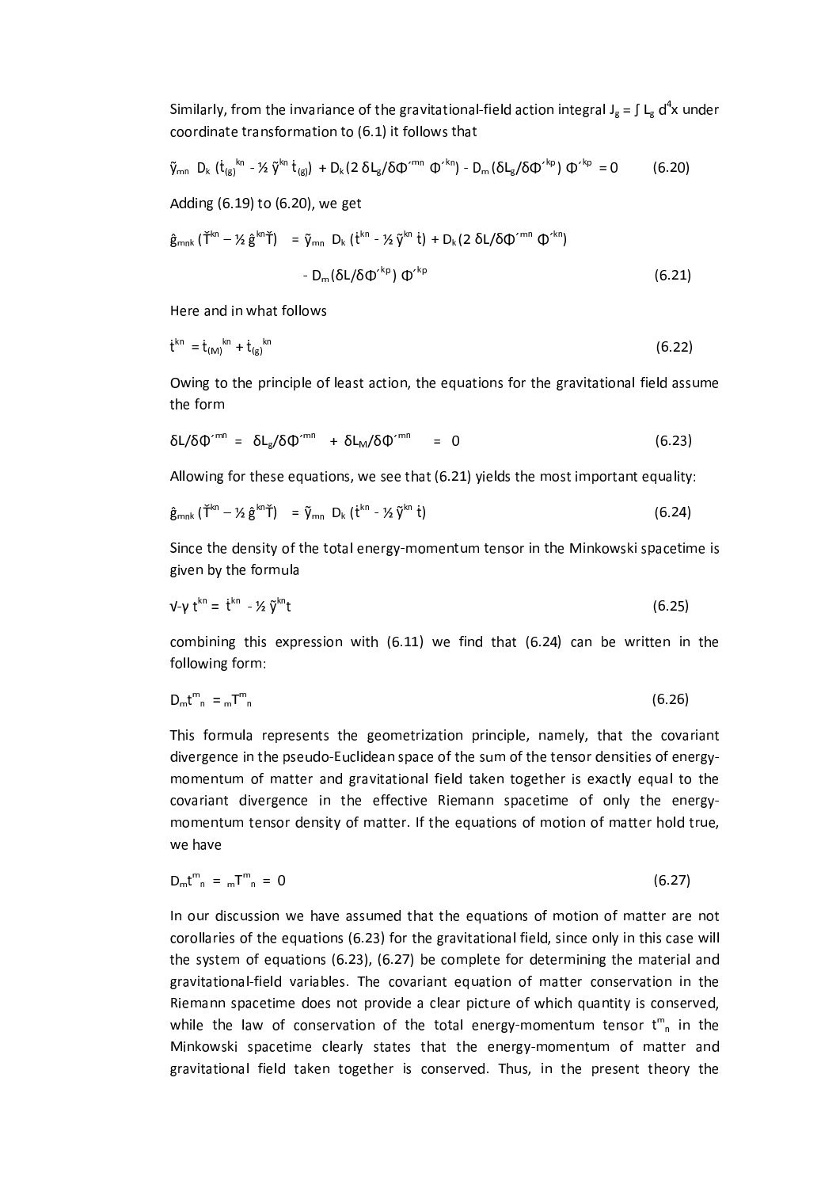Similarly, from the invariance of the gravitational-field action integral $J_g = \int L_g \, d^4x$ under coordinate transformation to (6.1) it follows that

$$\tilde{\gamma}_{mn} \; D_k \, (\dot{t}_{(g)}{}^{kn} - \tfrac{1}{2}\, \tilde{\gamma}^{kn} \, \dot{t}_{(g)}) \; + D_k \, (2 \, \delta L_g / \delta \Phi^{\prime mn} \; \Phi^{\prime kn}) \; - D_m \, (\delta L_g / \delta \Phi^{\prime kp}) \; \Phi^{\prime kp} \; = 0 \qquad (6.20)$$

Adding (6.19) to (6.20), we get

$$\hat{g}_{mnk} \, (\check{T}^{kn} - \tfrac{1}{2}\, \hat{g}^{kn} \check{T}) \;\; = \tilde{\gamma}_{mn} \; D_k \, (\dot{t}^{kn} - \tfrac{1}{2}\, \tilde{\gamma}^{kn} \, \dot{t}) + D_k \, (2 \, \delta L / \delta \Phi^{\prime mn} \; \Phi^{\prime kn})$$

$$- D_m \, (\delta L / \delta \Phi^{\prime kp}) \; \Phi^{\prime kp} \qquad (6.21)$$

Here and in what follows

$$\dot{t}^{kn} = \dot{t}_{(M)}{}^{kn} + \dot{t}_{(g)}{}^{kn} \qquad (6.22)$$

Owing to the principle of least action, the equations for the gravitational field assume the form

$$\delta L / \delta \Phi^{\prime mn} \; = \; \delta L_g / \delta \Phi^{\prime mn} \;\; + \; \delta L_M / \delta \Phi^{\prime mn} \;\; = \; 0 \qquad (6.23)$$

Allowing for these equations, we see that (6.21) yields the most important equality:

$$\hat{g}_{mnk} \, (\check{T}^{kn} - \tfrac{1}{2}\, \hat{g}^{kn} \check{T}) \;\; = \tilde{\gamma}_{mn} \; D_k \, (\dot{t}^{kn} - \tfrac{1}{2}\, \tilde{\gamma}^{kn} \, \dot{t}) \qquad (6.24)$$

Since the density of the total energy-momentum tensor in the Minkowski spacetime is given by the formula

$$\sqrt{-\gamma} \; t^{kn} = \; \dot{t}^{kn} \; - \tfrac{1}{2}\, \tilde{\gamma}^{kn} t \qquad (6.25)$$

combining this expression with (6.11) we find that (6.24) can be written in the following form:

$$D_m t^m{}_n \; = {}_m T^m{}_n \qquad (6.26)$$

This formula represents the geometrization principle, namely, that the covariant divergence in the pseudo-Euclidean space of the sum of the tensor densities of energy-momentum of matter and gravitational field taken together is exactly equal to the covariant divergence in the effective Riemann spacetime of only the energy-momentum tensor density of matter. If the equations of motion of matter hold true, we have

$$D_m t^m{}_n \; = \; {}_m T^m{}_n \; = \; 0 \qquad (6.27)$$

In our discussion we have assumed that the equations of motion of matter are not corollaries of the equations (6.23) for the gravitational field, since only in this case will the system of equations (6.23), (6.27) be complete for determining the material and gravitational-field variables. The covariant equation of matter conservation in the Riemann spacetime does not provide a clear picture of which quantity is conserved, while the law of conservation of the total energy-momentum tensor $t^m{}_n$ in the Minkowski spacetime clearly states that the energy-momentum of matter and gravitational field taken together is conserved. Thus, in the present theory the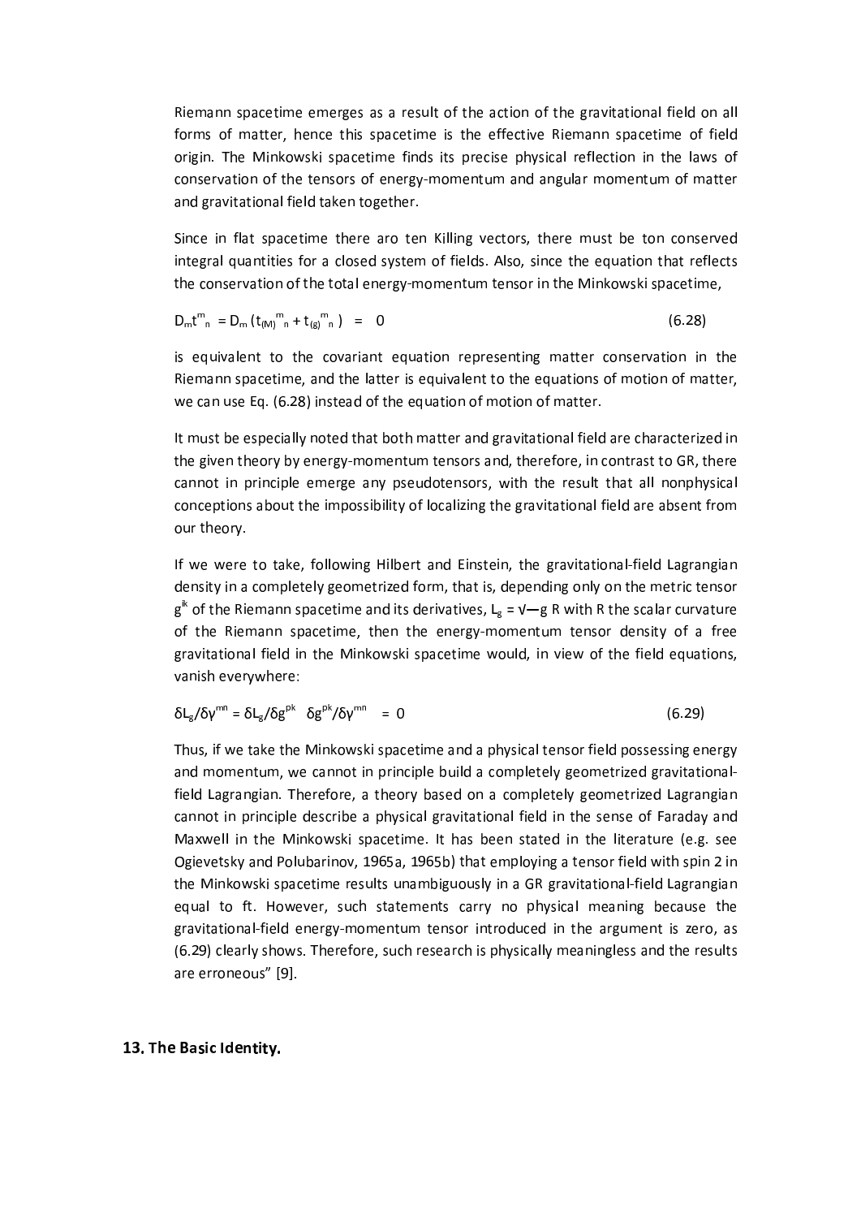Riemann spacetime emerges as a result of the action of the gravitational field on all forms of matter, hence this spacetime is the effective Riemann spacetime of field origin. The Minkowski spacetime finds its precise physical reflection in the laws of conservation of the tensors of energy-momentum and angular momentum of matter and gravitational field taken together.

Since in flat spacetime there aro ten Killing vectors, there must be ton conserved integral quantities for a closed system of fields. Also, since the equation that reflects the conservation of the total energy-momentum tensor in the Minkowski spacetime,

$$D_m t^m_{\ n} = D_m \left( t_{(M)}{}^m_{\ n} + t_{(g)}{}^m_{\ n} \right) = 0 \tag{6.28}$$

is equivalent to the covariant equation representing matter conservation in the Riemann spacetime, and the latter is equivalent to the equations of motion of matter, we can use Eq. (6.28) instead of the equation of motion of matter.

It must be especially noted that both matter and gravitational field are characterized in the given theory by energy-momentum tensors and, therefore, in contrast to GR, there cannot in principle emerge any pseudotensors, with the result that all nonphysical conceptions about the impossibility of localizing the gravitational field are absent from our theory.

If we were to take, following Hilbert and Einstein, the gravitational-field Lagrangian density in a completely geometrized form, that is, depending only on the metric tensor $g^{ik}$ of the Riemann spacetime and its derivatives, $L_g = \sqrt{-g}\, R$ with R the scalar curvature of the Riemann spacetime, then the energy-momentum tensor density of a free gravitational field in the Minkowski spacetime would, in view of the field equations, vanish everywhere:

$$\delta L_g/\delta\gamma^{mn} = \delta L_g/\delta g^{pk} \quad \delta g^{pk}/\delta\gamma^{mn} = 0 \tag{6.29}$$

Thus, if we take the Minkowski spacetime and a physical tensor field possessing energy and momentum, we cannot in principle build a completely geometrized gravitational-field Lagrangian. Therefore, a theory based on a completely geometrized Lagrangian cannot in principle describe a physical gravitational field in the sense of Faraday and Maxwell in the Minkowski spacetime. It has been stated in the literature (e.g. see Ogievetsky and Polubarinov, 1965a, 1965b) that employing a tensor field with spin 2 in the Minkowski spacetime results unambiguously in a GR gravitational-field Lagrangian equal to ft. However, such statements carry no physical meaning because the gravitational-field energy-momentum tensor introduced in the argument is zero, as (6.29) clearly shows. Therefore, such research is physically meaningless and the results are erroneous" [9].

## 13. The Basic Identity.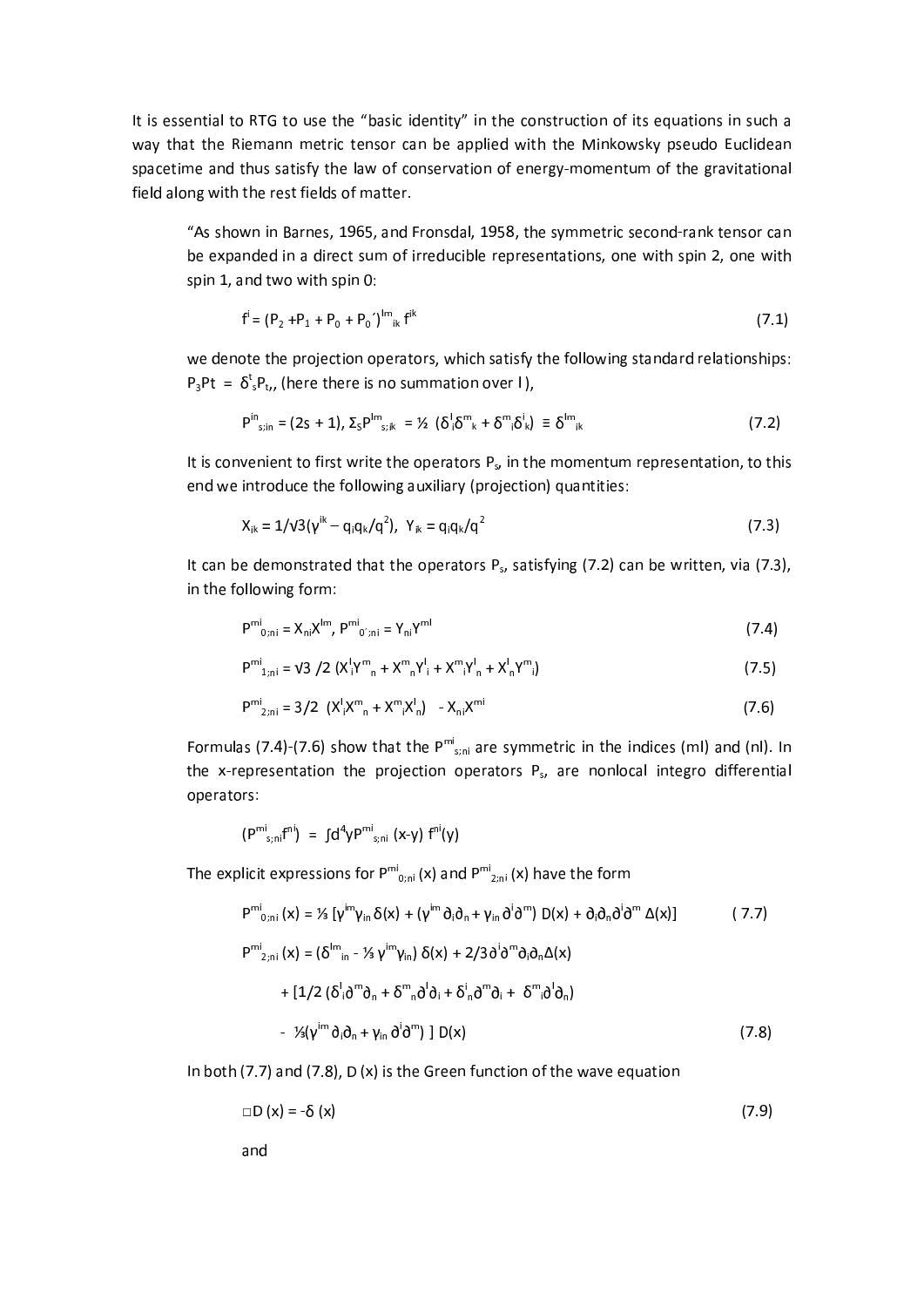It is essential to RTG to use the "basic identity" in the construction of its equations in such a way that the Riemann metric tensor can be applied with the Minkowsky pseudo Euclidean spacetime and thus satisfy the law of conservation of energy-momentum of the gravitational field along with the rest fields of matter.

> "As shown in Barnes, 1965, and Fronsdal, 1958, the symmetric second-rank tensor can be expanded in a direct sum of irreducible representations, one with spin 2, one with spin 1, and two with spin 0:
>
> $$f^{i} = (P_2 + P_1 + P_0 + P_0{}')^{lm}{}_{ik} f^{ik} \tag{7.1}$$
>
> we denote the projection operators, which satisfy the following standard relationships: $P_3 Pt = \delta^t_s P_t$,, (here there is no summation over I),
>
> $$P^{in}{}_{s;in} = (2s+1),\ \Sigma_S P^{lm}{}_{s;ik} = ½\ (\delta^l_i \delta^m_k + \delta^m_i \delta^i_k) \equiv \delta^{lm}{}_{ik} \tag{7.2}$$
>
> It is convenient to first write the operators $P_s$, in the momentum representation, to this end we introduce the following auxiliary (projection) quantities:
>
> $$X_{ik} = 1/\sqrt{3}(\gamma^{ik} - q_i q_k/q^2),\ \ Y_{ik} = q_i q_k/q^2 \tag{7.3}$$
>
> It can be demonstrated that the operators $P_s$, satisfying (7.2) can be written, via (7.3), in the following form:
>
> $$P^{mi}{}_{0;ni} = X_{ni} X^{lm},\ P^{mi}{}_{0';ni} = Y_{ni} Y^{ml} \tag{7.4}$$
>
> $$P^{mi}{}_{1;ni} = \sqrt{3}\ /2\ (X^l_i Y^m_n + X^m_n Y^l_i + X^m_i Y^l_n + X^l_n Y^m_i) \tag{7.5}$$
>
> $$P^{mi}{}_{2;ni} = 3/2\ \ (X^l_i X^m_n + X^m_i X^l_n)\ \ \ - X_{ni} X^{mi} \tag{7.6}$$
>
> Formulas (7.4)-(7.6) show that the $P^{mi}{}_{s;ni}$ are symmetric in the indices (ml) and (nl). In the x-representation the projection operators $P_s$, are nonlocal integro differential operators:
>
> $$(P^{mi}{}_{s;ni} f^{ni}) \ = \ \int d^4y P^{mi}{}_{s;ni}\ (x-y)\ f^{ni}(y)$$
>
> The explicit expressions for $P^{mi}{}_{0;ni}$ (x) and $P^{mi}{}_{2;ni}$ (x) have the form
>
> $$P^{mi}{}_{0;ni}\ (x) = ⅓\ [\gamma^{im}\gamma_{in}\ \delta(x) + (\gamma^{im}\ \partial_i\partial_n + \gamma_{in}\ \partial^i\partial^m)\ D(x) + \partial_i\partial_n\partial^i\partial^m\ \Delta(x)] \tag{7.7}$$
>
> $$\begin{aligned} P^{mi}{}_{2;ni}\ (x) = {} & (\delta^{lm}{}_{in} - ⅓\ \gamma^{im}\gamma_{in})\ \delta(x) + 2/3\,\partial^i\partial^m\partial_i\partial_n \Delta(x) \\ & + [1/2\ (\delta^l_i \partial^m \partial_n + \delta^m_n \partial^l \partial_i + \delta^i_n \partial^m \partial_i + \ \delta^m_i \partial^l \partial_n) \\ & -\ ⅓(\gamma^{im}\ \partial_i\partial_n + \gamma_{in}\ \partial^i\partial^m)\ ]\ D(x) \end{aligned} \tag{7.8}$$
>
> In both (7.7) and (7.8), D (x) is the Green function of the wave equation
>
> $$\square D\ (x) = -\delta\ (x) \tag{7.9}$$
>
> and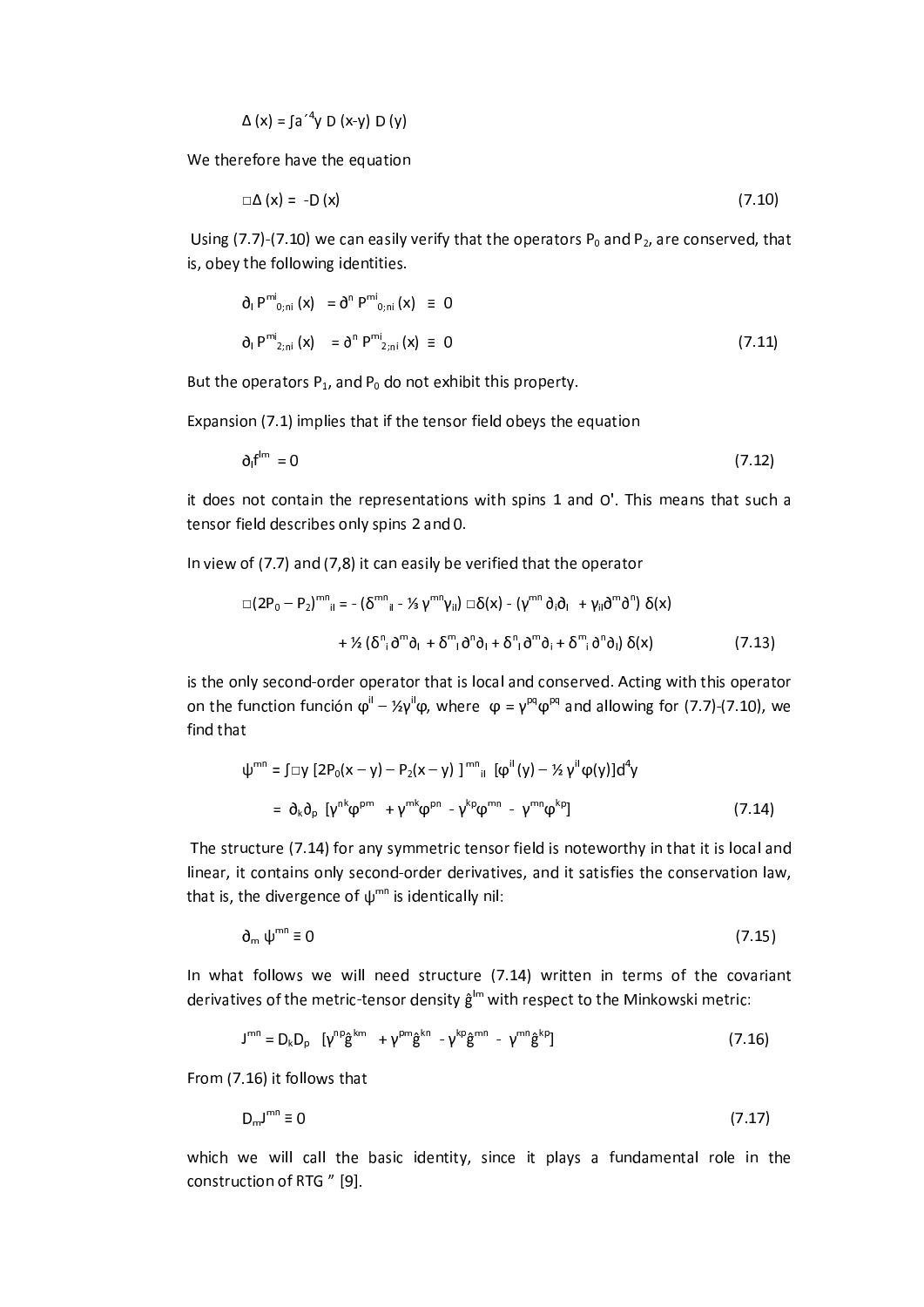$$\Delta (x) = \int a'^4 y \, D(x-y) \, D(y)$$

We therefore have the equation

$$\Box \Delta (x) = -D(x) \tag{7.10}$$

Using (7.7)-(7.10) we can easily verify that the operators $P_0$ and $P_2$, are conserved, that is, obey the following identities.

$$\partial_l P^{mi}_{0;ni}(x) = \partial^n P^{mi}_{0;ni}(x) \equiv 0$$

$$\partial_l P^{mi}_{2;ni}(x) = \partial^n P^{mi}_{2;ni}(x) \equiv 0 \tag{7.11}$$

But the operators $P_1$, and $P_0$ do not exhibit this property.

Expansion (7.1) implies that if the tensor field obeys the equation

$$\partial_l f^{lm} = 0 \tag{7.12}$$

it does not contain the representations with spins 1 and O'. This means that such a tensor field describes only spins 2 and 0.

In view of (7.7) and (7,8) it can easily be verified that the operator

$$\Box (2P_0 - P_2)^{mn}_{il} = -(\delta^{mn}_{il} - \tfrac{1}{3}\gamma^{mn}\gamma_{il}) \Box \delta(x) - (\gamma^{mn}\partial_i\partial_l + \gamma_{il}\partial^m\partial^n)\,\delta(x)$$

$$+ \tfrac{1}{2}(\delta^n_i \partial^m \partial_l + \delta^m_l \partial^n \partial_l + \delta^n_l \partial^m \partial_i + \delta^m_i \partial^n \partial_l)\,\delta(x) \tag{7.13}$$

is the only second-order operator that is local and conserved. Acting with this operator on the function función $\varphi^{il} - \tfrac{1}{2}\gamma^{il}\varphi$, where $\varphi = \gamma^{pq}\varphi^{pq}$ and allowing for (7.7)-(7.10), we find that

$$\psi^{mn} = \int \Box y \,[2P_0(x-y) - P_2(x-y)\,]^{mn}{}_{il}\,[\varphi^{il}(y) - \tfrac{1}{2}\gamma^{il}\varphi(y)]\,d^4y$$

$$= \partial_k\partial_p\,[\gamma^{nk}\varphi^{pm} + \gamma^{mk}\varphi^{pn} - \gamma^{kp}\varphi^{mn} - \gamma^{mn}\varphi^{kp}] \tag{7.14}$$

The structure (7.14) for any symmetric tensor field is noteworthy in that it is local and linear, it contains only second-order derivatives, and it satisfies the conservation law, that is, the divergence of $\psi^{mn}$ is identically nil:

$$\partial_m \psi^{mn} \equiv 0 \tag{7.15}$$

In what follows we will need structure (7.14) written in terms of the covariant derivatives of the metric-tensor density $\hat{g}^{lm}$ with respect to the Minkowski metric:

$$J^{mn} = D_k D_p\,[\gamma^{np}\hat{g}^{km} + \gamma^{pm}\hat{g}^{kn} - \gamma^{kp}\hat{g}^{mn} - \gamma^{mn}\hat{g}^{kp}] \tag{7.16}$$

From (7.16) it follows that

$$D_m J^{mn} \equiv 0 \tag{7.17}$$

which we will call the basic identity, since it plays a fundamental role in the construction of RTG " [9].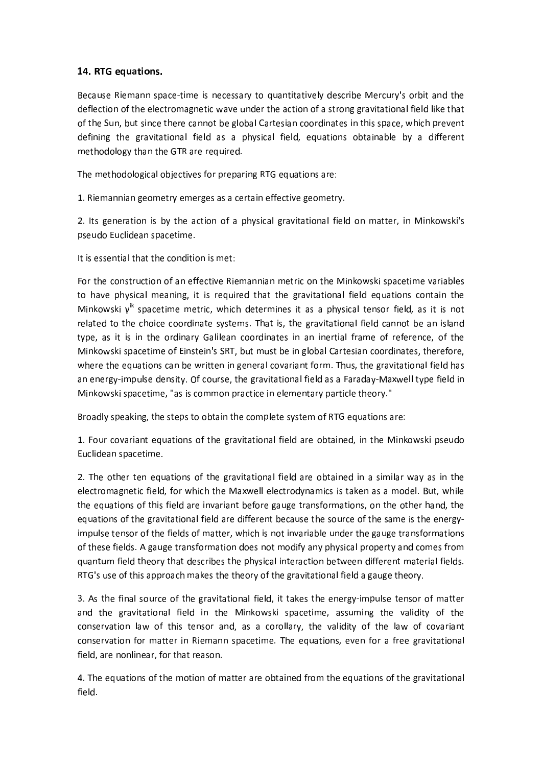## 14. RTG equations.

Because Riemann space-time is necessary to quantitatively describe Mercury's orbit and the deflection of the electromagnetic wave under the action of a strong gravitational field like that of the Sun, but since there cannot be global Cartesian coordinates in this space, which prevent defining the gravitational field as a physical field, equations obtainable by a different methodology than the GTR are required.

The methodological objectives for preparing RTG equations are:

1. Riemannian geometry emerges as a certain effective geometry.

2. Its generation is by the action of a physical gravitational field on matter, in Minkowski's pseudo Euclidean spacetime.

It is essential that the condition is met:

For the construction of an effective Riemannian metric on the Minkowski spacetime variables to have physical meaning, it is required that the gravitational field equations contain the Minkowski $\gamma^{ik}$ spacetime metric, which determines it as a physical tensor field, as it is not related to the choice coordinate systems. That is, the gravitational field cannot be an island type, as it is in the ordinary Galilean coordinates in an inertial frame of reference, of the Minkowski spacetime of Einstein's SRT, but must be in global Cartesian coordinates, therefore, where the equations can be written in general covariant form. Thus, the gravitational field has an energy-impulse density. Of course, the gravitational field as a Faraday-Maxwell type field in Minkowski spacetime, "as is common practice in elementary particle theory."

Broadly speaking, the steps to obtain the complete system of RTG equations are:

1. Four covariant equations of the gravitational field are obtained, in the Minkowski pseudo Euclidean spacetime.

2. The other ten equations of the gravitational field are obtained in a similar way as in the electromagnetic field, for which the Maxwell electrodynamics is taken as a model. But, while the equations of this field are invariant before gauge transformations, on the other hand, the equations of the gravitational field are different because the source of the same is the energy-impulse tensor of the fields of matter, which is not invariable under the gauge transformations of these fields. A gauge transformation does not modify any physical property and comes from quantum field theory that describes the physical interaction between different material fields. RTG's use of this approach makes the theory of the gravitational field a gauge theory.

3. As the final source of the gravitational field, it takes the energy-impulse tensor of matter and the gravitational field in the Minkowski spacetime, assuming the validity of the conservation law of this tensor and, as a corollary, the validity of the law of covariant conservation for matter in Riemann spacetime. The equations, even for a free gravitational field, are nonlinear, for that reason.

4. The equations of the motion of matter are obtained from the equations of the gravitational field.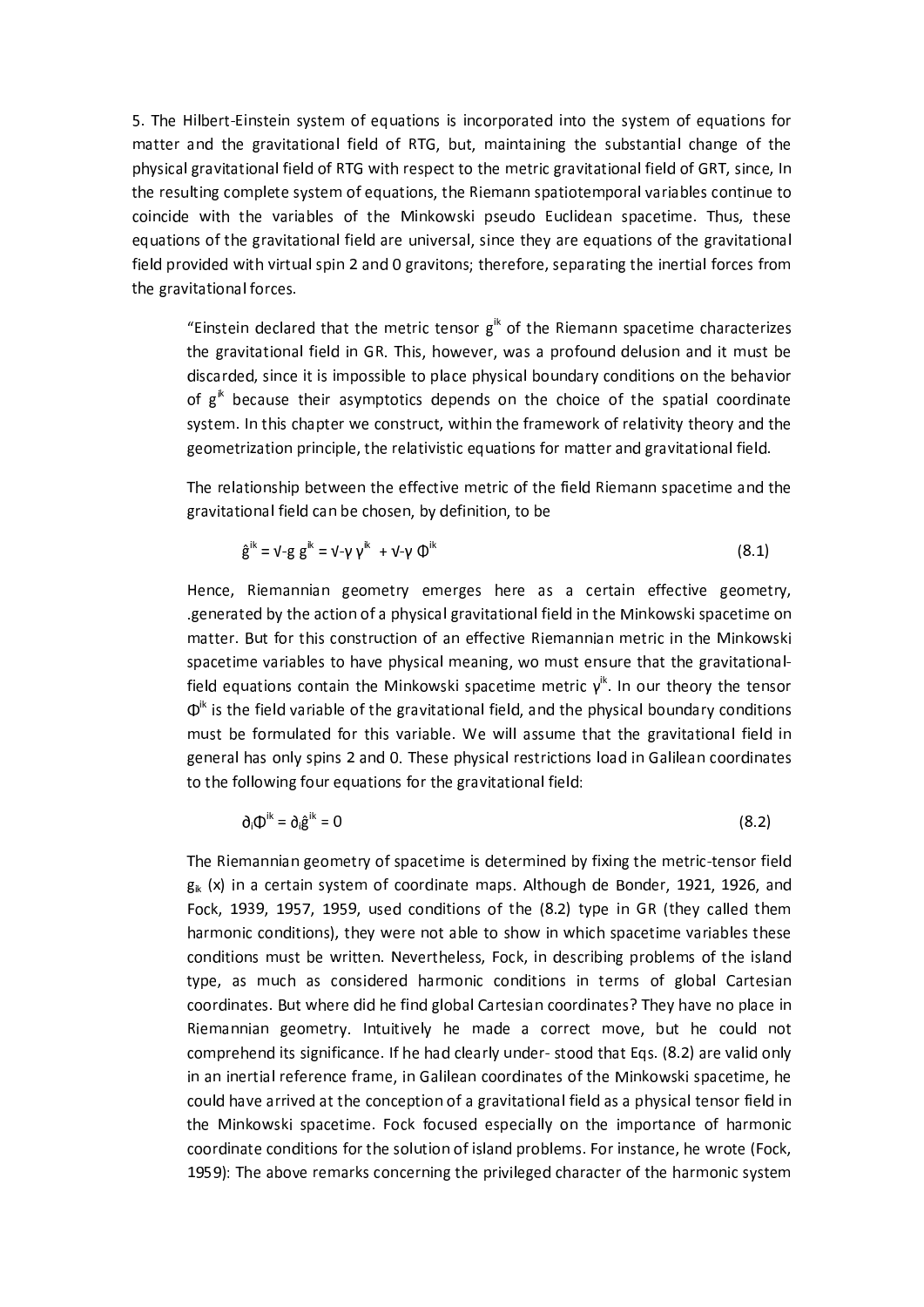5. The Hilbert-Einstein system of equations is incorporated into the system of equations for matter and the gravitational field of RTG, but, maintaining the substantial change of the physical gravitational field of RTG with respect to the metric gravitational field of GRT, since, In the resulting complete system of equations, the Riemann spatiotemporal variables continue to coincide with the variables of the Minkowski pseudo Euclidean spacetime. Thus, these equations of the gravitational field are universal, since they are equations of the gravitational field provided with virtual spin 2 and 0 gravitons; therefore, separating the inertial forces from the gravitational forces.

> "Einstein declared that the metric tensor $g^{ik}$ of the Riemann spacetime characterizes the gravitational field in GR. This, however, was a profound delusion and it must be discarded, since it is impossible to place physical boundary conditions on the behavior of $g^{ik}$ because their asymptotics depends on the choice of the spatial coordinate system. In this chapter we construct, within the framework of relativity theory and the geometrization principle, the relativistic equations for matter and gravitational field.
>
> The relationship between the effective metric of the field Riemann spacetime and the gravitational field can be chosen, by definition, to be
>
> $$\hat{g}^{ik} = \sqrt{-g}\, g^{ik} = \sqrt{-\gamma}\, \gamma^{ik} + \sqrt{-\gamma}\, \Phi^{ik} \tag{8.1}$$
>
> Hence, Riemannian geometry emerges here as a certain effective geometry, .generated by the action of a physical gravitational field in the Minkowski spacetime on matter. But for this construction of an effective Riemannian metric in the Minkowski spacetime variables to have physical meaning, wo must ensure that the gravitational-field equations contain the Minkowski spacetime metric $\gamma^{ik}$. In our theory the tensor $\Phi^{ik}$ is the field variable of the gravitational field, and the physical boundary conditions must be formulated for this variable. We will assume that the gravitational field in general has only spins 2 and 0. These physical restrictions load in Galilean coordinates to the following four equations for the gravitational field:
>
> $$\partial_i \Phi^{ik} = \partial_i \hat{g}^{ik} = 0 \tag{8.2}$$
>
> The Riemannian geometry of spacetime is determined by fixing the metric-tensor field $g_{ik}$ (x) in a certain system of coordinate maps. Although de Bonder, 1921, 1926, and Fock, 1939, 1957, 1959, used conditions of the (8.2) type in GR (they called them harmonic conditions), they were not able to show in which spacetime variables these conditions must be written. Nevertheless, Fock, in describing problems of the island type, as much as considered harmonic conditions in terms of global Cartesian coordinates. But where did he find global Cartesian coordinates? They have no place in Riemannian geometry. Intuitively he made a correct move, but he could not comprehend its significance. If he had clearly under- stood that Eqs. (8.2) are valid only in an inertial reference frame, in Galilean coordinates of the Minkowski spacetime, he could have arrived at the conception of a gravitational field as a physical tensor field in the Minkowski spacetime. Fock focused especially on the importance of harmonic coordinate conditions for the solution of island problems. For instance, he wrote (Fock, 1959): The above remarks concerning the privileged character of the harmonic system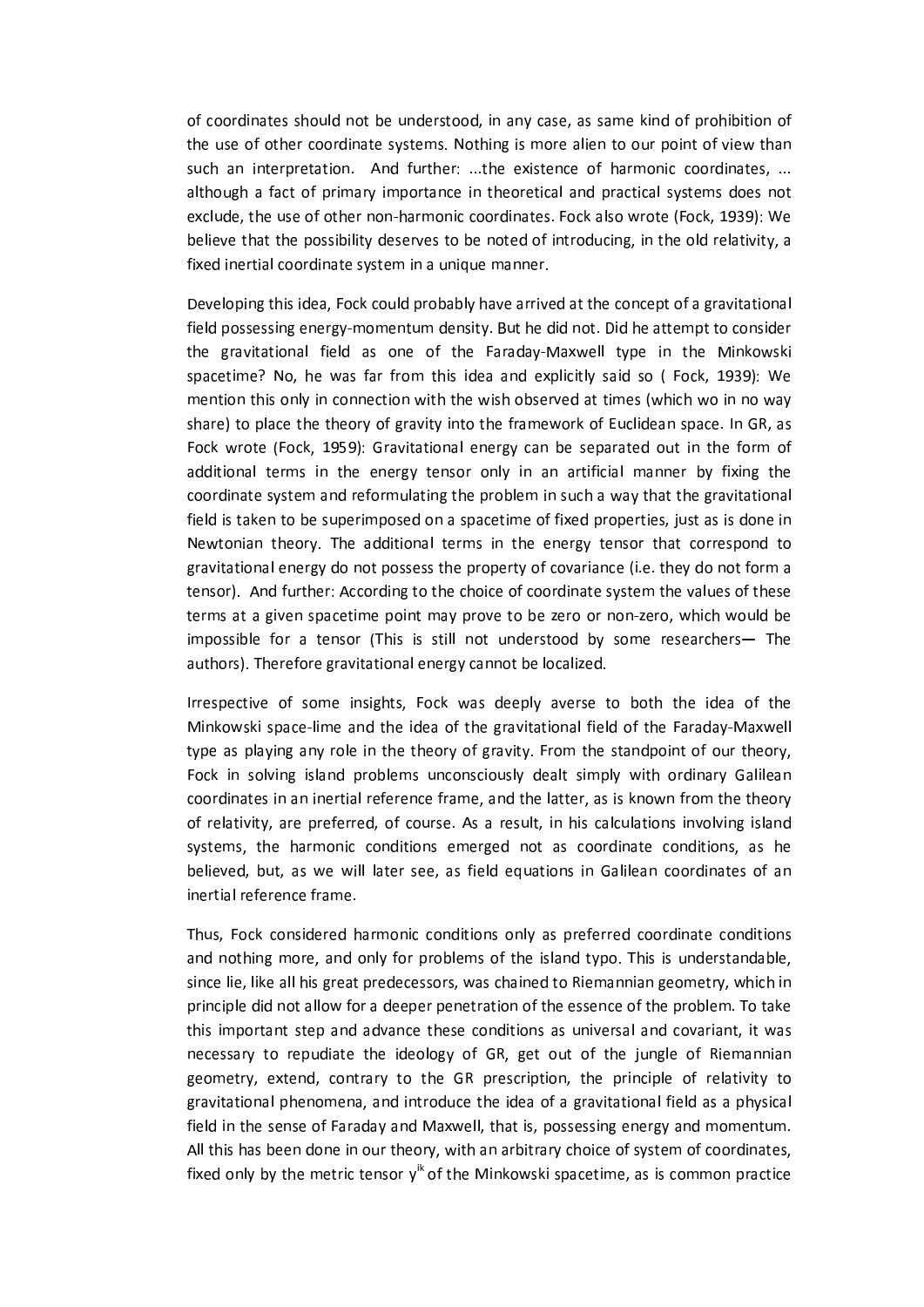of coordinates should not be understood, in any case, as same kind of prohibition of the use of other coordinate systems. Nothing is more alien to our point of view than such an interpretation. And further: ...the existence of harmonic coordinates, ... although a fact of primary importance in theoretical and practical systems does not exclude, the use of other non-harmonic coordinates. Fock also wrote (Fock, 1939): We believe that the possibility deserves to be noted of introducing, in the old relativity, a fixed inertial coordinate system in a unique manner.

Developing this idea, Fock could probably have arrived at the concept of a gravitational field possessing energy-momentum density. But he did not. Did he attempt to consider the gravitational field as one of the Faraday-Maxwell type in the Minkowski spacetime? No, he was far from this idea and explicitly said so ( Fock, 1939): We mention this only in connection with the wish observed at times (which wo in no way share) to place the theory of gravity into the framework of Euclidean space. In GR, as Fock wrote (Fock, 1959): Gravitational energy can be separated out in the form of additional terms in the energy tensor only in an artificial manner by fixing the coordinate system and reformulating the problem in such a way that the gravitational field is taken to be superimposed on a spacetime of fixed properties, just as is done in Newtonian theory. The additional terms in the energy tensor that correspond to gravitational energy do not possess the property of covariance (i.e. they do not form a tensor). And further: According to the choice of coordinate system the values of these terms at a given spacetime point may prove to be zero or non-zero, which would be impossible for a tensor (This is still not understood by some researchers— The authors). Therefore gravitational energy cannot be localized.

Irrespective of some insights, Fock was deeply averse to both the idea of the Minkowski space-lime and the idea of the gravitational field of the Faraday-Maxwell type as playing any role in the theory of gravity. From the standpoint of our theory, Fock in solving island problems unconsciously dealt simply with ordinary Galilean coordinates in an inertial reference frame, and the latter, as is known from the theory of relativity, are preferred, of course. As a result, in his calculations involving island systems, the harmonic conditions emerged not as coordinate conditions, as he believed, but, as we will later see, as field equations in Galilean coordinates of an inertial reference frame.

Thus, Fock considered harmonic conditions only as preferred coordinate conditions and nothing more, and only for problems of the island typo. This is understandable, since lie, like all his great predecessors, was chained to Riemannian geometry, which in principle did not allow for a deeper penetration of the essence of the problem. To take this important step and advance these conditions as universal and covariant, it was necessary to repudiate the ideology of GR, get out of the jungle of Riemannian geometry, extend, contrary to the GR prescription, the principle of relativity to gravitational phenomena, and introduce the idea of a gravitational field as a physical field in the sense of Faraday and Maxwell, that is, possessing energy and momentum. All this has been done in our theory, with an arbitrary choice of system of coordinates, fixed only by the metric tensor $\gamma^{ik}$ of the Minkowski spacetime, as is common practice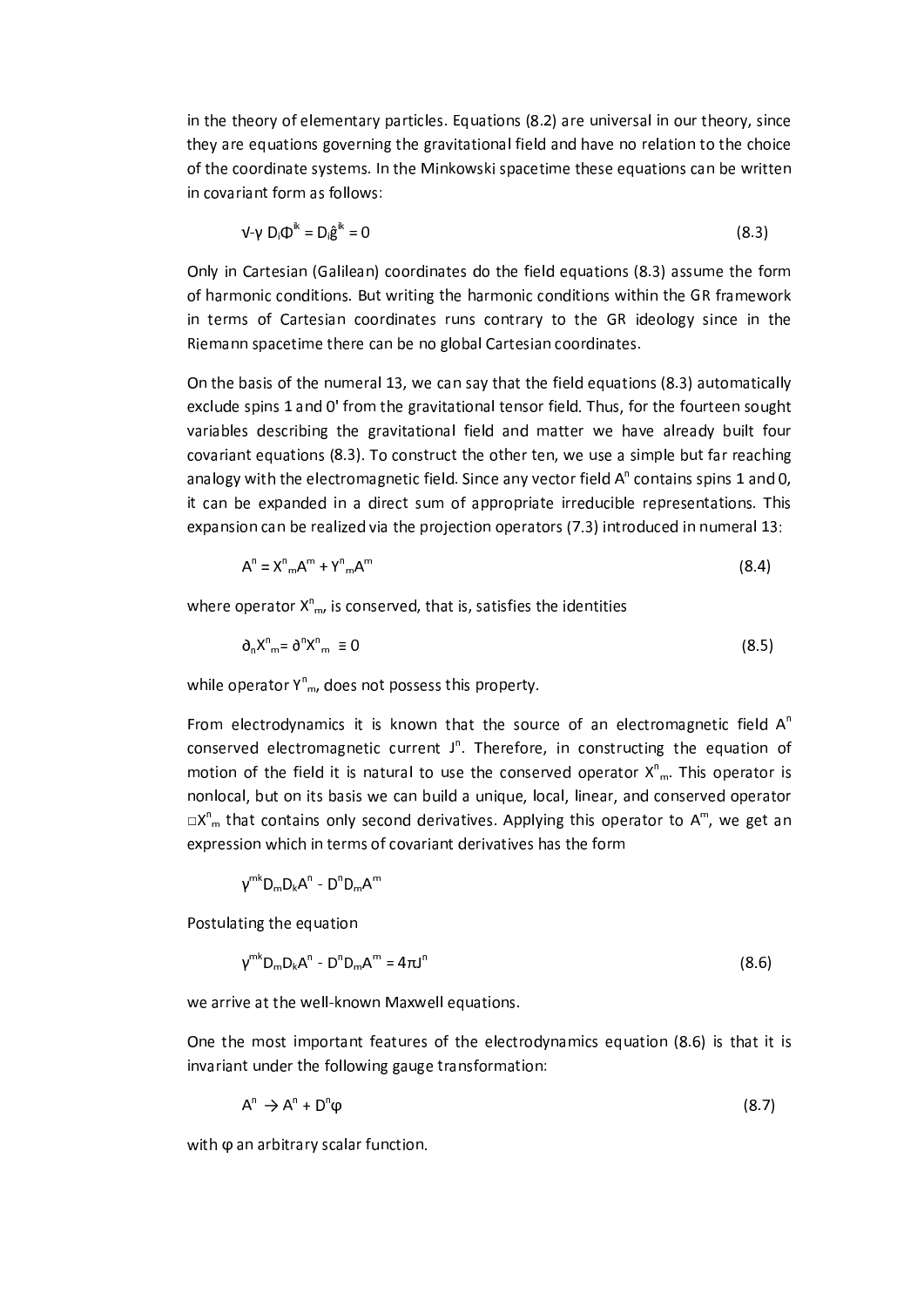in the theory of elementary particles. Equations (8.2) are universal in our theory, since they are equations governing the gravitational field and have no relation to the choice of the coordinate systems. In the Minkowski spacetime these equations can be written in covariant form as follows:

$$\sqrt{-\gamma}\, D_i\Phi^{ik} = D_i\hat{g}^{ik} = 0 \tag{8.3}$$

Only in Cartesian (Galilean) coordinates do the field equations (8.3) assume the form of harmonic conditions. But writing the harmonic conditions within the GR framework in terms of Cartesian coordinates runs contrary to the GR ideology since in the Riemann spacetime there can be no global Cartesian coordinates.

On the basis of the numeral 13, we can say that the field equations (8.3) automatically exclude spins 1 and 0' from the gravitational tensor field. Thus, for the fourteen sought variables describing the gravitational field and matter we have already built four covariant equations (8.3). To construct the other ten, we use a simple but far reaching analogy with the electromagnetic field. Since any vector field $A^n$ contains spins 1 and 0, it can be expanded in a direct sum of appropriate irreducible representations. This expansion can be realized via the projection operators (7.3) introduced in numeral 13:

$$A^n = X^n{}_m A^m + Y^n{}_m A^m \tag{8.4}$$

where operator $X^n{}_m$, is conserved, that is, satisfies the identities

$$\partial_n X^n{}_m = \partial^n X^n{}_m \equiv 0 \tag{8.5}$$

while operator $Y^n{}_m$, does not possess this property.

From electrodynamics it is known that the source of an electromagnetic field $A^n$ conserved electromagnetic current $J^n$. Therefore, in constructing the equation of motion of the field it is natural to use the conserved operator $X^n{}_m$. This operator is nonlocal, but on its basis we can build a unique, local, linear, and conserved operator $\Box X^n{}_m$ that contains only second derivatives. Applying this operator to $A^m$, we get an expression which in terms of covariant derivatives has the form

$$\gamma^{mk} D_m D_k A^n - D^n D_m A^m$$

Postulating the equation

$$\gamma^{mk} D_m D_k A^n - D^n D_m A^m = 4\pi J^n \tag{8.6}$$

we arrive at the well-known Maxwell equations.

One the most important features of the electrodynamics equation (8.6) is that it is invariant under the following gauge transformation:

$$A^n \rightarrow A^n + D^n\varphi \tag{8.7}$$

with $\varphi$ an arbitrary scalar function.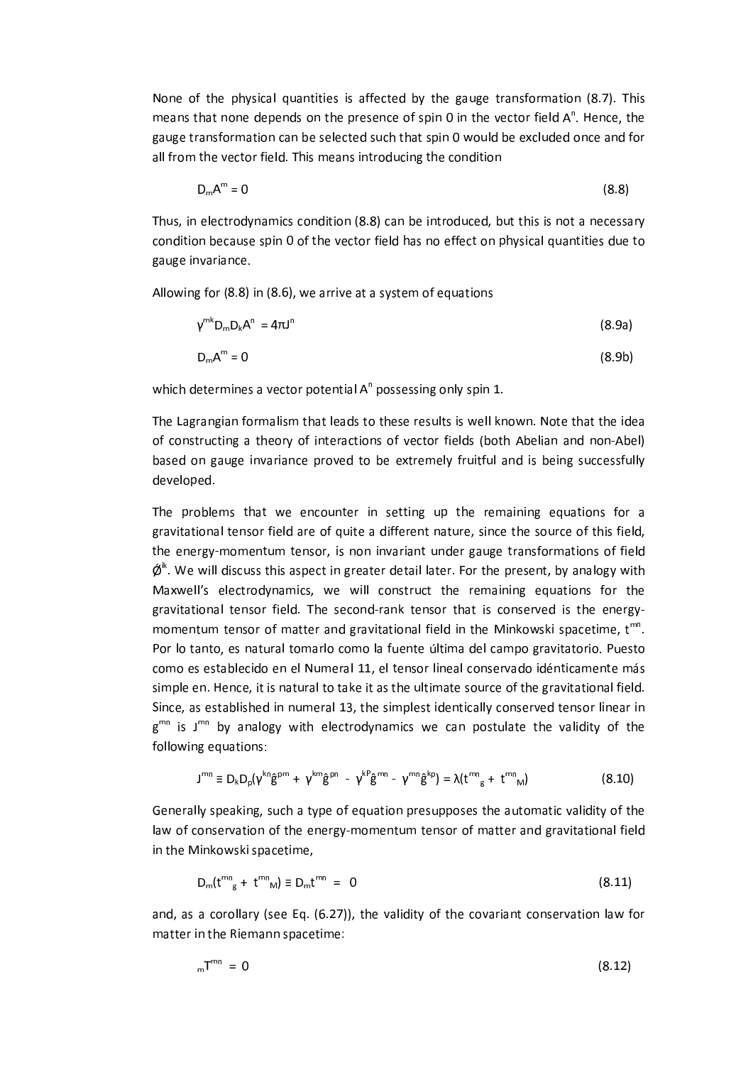None of the physical quantities is affected by the gauge transformation (8.7). This means that none depends on the presence of spin 0 in the vector field $A^n$. Hence, the gauge transformation can be selected such that spin 0 would be excluded once and for all from the vector field. This means introducing the condition

$$D_m A^m = 0 \tag{8.8}$$

Thus, in electrodynamics condition (8.8) can be introduced, but this is not a necessary condition because spin 0 of the vector field has no effect on physical quantities due to gauge invariance.

Allowing for (8.8) in (8.6), we arrive at a system of equations

$$\gamma^{mk} D_m D_k A^n = 4\pi J^n \tag{8.9a}$$

$$D_m A^m = 0 \tag{8.9b}$$

which determines a vector potential $A^n$ possessing only spin 1.

The Lagrangian formalism that leads to these results is well known. Note that the idea of constructing a theory of interactions of vector fields (both Abelian and non-Abel) based on gauge invariance proved to be extremely fruitful and is being successfully developed.

The problems that we encounter in setting up the remaining equations for a gravitational tensor field are of quite a different nature, since the source of this field, the energy-momentum tensor, is non invariant under gauge transformations of field $\phi^{ik}$. We will discuss this aspect in greater detail later. For the present, by analogy with Maxwell's electrodynamics, we will construct the remaining equations for the gravitational tensor field. The second-rank tensor that is conserved is the energy-momentum tensor of matter and gravitational field in the Minkowski spacetime, $t^{mn}$. Por lo tanto, es natural tomarlo como la fuente última del campo gravitatorio. Puesto como es establecido en el Numeral 11, el tensor lineal conservado idénticamente más simple en. Hence, it is natural to take it as the ultimate source of the gravitational field. Since, as established in numeral 13, the simplest identically conserved tensor linear in $g^{mn}$ is $J^{mn}$ by analogy with electrodynamics we can postulate the validity of the following equations:

$$J^{mn} \equiv D_k D_p(\gamma^{kn}\hat{g}^{pm} + \gamma^{km}\hat{g}^{pn} - \gamma^{kP}\hat{g}^{mn} - \gamma^{mn}\hat{g}^{kp}) = \lambda(t^{mn}{}_g + t^{mn}{}_M) \tag{8.10}$$

Generally speaking, such a type of equation presupposes the automatic validity of the law of conservation of the energy-momentum tensor of matter and gravitational field in the Minkowski spacetime,

$$D_m(t^{mn}{}_g + t^{mn}{}_M) \equiv D_m t^{mn} = 0 \tag{8.11}$$

and, as a corollary (see Eq. (6.27)), the validity of the covariant conservation law for matter in the Riemann spacetime:

$$_m T^{mn} = 0 \tag{8.12}$$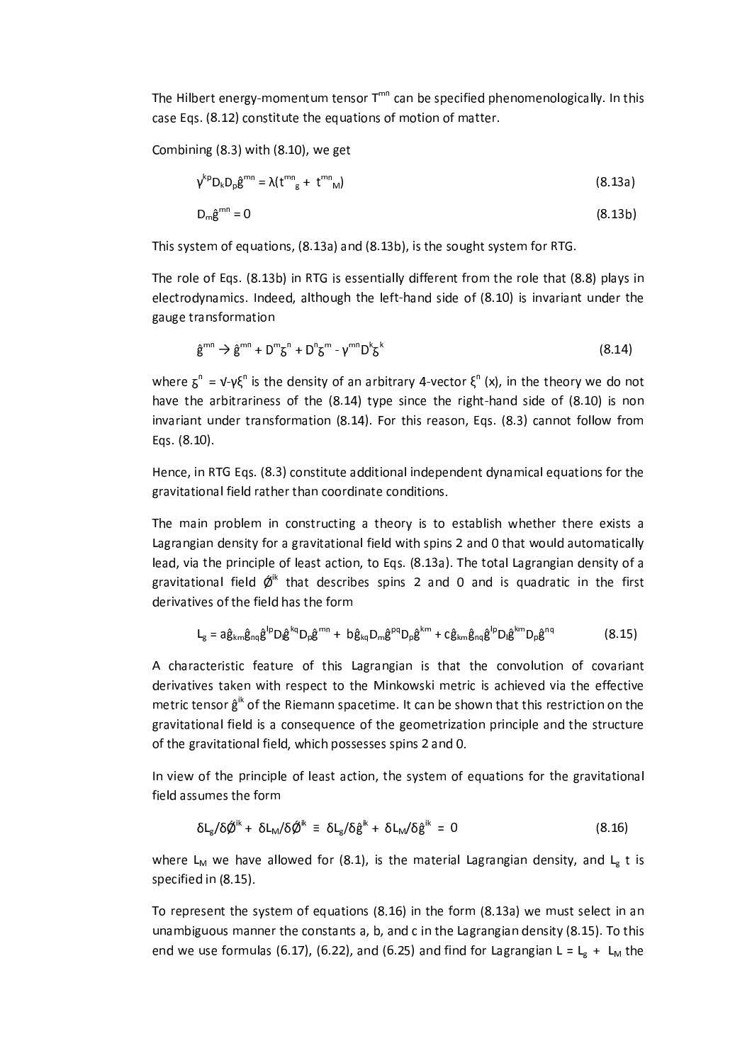The Hilbert energy-momentum tensor $T^{mn}$ can be specified phenomenologically. In this case Eqs. (8.12) constitute the equations of motion of matter.

Combining (8.3) with (8.10), we get

$$\gamma^{kp} D_k D_p \hat{g}^{mn} = \lambda(t^{mn}_{\ \ g} + t^{mn}_{\ \ M}) \tag{8.13a}$$

$$D_m \hat{g}^{mn} = 0 \tag{8.13b}$$

This system of equations, (8.13a) and (8.13b), is the sought system for RTG.

The role of Eqs. (8.13b) in RTG is essentially different from the role that (8.8) plays in electrodynamics. Indeed, although the left-hand side of (8.10) is invariant under the gauge transformation

$$\hat{g}^{mn} \rightarrow \hat{g}^{mn} + D^m \varsigma^n + D^n \varsigma^m - \gamma^{mn} D^k \varsigma^k \tag{8.14}$$

where $\varsigma^n = \sqrt{-\gamma}\xi^n$ is the density of an arbitrary 4-vector $\xi^n(x)$, in the theory we do not have the arbitrariness of the (8.14) type since the right-hand side of (8.10) is non invariant under transformation (8.14). For this reason, Eqs. (8.3) cannot follow from Eqs. (8.10).

Hence, in RTG Eqs. (8.3) constitute additional independent dynamical equations for the gravitational field rather than coordinate conditions.

The main problem in constructing a theory is to establish whether there exists a Lagrangian density for a gravitational field with spins 2 and 0 that would automatically lead, via the principle of least action, to Eqs. (8.13a). The total Lagrangian density of a gravitational field $\acute{\varnothing}^{ik}$ that describes spins 2 and 0 and is quadratic in the first derivatives of the field has the form

$$L_g = a\hat{g}_{km}\hat{g}_{nq}\hat{g}^{lp} D_l \hat{g}^{kq} D_p \hat{g}^{mn} + b\hat{g}_{kq} D_m \hat{g}^{pq} D_p \hat{g}^{km} + c\hat{g}_{km}\hat{g}_{nq}\hat{g}^{lp} D_l \hat{g}^{km} D_p \hat{g}^{nq} \tag{8.15}$$

A characteristic feature of this Lagrangian is that the convolution of covariant derivatives taken with respect to the Minkowski metric is achieved via the effective metric tensor $\hat{g}^{ik}$ of the Riemann spacetime. It can be shown that this restriction on the gravitational field is a consequence of the geometrization principle and the structure of the gravitational field, which possesses spins 2 and 0.

In view of the principle of least action, the system of equations for the gravitational field assumes the form

$$\delta L_g/\delta\acute{\varnothing}^{ik} + \delta L_M/\delta\acute{\varnothing}^{ik} \equiv \delta L_g/\delta\hat{g}^{ik} + \delta L_M/\delta\hat{g}^{ik} = 0 \tag{8.16}$$

where $L_M$ we have allowed for (8.1), is the material Lagrangian density, and $L_g$ t is specified in (8.15).

To represent the system of equations (8.16) in the form (8.13a) we must select in an unambiguous manner the constants a, b, and c in the Lagrangian density (8.15). To this end we use formulas (6.17), (6.22), and (6.25) and find for Lagrangian $L = L_g + L_M$ the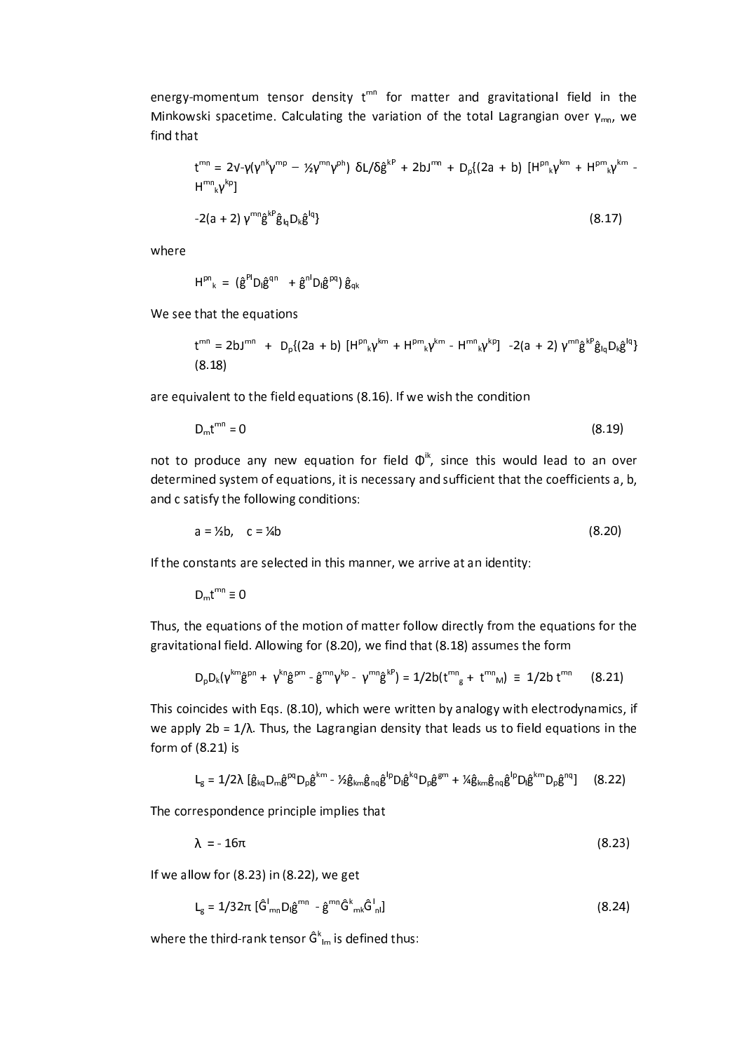energy-momentum tensor density $t^{mn}$ for matter and gravitational field in the Minkowski spacetime. Calculating the variation of the total Lagrangian over $\gamma_{mn}$, we find that

$$t^{mn} = 2\sqrt{-\gamma}(\gamma^{nk}\gamma^{mp} - \tfrac{1}{2}\gamma^{mn}\gamma^{pk})\ \delta L/\delta\hat{g}^{kP} + 2bJ^{mn} + D_p\{(2a + b)\ [H^{pn}{}_k\gamma^{km} + H^{pm}{}_k\gamma^{km} - H^{mn}{}_k\gamma^{kp}]$$

$$-2(a + 2)\ \gamma^{mn}\hat{g}^{kP}\hat{g}_{lq}D_k\hat{g}^{lq}\} \tag{8.17}$$

where

$$H^{pn}{}_k = (\hat{g}^{Pl}D_l\hat{g}^{qn} + \hat{g}^{nl}D_l\hat{g}^{pq})\ \hat{g}_{qk}$$

We see that the equations

$$t^{mn} = 2bJ^{mn} + D_p\{(2a + b)\ [H^{pn}{}_k\gamma^{km} + H^{pm}{}_k\gamma^{km} - H^{mn}{}_k\gamma^{kp}]\ -2(a + 2)\ \gamma^{mn}\hat{g}^{kP}\hat{g}_{lq}D_k\hat{g}^{lq}\} \tag{8.18}$$

are equivalent to the field equations (8.16). If we wish the condition

$$D_m t^{mn} = 0 \tag{8.19}$$

not to produce any new equation for field $\Phi^{ik}$, since this would lead to an over determined system of equations, it is necessary and sufficient that the coefficients a, b, and c satisfy the following conditions:

$$a = \tfrac{1}{2}b, \quad c = \tfrac{1}{4}b \tag{8.20}$$

If the constants are selected in this manner, we arrive at an identity:

$$D_m t^{mn} \equiv 0$$

Thus, the equations of the motion of matter follow directly from the equations for the gravitational field. Allowing for (8.20), we find that (8.18) assumes the form

$$D_pD_k(\gamma^{km}\hat{g}^{pn} + \gamma^{kn}\hat{g}^{pm} - \hat{g}^{mn}\gamma^{kp} - \gamma^{mn}\hat{g}^{kP}) = 1/2b(t^{mn}{}_g + t^{mn}{}_M) \equiv 1/2b\ t^{mn} \tag{8.21}$$

This coincides with Eqs. (8.10), which were written by analogy with electrodynamics, if we apply $2b = 1/\lambda$. Thus, the Lagrangian density that leads us to field equations in the form of (8.21) is

$$L_g = 1/2\lambda\ [\hat{g}_{kq}D_m\hat{g}^{pq}D_p\hat{g}^{km} - \tfrac{1}{2}\hat{g}_{km}\hat{g}_{nq}\hat{g}^{lp}D_l\hat{g}^{kq}D_p\hat{g}^{gm} + \tfrac{1}{4}\hat{g}_{km}\hat{g}_{nq}\hat{g}^{lp}D_l\hat{g}^{km}D_p\hat{g}^{nq}] \tag{8.22}$$

The correspondence principle implies that

$$\lambda = -16\pi \tag{8.23}$$

If we allow for (8.23) in (8.22), we get

$$L_g = 1/32\pi\ [\hat{G}^l{}_{mn}D_l\hat{g}^{mn} - \hat{g}^{mn}\hat{G}^k{}_{mk}\hat{G}^l{}_{nl}] \tag{8.24}$$

where the third-rank tensor $\hat{G}^k{}_{lm}$ is defined thus: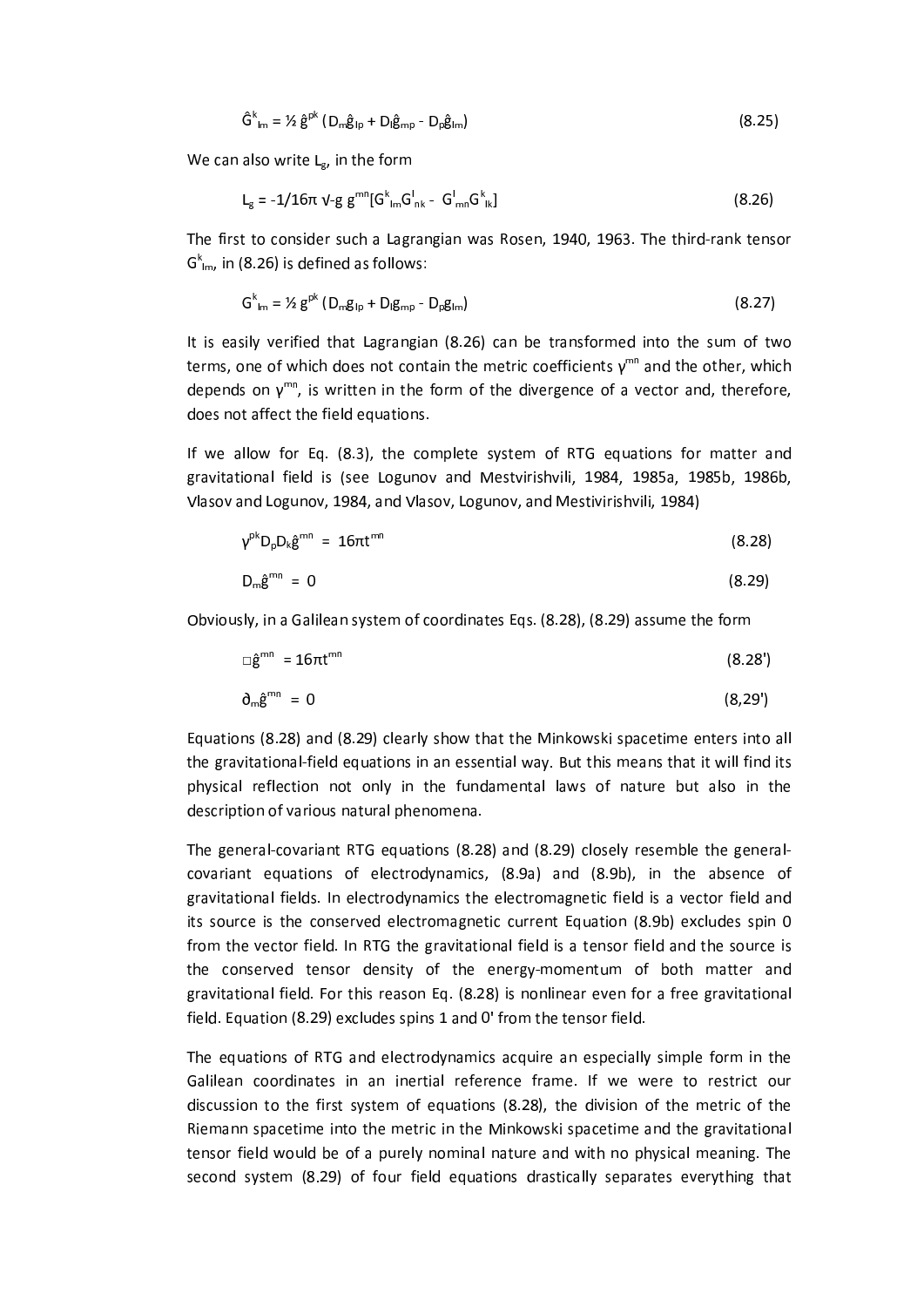$$\hat{G}^{k}_{lm} = ½ \hat{g}^{pk} (D_m\hat{g}_{lp} + D_l\hat{g}_{mp} - D_p\hat{g}_{lm}) \tag{8.25}$$

We can also write $L_g$, in the form

$$L_g = -1/16\pi \sqrt{-g}\, g^{mn}[G^{k}_{lm}G^{l}_{nk} - G^{l}_{mn}G^{k}_{lk}] \tag{8.26}$$

The first to consider such a Lagrangian was Rosen, 1940, 1963. The third-rank tensor $G^{k}_{lm}$, in (8.26) is defined as follows:

$$G^{k}_{lm} = ½ g^{pk} (D_m g_{lp} + D_l g_{mp} - D_p g_{lm}) \tag{8.27}$$

It is easily verified that Lagrangian (8.26) can be transformed into the sum of two terms, one of which does not contain the metric coefficients $\gamma^{mn}$ and the other, which depends on $\gamma^{mn}$, is written in the form of the divergence of a vector and, therefore, does not affect the field equations.

If we allow for Eq. (8.3), the complete system of RTG equations for matter and gravitational field is (see Logunov and Mestvirishvili, 1984, 1985a, 1985b, 1986b, Vlasov and Logunov, 1984, and Vlasov, Logunov, and Mestivirishvili, 1984)

$$\gamma^{pk}D_pD_k\hat{g}^{mn} = 16\pi t^{mn} \tag{8.28}$$

$$D_m\hat{g}^{mn} = 0 \tag{8.29}$$

Obviously, in a Galilean system of coordinates Eqs. (8.28), (8.29) assume the form

$$\Box\hat{g}^{mn} = 16\pi t^{mn} \tag{8.28'}$$

$$\partial_m\hat{g}^{mn} = 0 \tag{8,29'}$$

Equations (8.28) and (8.29) clearly show that the Minkowski spacetime enters into all the gravitational-field equations in an essential way. But this means that it will find its physical reflection not only in the fundamental laws of nature but also in the description of various natural phenomena.

The general-covariant RTG equations (8.28) and (8.29) closely resemble the general-covariant equations of electrodynamics, (8.9a) and (8.9b), in the absence of gravitational fields. In electrodynamics the electromagnetic field is a vector field and its source is the conserved electromagnetic current Equation (8.9b) excludes spin 0 from the vector field. In RTG the gravitational field is a tensor field and the source is the conserved tensor density of the energy-momentum of both matter and gravitational field. For this reason Eq. (8.28) is nonlinear even for a free gravitational field. Equation (8.29) excludes spins 1 and 0' from the tensor field.

The equations of RTG and electrodynamics acquire an especially simple form in the Galilean coordinates in an inertial reference frame. If we were to restrict our discussion to the first system of equations (8.28), the division of the metric of the Riemann spacetime into the metric in the Minkowski spacetime and the gravitational tensor field would be of a purely nominal nature and with no physical meaning. The second system (8.29) of four field equations drastically separates everything that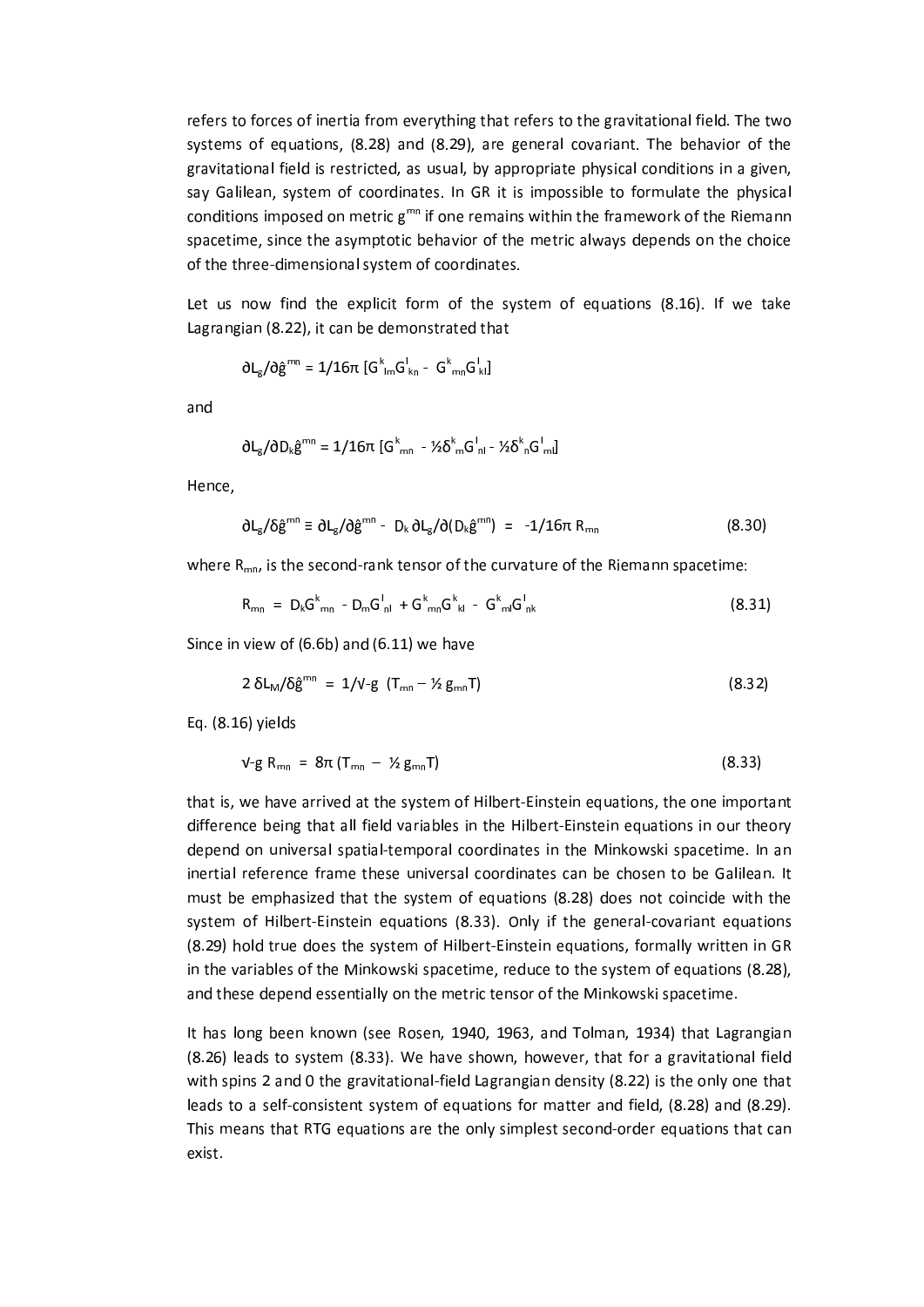refers to forces of inertia from everything that refers to the gravitational field. The two systems of equations, (8.28) and (8.29), are general covariant. The behavior of the gravitational field is restricted, as usual, by appropriate physical conditions in a given, say Galilean, system of coordinates. In GR it is impossible to formulate the physical conditions imposed on metric $g^{mn}$ if one remains within the framework of the Riemann spacetime, since the asymptotic behavior of the metric always depends on the choice of the three-dimensional system of coordinates.

Let us now find the explicit form of the system of equations (8.16). If we take Lagrangian (8.22), it can be demonstrated that

$$\partial L_g/\partial \hat{g}^{mn} = 1/16\pi\ [G^k_{lm}G^l_{kn} - G^k_{mn}G^l_{kl}]$$

and

$$\partial L_g/\partial D_k\hat{g}^{mn} = 1/16\pi\ [G^k_{mn} - ½\delta^k_m G^l_{nl} - ½\delta^k_n G^l_{ml}]$$

Hence,

$$\partial L_g/\delta \hat{g}^{mn} \equiv \partial L_g/\partial \hat{g}^{mn} - D_k\, \partial L_g/\partial(D_k \hat{g}^{mn}) = -1/16\pi\ R_{mn} \tag{8.30}$$

where $R_{mn}$, is the second-rank tensor of the curvature of the Riemann spacetime:

$$R_{mn} = D_k G^k_{mn} - D_m G^l_{nl} + G^k_{mn}G^l_{kl} - G^k_{ml}G^l_{nk} \tag{8.31}$$

Since in view of (6.6b) and (6.11) we have

$$2\, \delta L_M/\delta \hat{g}^{mn} = 1/\sqrt{-g}\ (T_{mn} - ½\, g_{mn}T) \tag{8.32}$$

Eq. (8.16) yields

$$\sqrt{-g}\ R_{mn} = 8\pi\, (T_{mn} - ½\, g_{mn}T) \tag{8.33}$$

that is, we have arrived at the system of Hilbert-Einstein equations, the one important difference being that all field variables in the Hilbert-Einstein equations in our theory depend on universal spatial-temporal coordinates in the Minkowski spacetime. In an inertial reference frame these universal coordinates can be chosen to be Galilean. It must be emphasized that the system of equations (8.28) does not coincide with the system of Hilbert-Einstein equations (8.33). Only if the general-covariant equations (8.29) hold true does the system of Hilbert-Einstein equations, formally written in GR in the variables of the Minkowski spacetime, reduce to the system of equations (8.28), and these depend essentially on the metric tensor of the Minkowski spacetime.

It has long been known (see Rosen, 1940, 1963, and Tolman, 1934) that Lagrangian (8.26) leads to system (8.33). We have shown, however, that for a gravitational field with spins 2 and 0 the gravitational-field Lagrangian density (8.22) is the only one that leads to a self-consistent system of equations for matter and field, (8.28) and (8.29). This means that RTG equations are the only simplest second-order equations that can exist.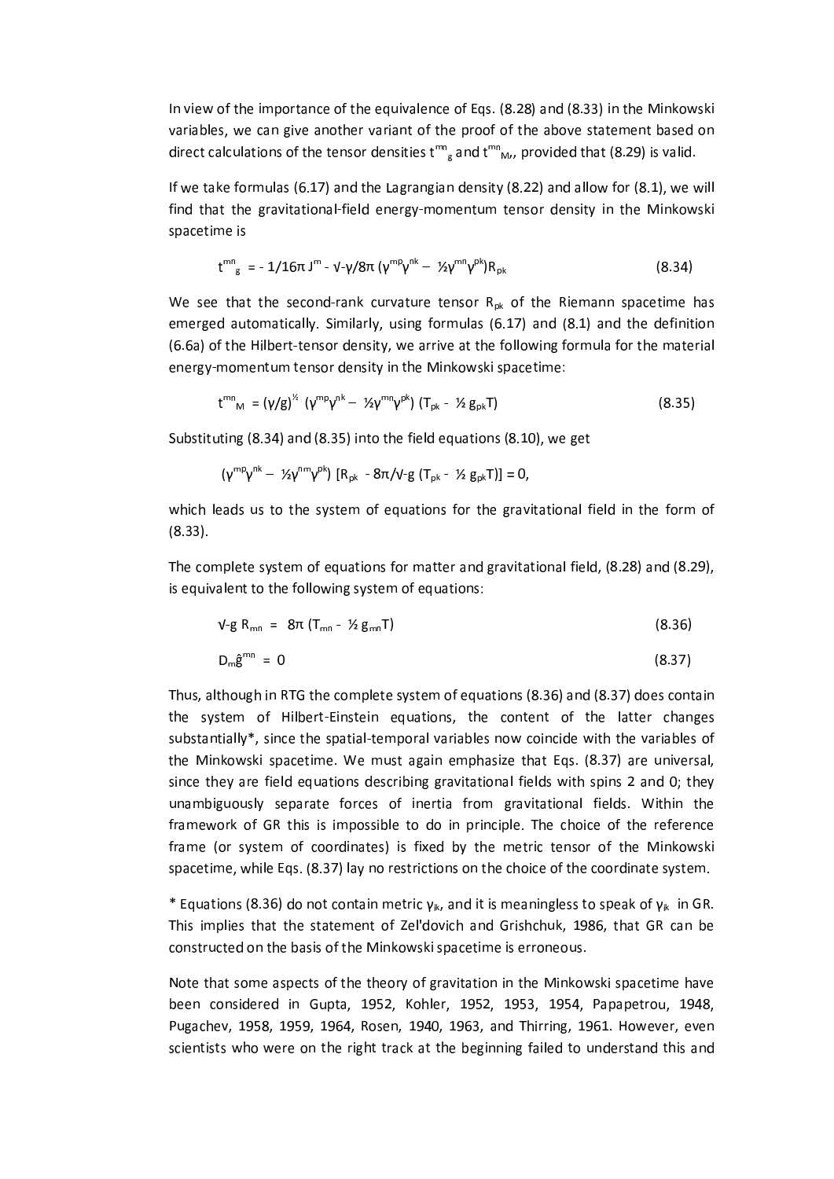In view of the importance of the equivalence of Eqs. (8.28) and (8.33) in the Minkowski variables, we can give another variant of the proof of the above statement based on direct calculations of the tensor densities $t^{mn}_{g}$ and $t^{mn}_{M}$, provided that (8.29) is valid.

If we take formulas (6.17) and the Lagrangian density (8.22) and allow for (8.1), we will find that the gravitational-field energy-momentum tensor density in the Minkowski spacetime is

$$t^{mn}_{g} = - 1/16\pi\, J^{m} - \sqrt{-\gamma}/8\pi\, (\gamma^{mp}\gamma^{nk} - \tfrac{1}{2}\gamma^{mn}\gamma^{pk})R_{pk} \qquad (8.34)$$

We see that the second-rank curvature tensor $R_{pk}$ of the Riemann spacetime has emerged automatically. Similarly, using formulas (6.17) and (8.1) and the definition (6.6a) of the Hilbert-tensor density, we arrive at the following formula for the material energy-momentum tensor density in the Minkowski spacetime:

$$t^{mn}_{M} = (\gamma/g)^{1/2}\ (\gamma^{mp}\gamma^{nk} - \tfrac{1}{2}\gamma^{mn}\gamma^{pk})\ (T_{pk} - \tfrac{1}{2}\, g_{pk}T) \qquad (8.35)$$

Substituting (8.34) and (8.35) into the field equations (8.10), we get

$$(\gamma^{mp}\gamma^{nk} - \tfrac{1}{2}\gamma^{nm}\gamma^{pk})\ [R_{pk} - 8\pi/\sqrt{-g}\ (T_{pk} - \tfrac{1}{2}\, g_{pk}T)] = 0,$$

which leads us to the system of equations for the gravitational field in the form of (8.33).

The complete system of equations for matter and gravitational field, (8.28) and (8.29), is equivalent to the following system of equations:

$$\sqrt{-g}\, R_{mn} = 8\pi\, (T_{mn} - \tfrac{1}{2}\, g_{mn}T) \qquad (8.36)$$

$$D_{m}\hat{g}^{mn} = 0 \qquad (8.37)$$

Thus, although in RTG the complete system of equations (8.36) and (8.37) does contain the system of Hilbert-Einstein equations, the content of the latter changes substantially*, since the spatial-temporal variables now coincide with the variables of the Minkowski spacetime. We must again emphasize that Eqs. (8.37) are universal, since they are field equations describing gravitational fields with spins 2 and 0; they unambiguously separate forces of inertia from gravitational fields. Within the framework of GR this is impossible to do in principle. The choice of the reference frame (or system of coordinates) is fixed by the metric tensor of the Minkowski spacetime, while Eqs. (8.37) lay no restrictions on the choice of the coordinate system.

* Equations (8.36) do not contain metric $\gamma_{ik}$, and it is meaningless to speak of $\gamma_{ik}$ in GR. This implies that the statement of Zel'dovich and Grishchuk, 1986, that GR can be constructed on the basis of the Minkowski spacetime is erroneous.

Note that some aspects of the theory of gravitation in the Minkowski spacetime have been considered in Gupta, 1952, Kohler, 1952, 1953, 1954, Papapetrou, 1948, Pugachev, 1958, 1959, 1964, Rosen, 1940, 1963, and Thirring, 1961. However, even scientists who were on the right track at the beginning failed to understand this and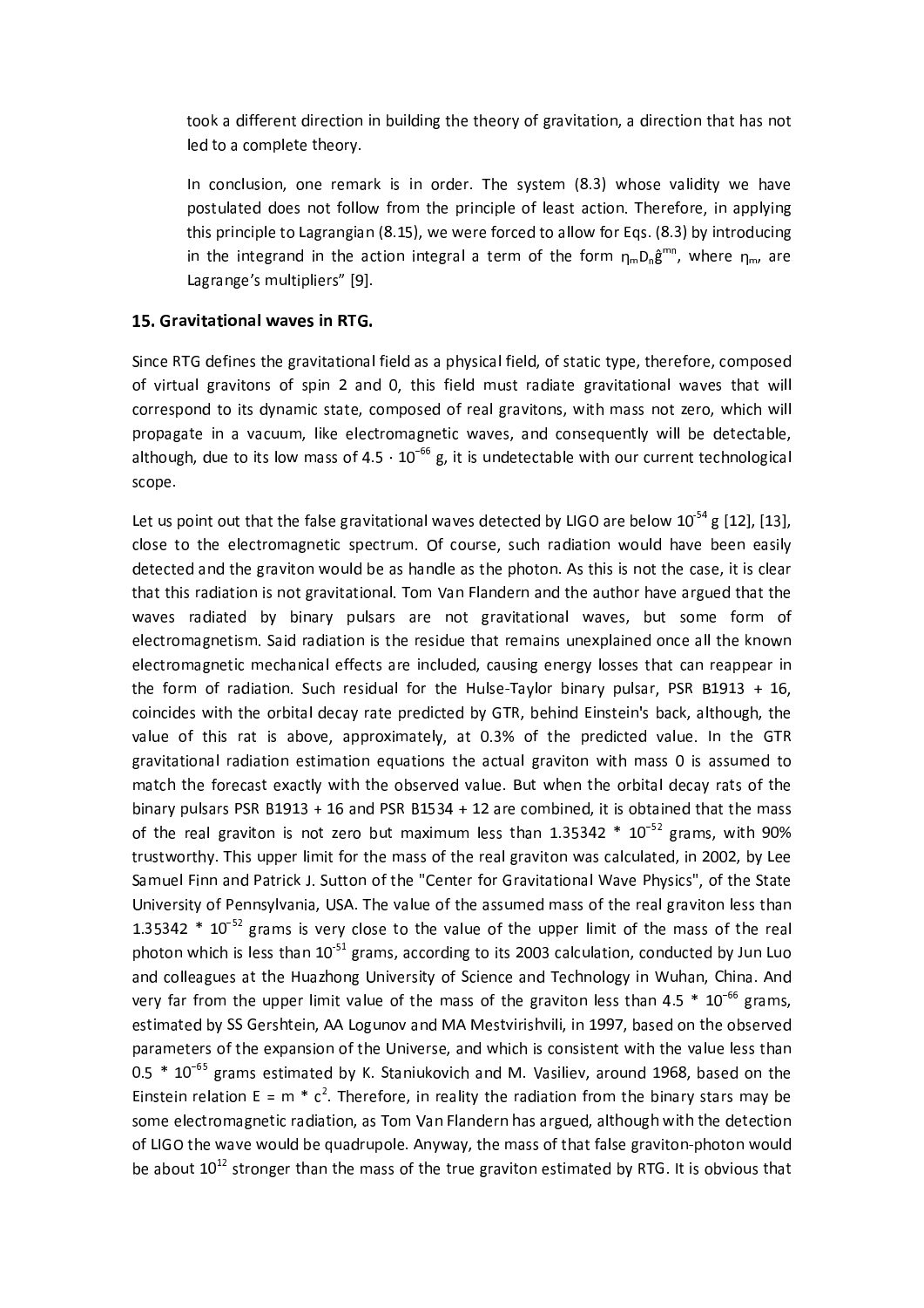took a different direction in building the theory of gravitation, a direction that has not led to a complete theory.

In conclusion, one remark is in order. The system (8.3) whose validity we have postulated does not follow from the principle of least action. Therefore, in applying this principle to Lagrangian (8.15), we were forced to allow for Eqs. (8.3) by introducing in the integrand in the action integral a term of the form $\eta_m D_n \hat{g}^{mn}$, where $\eta_m$, are Lagrange's multipliers" [9].

## 15. Gravitational waves in RTG.

Since RTG defines the gravitational field as a physical field, of static type, therefore, composed of virtual gravitons of spin 2 and 0, this field must radiate gravitational waves that will correspond to its dynamic state, composed of real gravitons, with mass not zero, which will propagate in a vacuum, like electromagnetic waves, and consequently will be detectable, although, due to its low mass of $4.5 \cdot 10^{-66}$ g, it is undetectable with our current technological scope.

Let us point out that the false gravitational waves detected by LIGO are below $10^{-54}$ g [12], [13], close to the electromagnetic spectrum. Of course, such radiation would have been easily detected and the graviton would be as handle as the photon. As this is not the case, it is clear that this radiation is not gravitational. Tom Van Flandern and the author have argued that the waves radiated by binary pulsars are not gravitational waves, but some form of electromagnetism. Said radiation is the residue that remains unexplained once all the known electromagnetic mechanical effects are included, causing energy losses that can reappear in the form of radiation. Such residual for the Hulse-Taylor binary pulsar, PSR B1913 + 16, coincides with the orbital decay rate predicted by GTR, behind Einstein's back, although, the value of this rat is above, approximately, at 0.3% of the predicted value. In the GTR gravitational radiation estimation equations the actual graviton with mass 0 is assumed to match the forecast exactly with the observed value. But when the orbital decay rats of the binary pulsars PSR B1913 + 16 and PSR B1534 + 12 are combined, it is obtained that the mass of the real graviton is not zero but maximum less than $1.35342 * 10^{-52}$ grams, with 90% trustworthy. This upper limit for the mass of the real graviton was calculated, in 2002, by Lee Samuel Finn and Patrick J. Sutton of the "Center for Gravitational Wave Physics", of the State University of Pennsylvania, USA. The value of the assumed mass of the real graviton less than $1.35342 * 10^{-52}$ grams is very close to the value of the upper limit of the mass of the real photon which is less than $10^{-51}$ grams, according to its 2003 calculation, conducted by Jun Luo and colleagues at the Huazhong University of Science and Technology in Wuhan, China. And very far from the upper limit value of the mass of the graviton less than $4.5 * 10^{-66}$ grams, estimated by SS Gershtein, AA Logunov and MA Mestvirishvili, in 1997, based on the observed parameters of the expansion of the Universe, and which is consistent with the value less than $0.5 * 10^{-65}$ grams estimated by K. Staniukovich and M. Vasiliev, around 1968, based on the Einstein relation $E = m * c^2$. Therefore, in reality the radiation from the binary stars may be some electromagnetic radiation, as Tom Van Flandern has argued, although with the detection of LIGO the wave would be quadrupole. Anyway, the mass of that false graviton-photon would be about $10^{12}$ stronger than the mass of the true graviton estimated by RTG. It is obvious that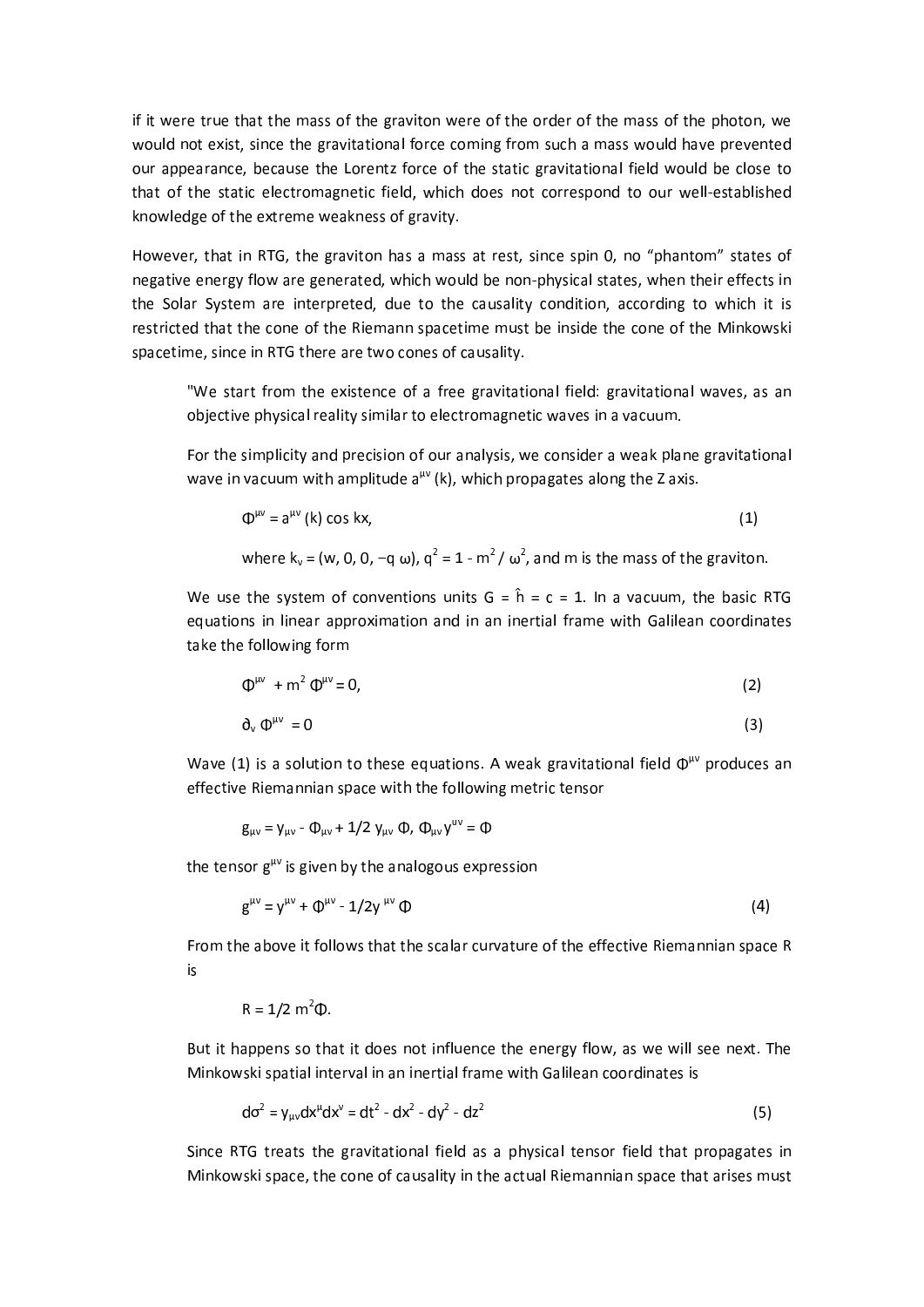if it were true that the mass of the graviton were of the order of the mass of the photon, we would not exist, since the gravitational force coming from such a mass would have prevented our appearance, because the Lorentz force of the static gravitational field would be close to that of the static electromagnetic field, which does not correspond to our well-established knowledge of the extreme weakness of gravity.

However, that in RTG, the graviton has a mass at rest, since spin 0, no "phantom" states of negative energy flow are generated, which would be non-physical states, when their effects in the Solar System are interpreted, due to the causality condition, according to which it is restricted that the cone of the Riemann spacetime must be inside the cone of the Minkowski spacetime, since in RTG there are two cones of causality.

> "We start from the existence of a free gravitational field: gravitational waves, as an objective physical reality similar to electromagnetic waves in a vacuum.
>
> For the simplicity and precision of our analysis, we consider a weak plane gravitational wave in vacuum with amplitude $a^{\mu\nu}(k)$, which propagates along the Z axis.
>
> $$\Phi^{\mu\nu} = a^{\mu\nu}(k) \cos kx, \qquad (1)$$
>
> where $k_\nu = (w, 0, 0, -q\,\omega)$, $q^2 = 1 - m^2/\omega^2$, and m is the mass of the graviton.
>
> We use the system of conventions units $G = \hat{h} = c = 1$. In a vacuum, the basic RTG equations in linear approximation and in an inertial frame with Galilean coordinates take the following form
>
> $$\Phi^{\mu\nu} + m^2 \Phi^{\mu\nu} = 0, \qquad (2)$$
>
> $$\partial_\nu \Phi^{\mu\nu} = 0 \qquad (3)$$
>
> Wave (1) is a solution to these equations. A weak gravitational field $\Phi^{\mu\nu}$ produces an effective Riemannian space with the following metric tensor
>
> $$g_{\mu\nu} = \gamma_{\mu\nu} - \Phi_{\mu\nu} + 1/2\, \gamma_{\mu\nu}\, \Phi,\ \Phi_{\mu\nu}\gamma^{\mu\nu} = \Phi$$
>
> the tensor $g^{\mu\nu}$ is given by the analogous expression
>
> $$g^{\mu\nu} = \gamma^{\mu\nu} + \Phi^{\mu\nu} - 1/2\gamma^{\mu\nu}\, \Phi \qquad (4)$$
>
> From the above it follows that the scalar curvature of the effective Riemannian space R is
>
> $$R = 1/2\, m^2 \Phi.$$
>
> But it happens so that it does not influence the energy flow, as we will see next. The Minkowski spatial interval in an inertial frame with Galilean coordinates is
>
> $$d\sigma^2 = \gamma_{\mu\nu} dx^\mu dx^\nu = dt^2 - dx^2 - dy^2 - dz^2 \qquad (5)$$
>
> Since RTG treats the gravitational field as a physical tensor field that propagates in Minkowski space, the cone of causality in the actual Riemannian space that arises must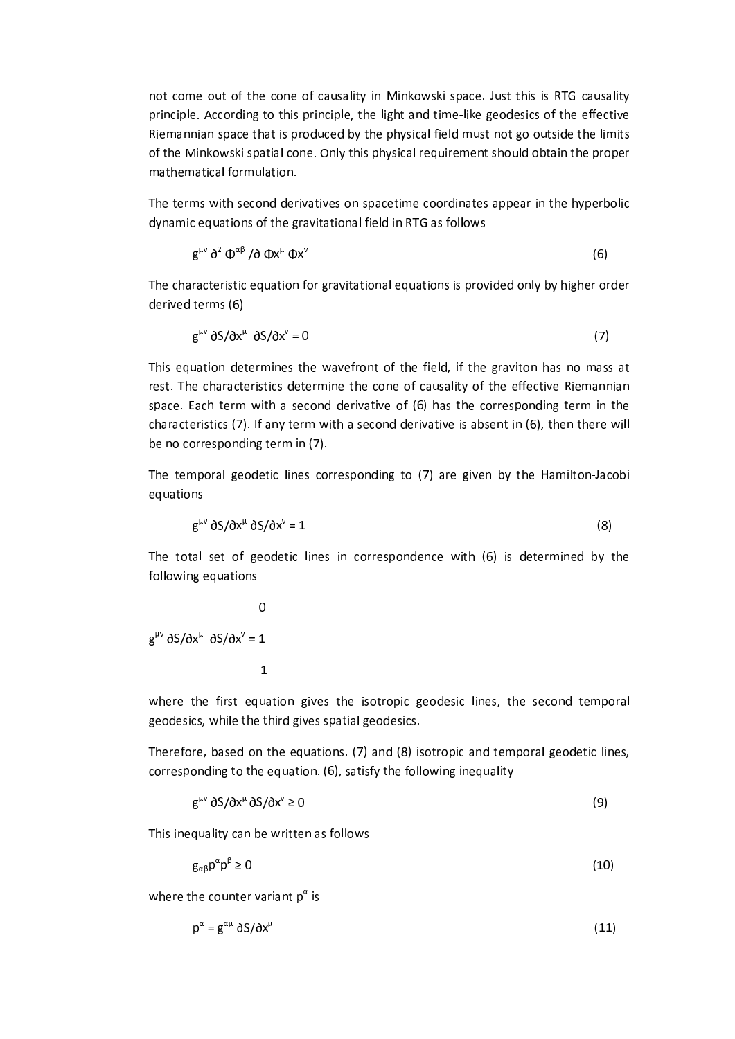not come out of the cone of causality in Minkowski space. Just this is RTG causality principle. According to this principle, the light and time-like geodesics of the effective Riemannian space that is produced by the physical field must not go outside the limits of the Minkowski spatial cone. Only this physical requirement should obtain the proper mathematical formulation.

The terms with second derivatives on spacetime coordinates appear in the hyperbolic dynamic equations of the gravitational field in RTG as follows

$$g^{\mu\nu}\, \partial^2 \Phi^{\alpha\beta} / \partial \Phi x^{\mu}\, \Phi x^{\nu} \tag{6}$$

The characteristic equation for gravitational equations is provided only by higher order derived terms (6)

$$g^{\mu\nu}\, \partial S/\partial x^{\mu}\ \ \partial S/\partial x^{\nu} = 0 \tag{7}$$

This equation determines the wavefront of the field, if the graviton has no mass at rest. The characteristics determine the cone of causality of the effective Riemannian space. Each term with a second derivative of (6) has the corresponding term in the characteristics (7). If any term with a second derivative is absent in (6), then there will be no corresponding term in (7).

The temporal geodetic lines corresponding to (7) are given by the Hamilton-Jacobi equations

$$g^{\mu\nu}\, \partial S/\partial x^{\mu}\, \partial S/\partial x^{\nu} = 1 \tag{8}$$

The total set of geodetic lines in correspondence with (6) is determined by the following equations

$$g^{\mu\nu}\, \partial S/\partial x^{\mu}\ \ \partial S/\partial x^{\nu} = \begin{matrix} 0 \\ 1 \\ -1 \end{matrix}$$

where the first equation gives the isotropic geodesic lines, the second temporal geodesics, while the third gives spatial geodesics.

Therefore, based on the equations. (7) and (8) isotropic and temporal geodetic lines, corresponding to the equation. (6), satisfy the following inequality

$$g^{\mu\nu}\, \partial S/\partial x^{\mu}\, \partial S/\partial x^{\nu} \geq 0 \tag{9}$$

This inequality can be written as follows

$$g_{\alpha\beta}\, p^{\alpha} p^{\beta} \geq 0 \tag{10}$$

where the counter variant $p^{\alpha}$ is

$$p^{\alpha} = g^{\alpha\mu}\, \partial S/\partial x^{\mu} \tag{11}$$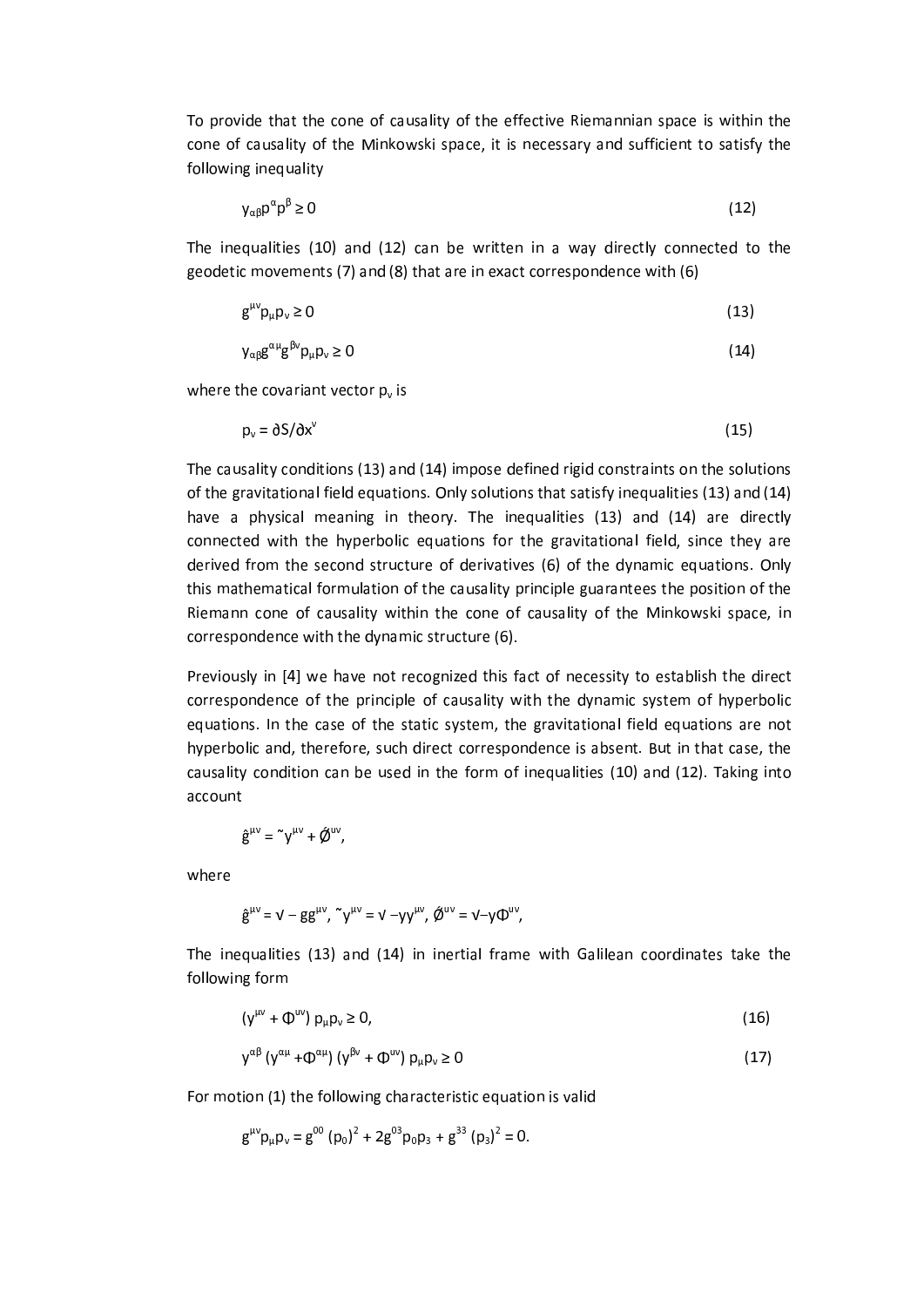To provide that the cone of causality of the effective Riemannian space is within the cone of causality of the Minkowski space, it is necessary and sufficient to satisfy the following inequality

$$\gamma_{\alpha\beta}p^{\alpha}p^{\beta} \geq 0 \tag{12}$$

The inequalities (10) and (12) can be written in a way directly connected to the geodetic movements (7) and (8) that are in exact correspondence with (6)

$$g^{\mu\nu}p_{\mu}p_{\nu} \geq 0 \tag{13}$$

$$\gamma_{\alpha\beta}g^{\alpha\mu}g^{\beta\nu}p_{\mu}p_{\nu} \geq 0 \tag{14}$$

where the covariant vector $p_{\nu}$ is

$$p_{\nu} = \partial S/\partial x^{\nu} \tag{15}$$

The causality conditions (13) and (14) impose defined rigid constraints on the solutions of the gravitational field equations. Only solutions that satisfy inequalities (13) and (14) have a physical meaning in theory. The inequalities (13) and (14) are directly connected with the hyperbolic equations for the gravitational field, since they are derived from the second structure of derivatives (6) of the dynamic equations. Only this mathematical formulation of the causality principle guarantees the position of the Riemann cone of causality within the cone of causality of the Minkowski space, in correspondence with the dynamic structure (6).

Previously in [4] we have not recognized this fact of necessity to establish the direct correspondence of the principle of causality with the dynamic system of hyperbolic equations. In the case of the static system, the gravitational field equations are not hyperbolic and, therefore, such direct correspondence is absent. But in that case, the causality condition can be used in the form of inequalities (10) and (12). Taking into account

$$\hat{g}^{\mu\nu} = \tilde{\gamma}^{\mu\nu} + \tilde{\Phi}^{\mu\nu},$$

where

$$\hat{g}^{\mu\nu} = \sqrt{-g}g^{\mu\nu}, \; \tilde{\gamma}^{\mu\nu} = \sqrt{-\gamma}\gamma^{\mu\nu}, \; \tilde{\Phi}^{\mu\nu} = \sqrt{-\gamma}\Phi^{\mu\nu},$$

The inequalities (13) and (14) in inertial frame with Galilean coordinates take the following form

$$(\gamma^{\mu\nu} + \Phi^{\mu\nu})\, p_{\mu}p_{\nu} \geq 0, \tag{16}$$

$$\gamma^{\alpha\beta}\,(\gamma^{\alpha\mu} + \Phi^{\alpha\mu})\,(\gamma^{\beta\nu} + \Phi^{\mu\nu})\, p_{\mu}p_{\nu} \geq 0 \tag{17}$$

For motion (1) the following characteristic equation is valid

$$g^{\mu\nu}p_{\mu}p_{\nu} = g^{00}\,(p_0)^2 + 2g^{03}p_0p_3 + g^{33}\,(p_3)^2 = 0.$$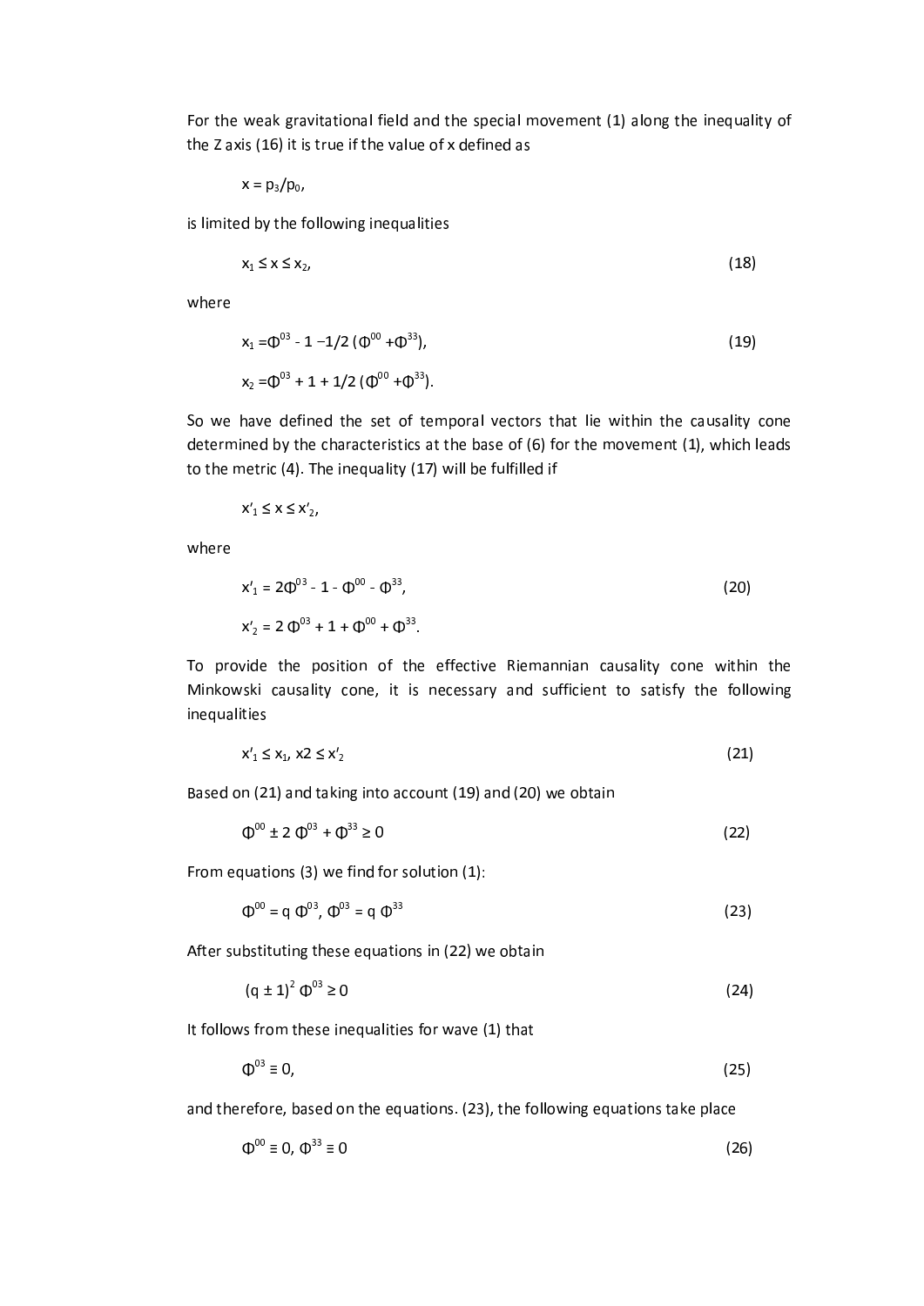For the weak gravitational field and the special movement (1) along the inequality of the Z axis (16) it is true if the value of x defined as

$$x = p_3/p_0,$$

is limited by the following inequalities

$$x_1 \le x \le x_2, \tag{18}$$

where

$$x_1 = \Phi^{03} - 1 - 1/2\,(\Phi^{00} + \Phi^{33}), \tag{19}$$

$$x_2 = \Phi^{03} + 1 + 1/2\,(\Phi^{00} + \Phi^{33}).$$

So we have defined the set of temporal vectors that lie within the causality cone determined by the characteristics at the base of (6) for the movement (1), which leads to the metric (4). The inequality (17) will be fulfilled if

$$x'_1 \le x \le x'_2,$$

where

$$x'_1 = 2\Phi^{03} - 1 - \Phi^{00} - \Phi^{33}, \tag{20}$$

$$x'_2 = 2\,\Phi^{03} + 1 + \Phi^{00} + \Phi^{33}.$$

To provide the position of the effective Riemannian causality cone within the Minkowski causality cone, it is necessary and sufficient to satisfy the following inequalities

$$x'_1 \le x_1,\; x2 \le x'_2 \tag{21}$$

Based on (21) and taking into account (19) and (20) we obtain

$$\Phi^{00} \pm 2\,\Phi^{03} + \Phi^{33} \ge 0 \tag{22}$$

From equations (3) we find for solution (1):

$$\Phi^{00} = q\,\Phi^{03},\; \Phi^{03} = q\,\Phi^{33} \tag{23}$$

After substituting these equations in (22) we obtain

$$(q \pm 1)^2\,\Phi^{03} \ge 0 \tag{24}$$

It follows from these inequalities for wave (1) that

$$\Phi^{03} \equiv 0, \tag{25}$$

and therefore, based on the equations. (23), the following equations take place

$$\Phi^{00} \equiv 0,\; \Phi^{33} \equiv 0 \tag{26}$$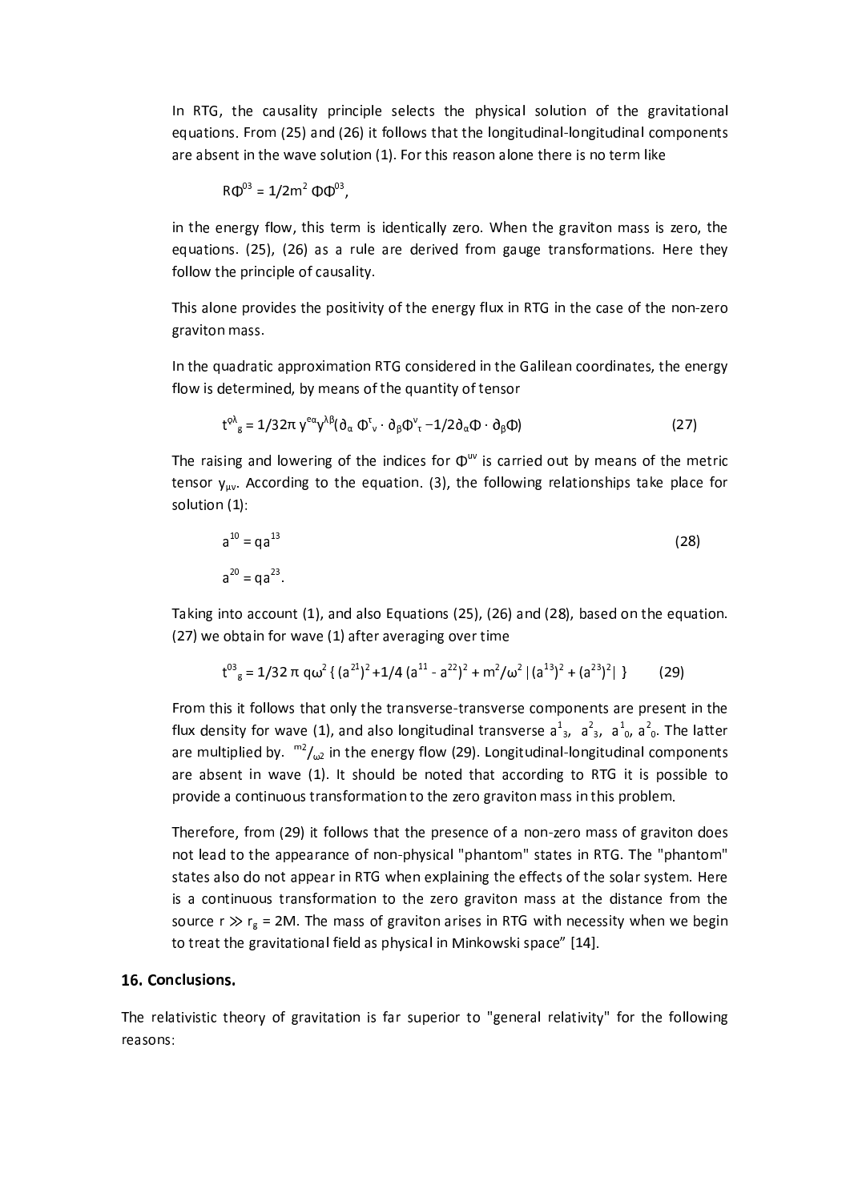In RTG, the causality principle selects the physical solution of the gravitational equations. From (25) and (26) it follows that the longitudinal-longitudinal components are absent in the wave solution (1). For this reason alone there is no term like

$$R\Phi^{03} = 1/2m^2\, \Phi\Phi^{03},$$

in the energy flow, this term is identically zero. When the graviton mass is zero, the equations. (25), (26) as a rule are derived from gauge transformations. Here they follow the principle of causality.

This alone provides the positivity of the energy flux in RTG in the case of the non-zero graviton mass.

In the quadratic approximation RTG considered in the Galilean coordinates, the energy flow is determined, by means of the quantity of tensor

$$t^{\varrho\lambda}{}_{g} = 1/32\pi\, \gamma^{\varrho\alpha}\gamma^{\lambda\beta}(\partial_\alpha\, \Phi^{\tau}{}_{\nu} \cdot \partial_\beta \Phi^{\nu}{}_{\tau} - 1/2\partial_\alpha \Phi \cdot \partial_\beta \Phi) \tag{27}$$

The raising and lowering of the indices for $\Phi^{\mu\nu}$ is carried out by means of the metric tensor $\gamma_{\mu\nu}$. According to the equation. (3), the following relationships take place for solution (1):

$$a^{10} = qa^{13} \tag{28}$$

$$a^{20} = qa^{23}.$$

Taking into account (1), and also Equations (25), (26) and (28), based on the equation. (27) we obtain for wave (1) after averaging over time

$$t^{03}{}_{g} = 1/32\,\pi\, q\omega^2 \{ (a^{21})^2 + 1/4\, (a^{11} - a^{22})^2 + m^2/\omega^2\, |(a^{13})^2 + (a^{23})^2| \} \tag{29}$$

From this it follows that only the transverse-transverse components are present in the flux density for wave (1), and also longitudinal transverse $a^1{}_3$, $a^2{}_3$, $a^1{}_0$, $a^2{}_0$. The latter are multiplied by. $m^2/\omega^2$ in the energy flow (29). Longitudinal-longitudinal components are absent in wave (1). It should be noted that according to RTG it is possible to provide a continuous transformation to the zero graviton mass in this problem.

Therefore, from (29) it follows that the presence of a non-zero mass of graviton does not lead to the appearance of non-physical "phantom" states in RTG. The "phantom" states also do not appear in RTG when explaining the effects of the solar system. Here is a continuous transformation to the zero graviton mass at the distance from the source $r \gg r_g = 2M$. The mass of graviton arises in RTG with necessity when we begin to treat the gravitational field as physical in Minkowski space" [14].

## 16. Conclusions.

The relativistic theory of gravitation is far superior to "general relativity" for the following reasons: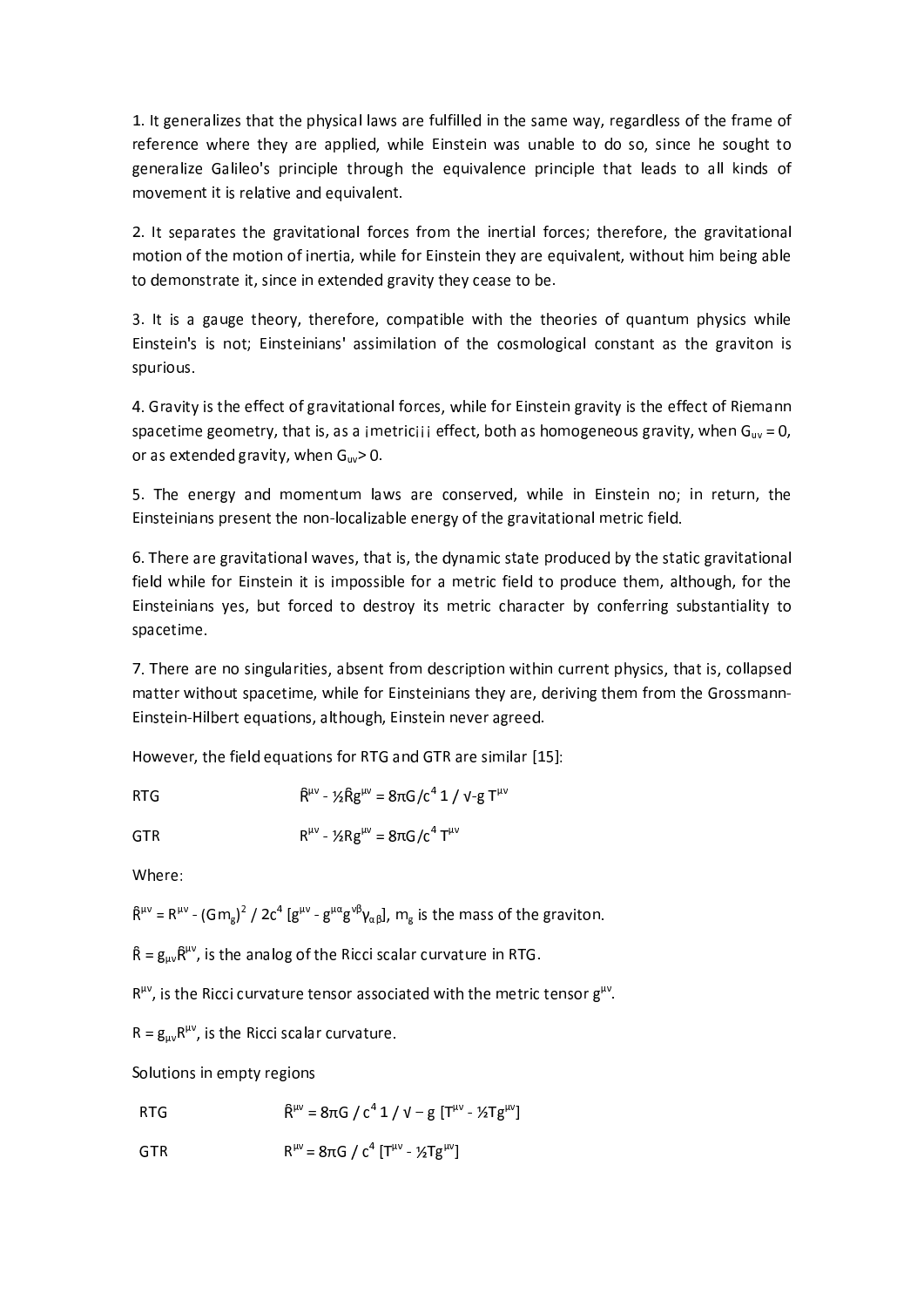1. It generalizes that the physical laws are fulfilled in the same way, regardless of the frame of reference where they are applied, while Einstein was unable to do so, since he sought to generalize Galileo's principle through the equivalence principle that leads to all kinds of movement it is relative and equivalent.

2. It separates the gravitational forces from the inertial forces; therefore, the gravitational motion of the motion of inertia, while for Einstein they are equivalent, without him being able to demonstrate it, since in extended gravity they cease to be.

3. It is a gauge theory, therefore, compatible with the theories of quantum physics while Einstein's is not; Einsteinians' assimilation of the cosmological constant as the graviton is spurious.

4. Gravity is the effect of gravitational forces, while for Einstein gravity is the effect of Riemann spacetime geometry, that is, as a ¡metric¡¡¡ effect, both as homogeneous gravity, when $G_{uv} = 0$, or as extended gravity, when $G_{uv} > 0$.

5. The energy and momentum laws are conserved, while in Einstein no; in return, the Einsteinians present the non-localizable energy of the gravitational metric field.

6. There are gravitational waves, that is, the dynamic state produced by the static gravitational field while for Einstein it is impossible for a metric field to produce them, although, for the Einsteinians yes, but forced to destroy its metric character by conferring substantiality to spacetime.

7. There are no singularities, absent from description within current physics, that is, collapsed matter without spacetime, while for Einsteinians they are, deriving them from the Grossmann-Einstein-Hilbert equations, although, Einstein never agreed.

However, the field equations for RTG and GTR are similar [15]:

RTG $\quad \hat{R}^{\mu\nu} - ½\hat{R}g^{\mu\nu} = 8\pi G/c^4 \, 1/\sqrt{-g} \, T^{\mu\nu}$

GTR $\quad R^{\mu\nu} - ½Rg^{\mu\nu} = 8\pi G/c^4 \, T^{\mu\nu}$

Where:

$\hat{R}^{\mu\nu} = R^{\mu\nu} - (Gm_g)^2 / 2c^4 \, [g^{\mu\nu} - g^{\mu\alpha}g^{\nu\beta}\gamma_{\alpha\beta}]$, $m_g$ is the mass of the graviton.

$\hat{R} = g_{\mu\nu}\hat{R}^{\mu\nu}$, is the analog of the Ricci scalar curvature in RTG.

$R^{\mu\nu}$, is the Ricci curvature tensor associated with the metric tensor $g^{\mu\nu}$.

$R = g_{\mu\nu}R^{\mu\nu}$, is the Ricci scalar curvature.

Solutions in empty regions

RTG $\quad \hat{R}^{\mu\nu} = 8\pi G / c^4 \, 1/\sqrt{-g} \, [T^{\mu\nu} - ½Tg^{\mu\nu}]$

GTR $\quad R^{\mu\nu} = 8\pi G / c^4 \, [T^{\mu\nu} - ½Tg^{\mu\nu}]$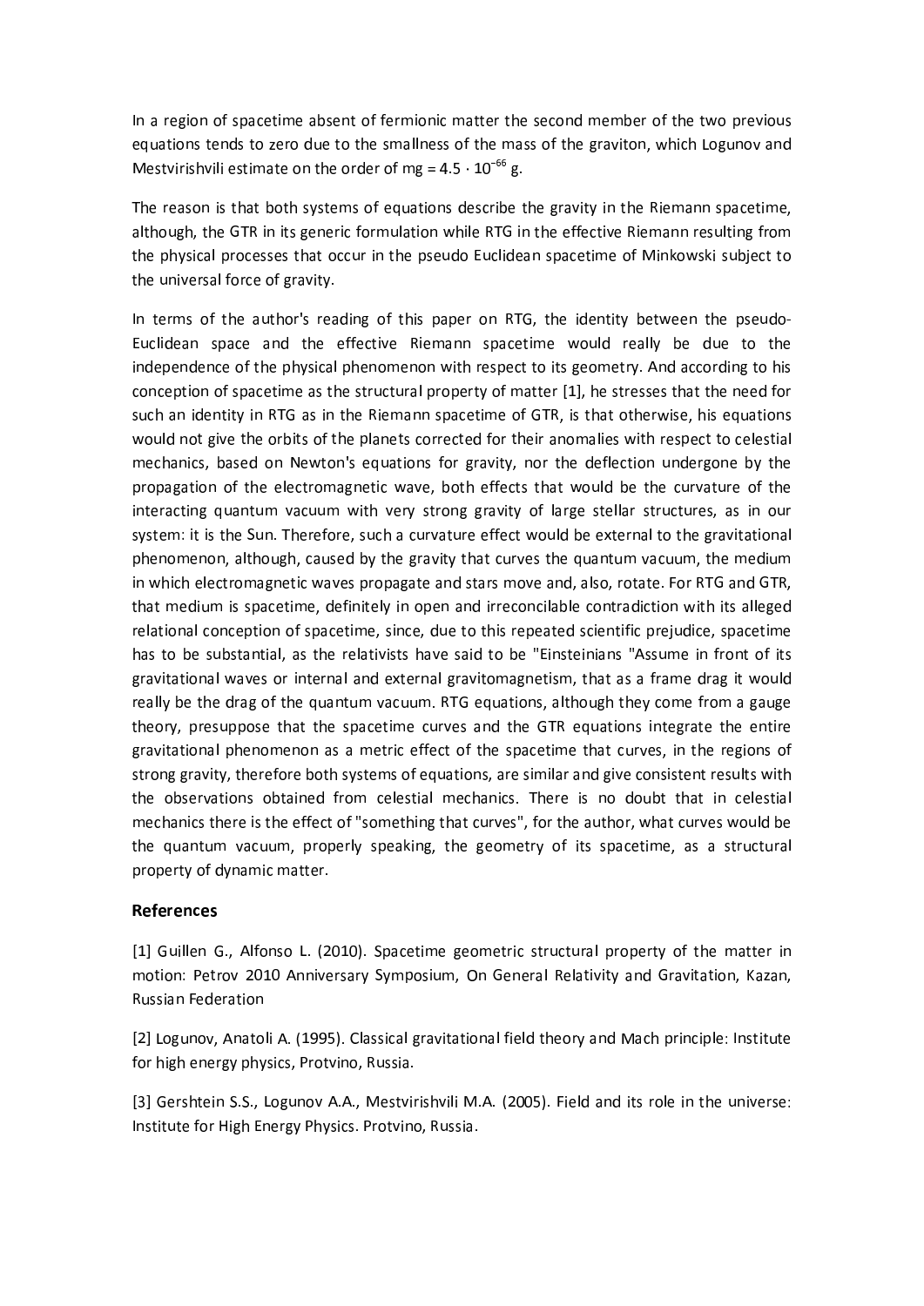In a region of spacetime absent of fermionic matter the second member of the two previous equations tends to zero due to the smallness of the mass of the graviton, which Logunov and Mestvirishvili estimate on the order of mg = $4.5 \cdot 10^{-66}$ g.

The reason is that both systems of equations describe the gravity in the Riemann spacetime, although, the GTR in its generic formulation while RTG in the effective Riemann resulting from the physical processes that occur in the pseudo Euclidean spacetime of Minkowski subject to the universal force of gravity.

In terms of the author's reading of this paper on RTG, the identity between the pseudo-Euclidean space and the effective Riemann spacetime would really be due to the independence of the physical phenomenon with respect to its geometry. And according to his conception of spacetime as the structural property of matter [1], he stresses that the need for such an identity in RTG as in the Riemann spacetime of GTR, is that otherwise, his equations would not give the orbits of the planets corrected for their anomalies with respect to celestial mechanics, based on Newton's equations for gravity, nor the deflection undergone by the propagation of the electromagnetic wave, both effects that would be the curvature of the interacting quantum vacuum with very strong gravity of large stellar structures, as in our system: it is the Sun. Therefore, such a curvature effect would be external to the gravitational phenomenon, although, caused by the gravity that curves the quantum vacuum, the medium in which electromagnetic waves propagate and stars move and, also, rotate. For RTG and GTR, that medium is spacetime, definitely in open and irreconcilable contradiction with its alleged relational conception of spacetime, since, due to this repeated scientific prejudice, spacetime has to be substantial, as the relativists have said to be "Einsteinians "Assume in front of its gravitational waves or internal and external gravitomagnetism, that as a frame drag it would really be the drag of the quantum vacuum. RTG equations, although they come from a gauge theory, presuppose that the spacetime curves and the GTR equations integrate the entire gravitational phenomenon as a metric effect of the spacetime that curves, in the regions of strong gravity, therefore both systems of equations, are similar and give consistent results with the observations obtained from celestial mechanics. There is no doubt that in celestial mechanics there is the effect of "something that curves", for the author, what curves would be the quantum vacuum, properly speaking, the geometry of its spacetime, as a structural property of dynamic matter.

## References

[1] Guillen G., Alfonso L. (2010). Spacetime geometric structural property of the matter in motion: Petrov 2010 Anniversary Symposium, On General Relativity and Gravitation, Kazan, Russian Federation

[2] Logunov, Anatoli A. (1995). Classical gravitational field theory and Mach principle: Institute for high energy physics, Protvino, Russia.

[3] Gershtein S.S., Logunov A.A., Mestvirishvili M.A. (2005). Field and its role in the universe: Institute for High Energy Physics. Protvino, Russia.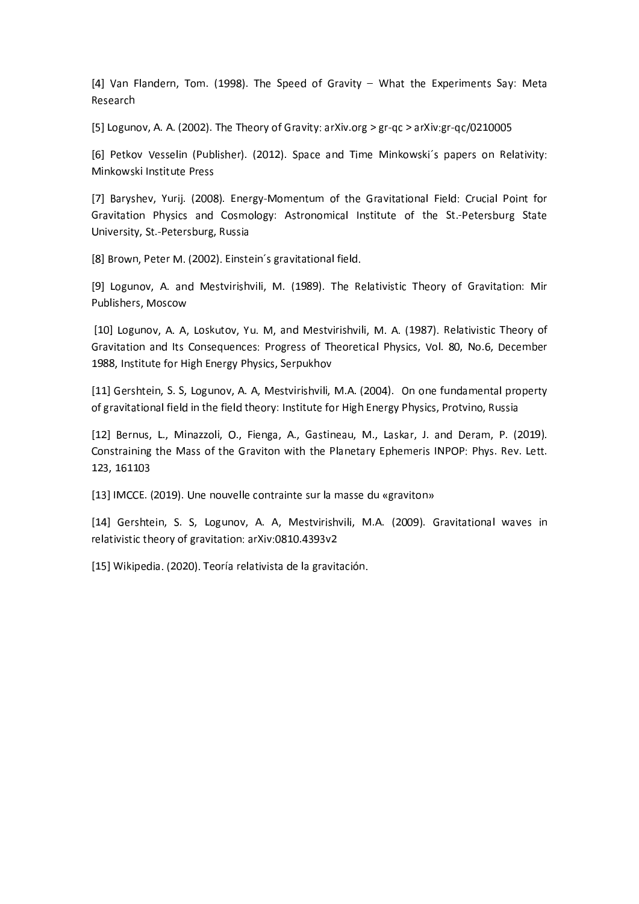[4] Van Flandern, Tom. (1998). The Speed of Gravity – What the Experiments Say: Meta Research

[5] Logunov, A. A. (2002). The Theory of Gravity: arXiv.org > gr-qc > arXiv:gr-qc/0210005

[6] Petkov Vesselin (Publisher). (2012). Space and Time Minkowski´s papers on Relativity: Minkowski Institute Press

[7] Baryshev, Yurij. (2008). Energy-Momentum of the Gravitational Field: Crucial Point for Gravitation Physics and Cosmology: Astronomical Institute of the St.-Petersburg State University, St.-Petersburg, Russia

[8] Brown, Peter M. (2002). Einstein´s gravitational field.

[9] Logunov, A. and Mestvirishvili, M. (1989). The Relativistic Theory of Gravitation: Mir Publishers, Moscow

[10] Logunov, A. A, Loskutov, Yu. M, and Mestvirishvili, M. A. (1987). Relativistic Theory of Gravitation and Its Consequences: Progress of Theoretical Physics, Vol. 80, No.6, December 1988, Institute for High Energy Physics, Serpukhov

[11] Gershtein, S. S, Logunov, A. A, Mestvirishvili, M.A. (2004). On one fundamental property of gravitational field in the field theory: Institute for High Energy Physics, Protvino, Russia

[12] Bernus, L., Minazzoli, O., Fienga, A., Gastineau, M., Laskar, J. and Deram, P. (2019). Constraining the Mass of the Graviton with the Planetary Ephemeris INPOP: Phys. Rev. Lett. 123, 161103

[13] IMCCE. (2019). Une nouvelle contrainte sur la masse du «graviton»

[14] Gershtein, S. S, Logunov, A. A, Mestvirishvili, M.A. (2009). Gravitational waves in relativistic theory of gravitation: arXiv:0810.4393v2

[15] Wikipedia. (2020). Teoría relativista de la gravitación.